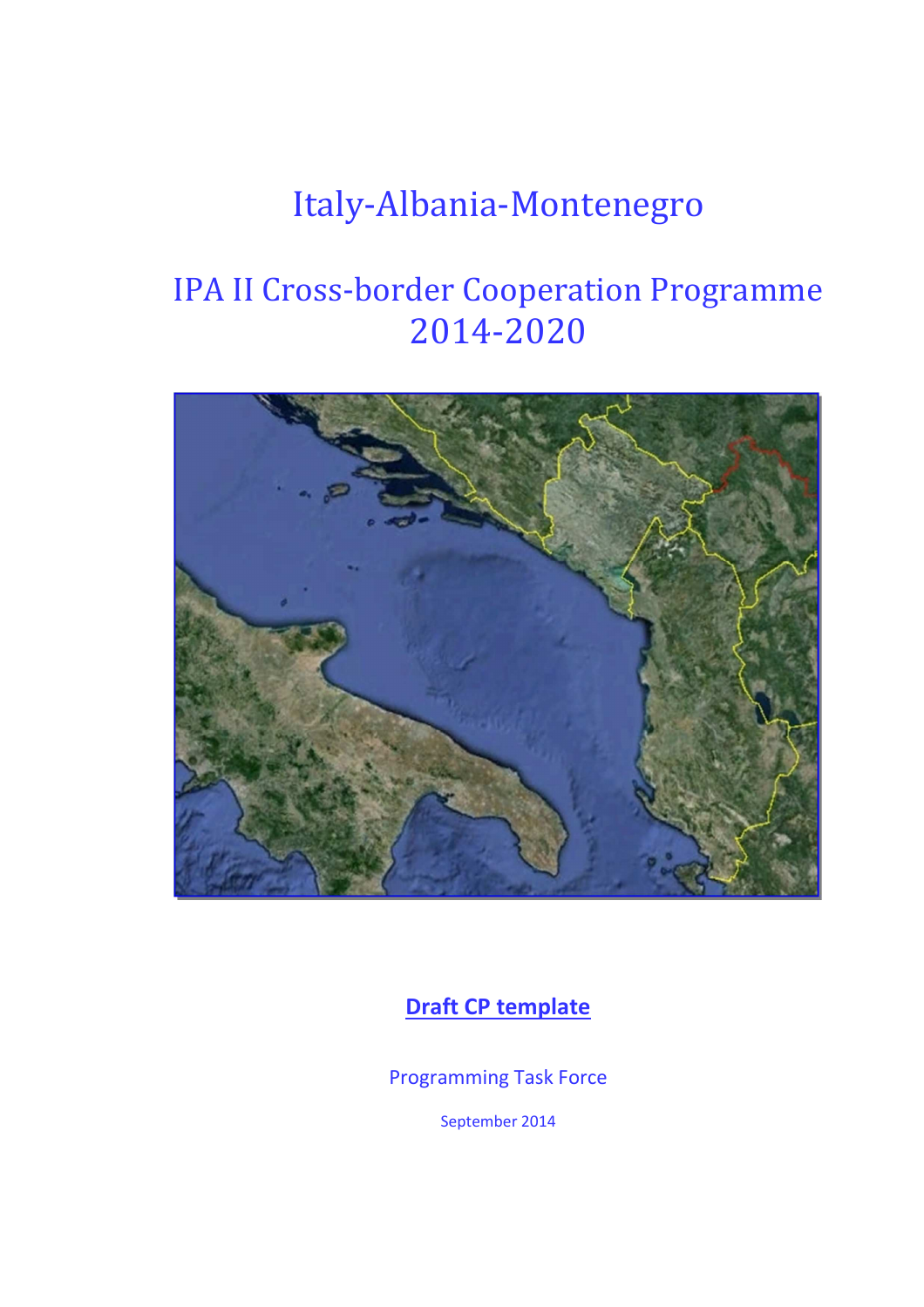# Italy-Albania-Montenegro

# IPA II Cross-border Cooperation Programme 2014-2020

**Draft CP template**

Programming Task Force

September 2014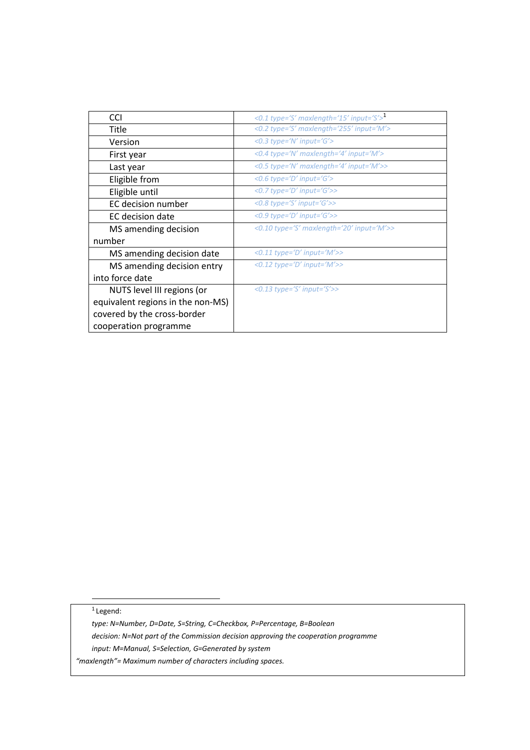| CCI | <0.1 type='S' maxlength='15' input='S'>[1] |
| --- | --- |
| Title | <0.2 type='S' maxlength='255' input='M'> |
| Version | <0.3 type='N' input='G'> |
| First year | <0.4 type='N' maxlength='4' input='M'> |
| Last year | <0.5 type='N' maxlength='4' input='M'>> |
| Eligible from | <0.6 type='D' input='G'> |
| Eligible until | <0.7 type='D' input='G'>> |
| EC decision number | <0.8 type='S' input='G'>> |
| EC decision date | <0.9 type='D' input='G'>> |
| MS amending decision number | <0.10 type='S' maxlength='20' input='M'>> |
| MS amending decision date | <0.11 type='D' input='M'>> |
| MS amending decision entry into force date | <0.12 type='D' input='M'>> |
| NUTS level III regions (or equivalent regions in the non-MS) covered by the cross-border cooperation programme | <0.13 type='S' input='S'>> |

[1] Legend:

*type: N=Number, D=Date, S=String, C=Checkbox, P=Percentage, B=Boolean*

*decision: N=Not part of the Commission decision approving the cooperation programme*

*input: M=Manual, S=Selection, G=Generated by system*

*"maxlength"= Maximum number of characters including spaces.*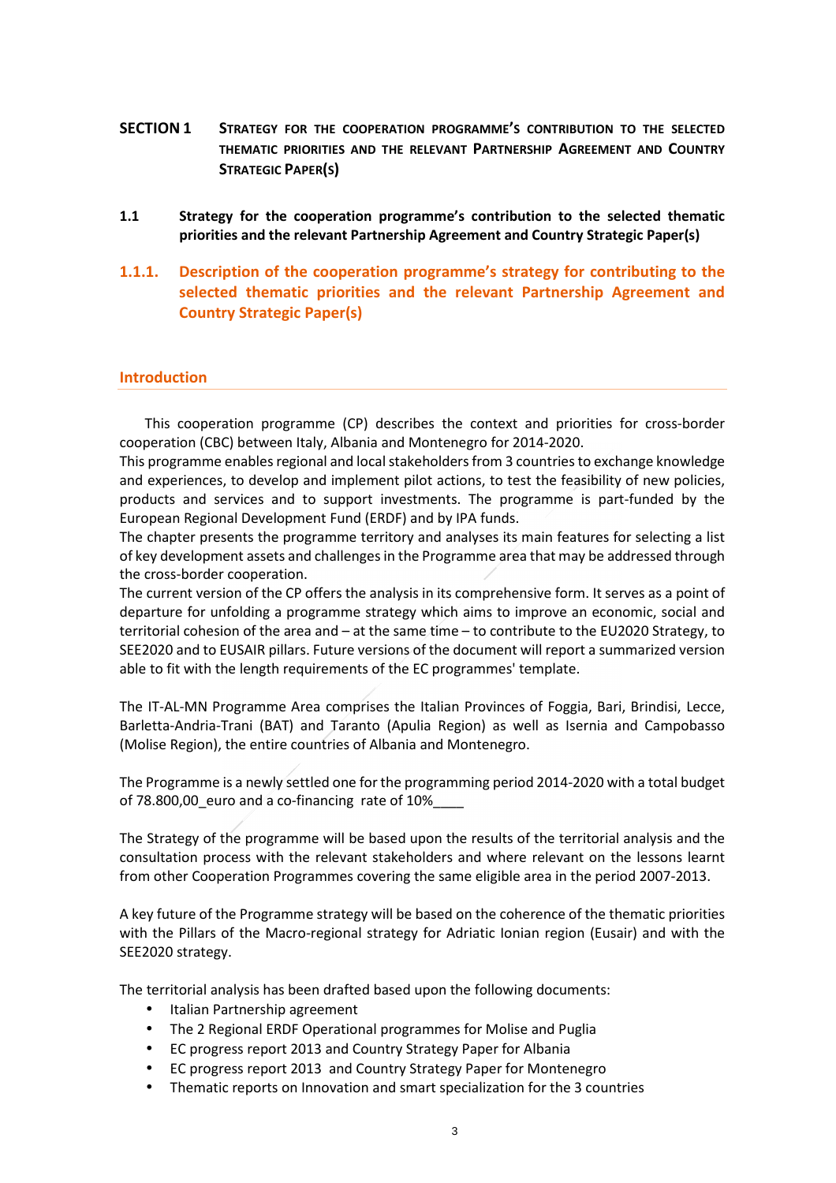# SECTION 1 STRATEGY FOR THE COOPERATION PROGRAMME'S CONTRIBUTION TO THE SELECTED THEMATIC PRIORITIES AND THE RELEVANT PARTNERSHIP AGREEMENT AND COUNTRY STRATEGIC PAPER(S)

## 1.1 Strategy for the cooperation programme's contribution to the selected thematic priorities and the relevant Partnership Agreement and Country Strategic Paper(s)

### 1.1.1. Description of the cooperation programme's strategy for contributing to the selected thematic priorities and the relevant Partnership Agreement and Country Strategic Paper(s)

#### Introduction

This cooperation programme (CP) describes the context and priorities for cross-border cooperation (CBC) between Italy, Albania and Montenegro for 2014-2020.
This programme enables regional and local stakeholders from 3 countries to exchange knowledge and experiences, to develop and implement pilot actions, to test the feasibility of new policies, products and services and to support investments. The programme is part-funded by the European Regional Development Fund (ERDF) and by IPA funds.
The chapter presents the programme territory and analyses its main features for selecting a list of key development assets and challenges in the Programme area that may be addressed through the cross-border cooperation.
The current version of the CP offers the analysis in its comprehensive form. It serves as a point of departure for unfolding a programme strategy which aims to improve an economic, social and territorial cohesion of the area and – at the same time – to contribute to the EU2020 Strategy, to SEE2020 and to EUSAIR pillars. Future versions of the document will report a summarized version able to fit with the length requirements of the EC programmes' template.

The IT-AL-MN Programme Area comprises the Italian Provinces of Foggia, Bari, Brindisi, Lecce, Barletta-Andria-Trani (BAT) and Taranto (Apulia Region) as well as Isernia and Campobasso (Molise Region), the entire countries of Albania and Montenegro.

The Programme is a newly settled one for the programming period 2014-2020 with a total budget of 78.800,00_euro and a co-financing rate of 10%____

The Strategy of the programme will be based upon the results of the territorial analysis and the consultation process with the relevant stakeholders and where relevant on the lessons learnt from other Cooperation Programmes covering the same eligible area in the period 2007-2013.

A key future of the Programme strategy will be based on the coherence of the thematic priorities with the Pillars of the Macro-regional strategy for Adriatic Ionian region (Eusair) and with the SEE2020 strategy.

The territorial analysis has been drafted based upon the following documents:

- Italian Partnership agreement
- The 2 Regional ERDF Operational programmes for Molise and Puglia
- EC progress report 2013 and Country Strategy Paper for Albania
- EC progress report 2013 and Country Strategy Paper for Montenegro
- Thematic reports on Innovation and smart specialization for the 3 countries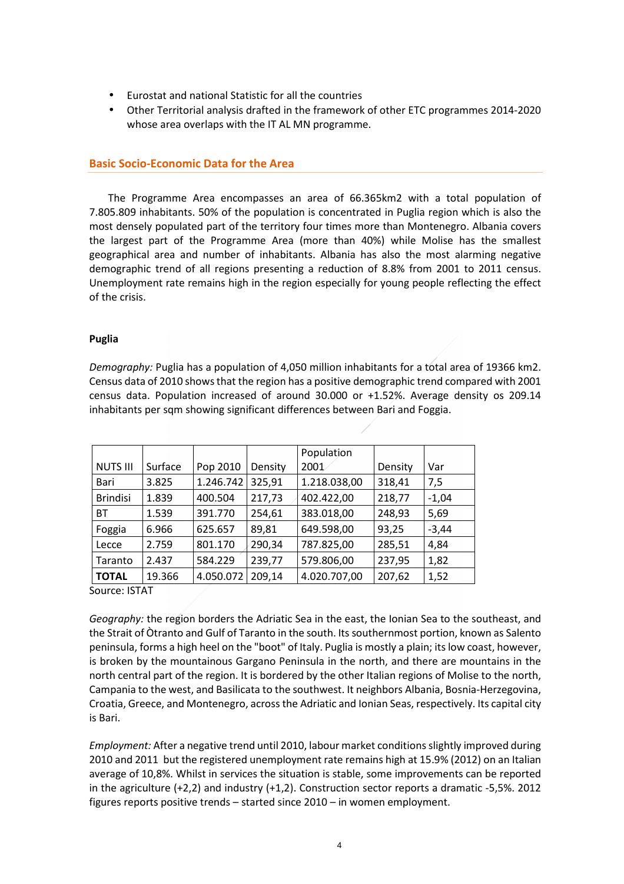- Eurostat and national Statistic for all the countries
- Other Territorial analysis drafted in the framework of other ETC programmes 2014-2020 whose area overlaps with the IT AL MN programme.

## Basic Socio-Economic Data for the Area

The Programme Area encompasses an area of 66.365km2 with a total population of 7.805.809 inhabitants. 50% of the population is concentrated in Puglia region which is also the most densely populated part of the territory four times more than Montenegro. Albania covers the largest part of the Programme Area (more than 40%) while Molise has the smallest geographical area and number of inhabitants. Albania has also the most alarming negative demographic trend of all regions presenting a reduction of 8.8% from 2001 to 2011 census. Unemployment rate remains high in the region especially for young people reflecting the effect of the crisis.

**Puglia**

*Demography:* Puglia has a population of 4,050 million inhabitants for a total area of 19366 km2. Census data of 2010 shows that the region has a positive demographic trend compared with 2001 census data. Population increased of around 30.000 or +1.52%. Average density os 209.14 inhabitants per sqm showing significant differences between Bari and Foggia.

| NUTS III | Surface | Pop 2010 | Density | Population 2001 | Density | Var |
|---|---|---|---|---|---|---|
| Bari | 3.825 | 1.246.742 | 325,91 | 1.218.038,00 | 318,41 | 7,5 |
| Brindisi | 1.839 | 400.504 | 217,73 | 402.422,00 | 218,77 | -1,04 |
| BT | 1.539 | 391.770 | 254,61 | 383.018,00 | 248,93 | 5,69 |
| Foggia | 6.966 | 625.657 | 89,81 | 649.598,00 | 93,25 | -3,44 |
| Lecce | 2.759 | 801.170 | 290,34 | 787.825,00 | 285,51 | 4,84 |
| Taranto | 2.437 | 584.229 | 239,77 | 579.806,00 | 237,95 | 1,82 |
| **TOTAL** | 19.366 | 4.050.072 | 209,14 | 4.020.707,00 | 207,62 | 1,52 |

Source: ISTAT

*Geography:* the region borders the Adriatic Sea in the east, the Ionian Sea to the southeast, and the Strait of Òtranto and Gulf of Taranto in the south. Its southernmost portion, known as Salento peninsula, forms a high heel on the "boot" of Italy. Puglia is mostly a plain; its low coast, however, is broken by the mountainous Gargano Peninsula in the north, and there are mountains in the north central part of the region. It is bordered by the other Italian regions of Molise to the north, Campania to the west, and Basilicata to the southwest. It neighbors Albania, Bosnia-Herzegovina, Croatia, Greece, and Montenegro, across the Adriatic and Ionian Seas, respectively. Its capital city is Bari.

*Employment:* After a negative trend until 2010, labour market conditions slightly improved during 2010 and 2011 but the registered unemployment rate remains high at 15.9% (2012) on an Italian average of 10,8%. Whilst in services the situation is stable, some improvements can be reported in the agriculture (+2,2) and industry (+1,2). Construction sector reports a dramatic -5,5%. 2012 figures reports positive trends – started since 2010 – in women employment.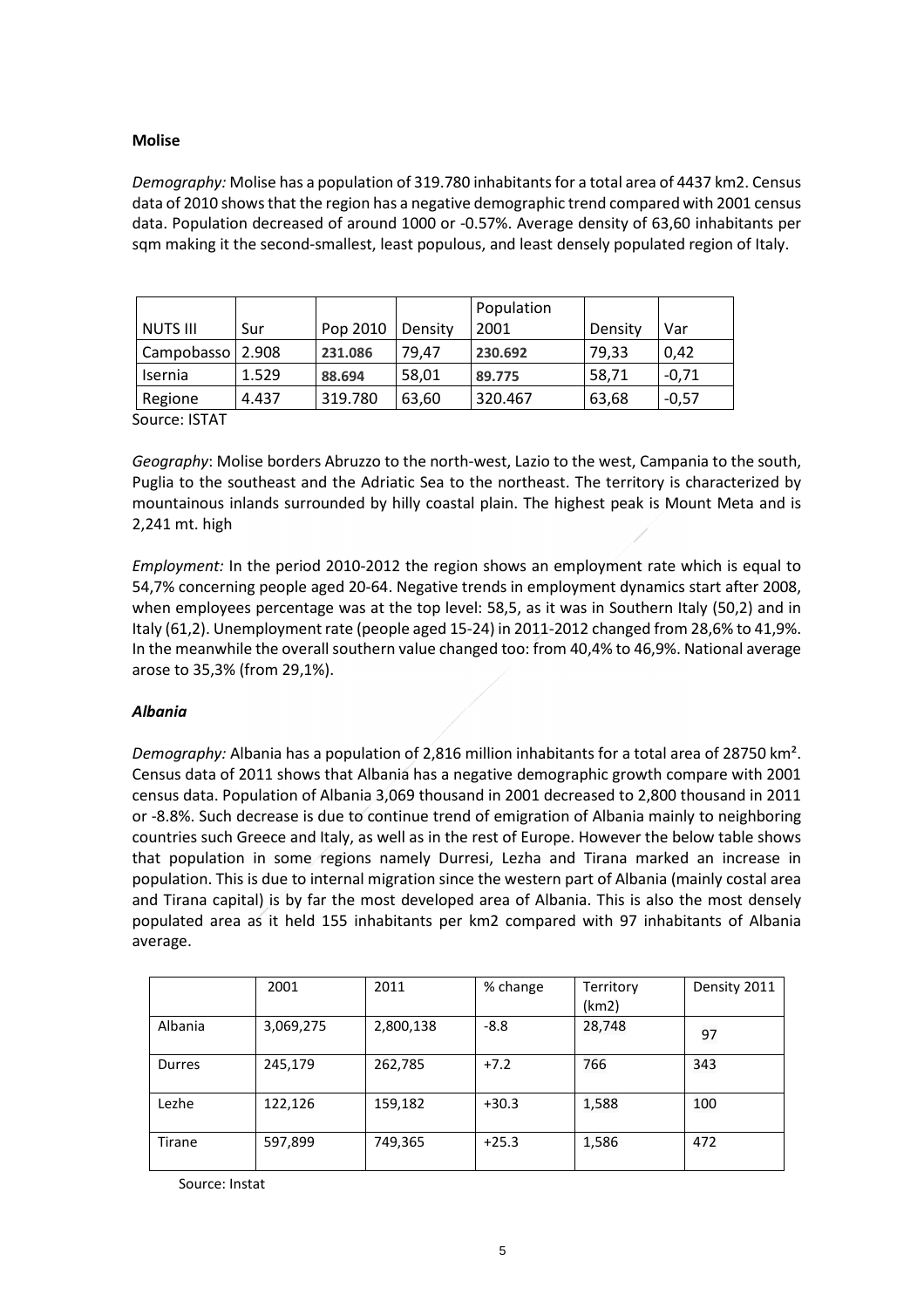**Molise**

*Demography:* Molise has a population of 319.780 inhabitants for a total area of 4437 km2. Census data of 2010 shows that the region has a negative demographic trend compared with 2001 census data. Population decreased of around 1000 or -0.57%. Average density of 63,60 inhabitants per sqm making it the second-smallest, least populous, and least densely populated region of Italy.

| NUTS III | Sur | Pop 2010 | Density | Population 2001 | Density | Var |
|---|---|---|---|---|---|---|
| Campobasso | 2.908 | **231.086** | 79,47 | **230.692** | 79,33 | 0,42 |
| Isernia | 1.529 | **88.694** | 58,01 | **89.775** | 58,71 | -0,71 |
| Regione | 4.437 | 319.780 | 63,60 | 320.467 | 63,68 | -0,57 |

Source: ISTAT

*Geography*: Molise borders Abruzzo to the north-west, Lazio to the west, Campania to the south, Puglia to the southeast and the Adriatic Sea to the northeast. The territory is characterized by mountainous inlands surrounded by hilly coastal plain. The highest peak is Mount Meta and is 2,241 mt. high

*Employment:* In the period 2010-2012 the region shows an employment rate which is equal to 54,7% concerning people aged 20-64. Negative trends in employment dynamics start after 2008, when employees percentage was at the top level: 58,5, as it was in Southern Italy (50,2) and in Italy (61,2). Unemployment rate (people aged 15-24) in 2011-2012 changed from 28,6% to 41,9%. In the meanwhile the overall southern value changed too: from 40,4% to 46,9%. National average arose to 35,3% (from 29,1%).

***Albania***

*Demography:* Albania has a population of 2,816 million inhabitants for a total area of 28750 km². Census data of 2011 shows that Albania has a negative demographic growth compare with 2001 census data. Population of Albania 3,069 thousand in 2001 decreased to 2,800 thousand in 2011 or -8.8%. Such decrease is due to continue trend of emigration of Albania mainly to neighboring countries such Greece and Italy, as well as in the rest of Europe. However the below table shows that population in some regions namely Durresi, Lezha and Tirana marked an increase in population. This is due to internal migration since the western part of Albania (mainly costal area and Tirana capital) is by far the most developed area of Albania. This is also the most densely populated area as it held 155 inhabitants per km2 compared with 97 inhabitants of Albania average.

| | 2001 | 2011 | % change | Territory (km2) | Density 2011 |
|---|---|---|---|---|---|
| Albania | 3,069,275 | 2,800,138 | -8.8 | 28,748 | 97 |
| Durres | 245,179 | 262,785 | +7.2 | 766 | 343 |
| Lezhe | 122,126 | 159,182 | +30.3 | 1,588 | 100 |
| Tirane | 597,899 | 749,365 | +25.3 | 1,586 | 472 |

Source: Instat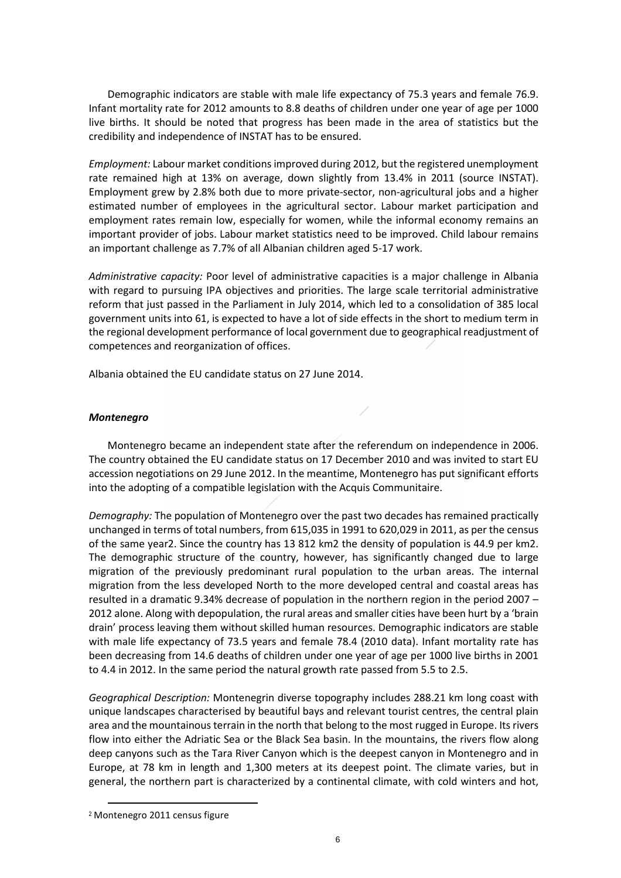Demographic indicators are stable with male life expectancy of 75.3 years and female 76.9. Infant mortality rate for 2012 amounts to 8.8 deaths of children under one year of age per 1000 live births. It should be noted that progress has been made in the area of statistics but the credibility and independence of INSTAT has to be ensured.

*Employment:* Labour market conditions improved during 2012, but the registered unemployment rate remained high at 13% on average, down slightly from 13.4% in 2011 (source INSTAT). Employment grew by 2.8% both due to more private-sector, non-agricultural jobs and a higher estimated number of employees in the agricultural sector. Labour market participation and employment rates remain low, especially for women, while the informal economy remains an important provider of jobs. Labour market statistics need to be improved. Child labour remains an important challenge as 7.7% of all Albanian children aged 5-17 work.

*Administrative capacity:* Poor level of administrative capacities is a major challenge in Albania with regard to pursuing IPA objectives and priorities. The large scale territorial administrative reform that just passed in the Parliament in July 2014, which led to a consolidation of 385 local government units into 61, is expected to have a lot of side effects in the short to medium term in the regional development performance of local government due to geographical readjustment of competences and reorganization of offices.

Albania obtained the EU candidate status on 27 June 2014.

***Montenegro***

Montenegro became an independent state after the referendum on independence in 2006. The country obtained the EU candidate status on 17 December 2010 and was invited to start EU accession negotiations on 29 June 2012. In the meantime, Montenegro has put significant efforts into the adopting of a compatible legislation with the Acquis Communitaire.

*Demography:* The population of Montenegro over the past two decades has remained practically unchanged in terms of total numbers, from 615,035 in 1991 to 620,029 in 2011, as per the census of the same year[2]. Since the country has 13 812 km2 the density of population is 44.9 per km2. The demographic structure of the country, however, has significantly changed due to large migration of the previously predominant rural population to the urban areas. The internal migration from the less developed North to the more developed central and coastal areas has resulted in a dramatic 9.34% decrease of population in the northern region in the period 2007 – 2012 alone. Along with depopulation, the rural areas and smaller cities have been hurt by a 'brain drain' process leaving them without skilled human resources. Demographic indicators are stable with male life expectancy of 73.5 years and female 78.4 (2010 data). Infant mortality rate has been decreasing from 14.6 deaths of children under one year of age per 1000 live births in 2001 to 4.4 in 2012. In the same period the natural growth rate passed from 5.5 to 2.5.

*Geographical Description:* Montenegrin diverse topography includes 288.21 km long coast with unique landscapes characterised by beautiful bays and relevant tourist centres, the central plain area and the mountainous terrain in the north that belong to the most rugged in Europe. Its rivers flow into either the Adriatic Sea or the Black Sea basin. In the mountains, the rivers flow along deep canyons such as the Tara River Canyon which is the deepest canyon in Montenegro and in Europe, at 78 km in length and 1,300 meters at its deepest point. The climate varies, but in general, the northern part is characterized by a continental climate, with cold winters and hot,

[2] Montenegro 2011 census figure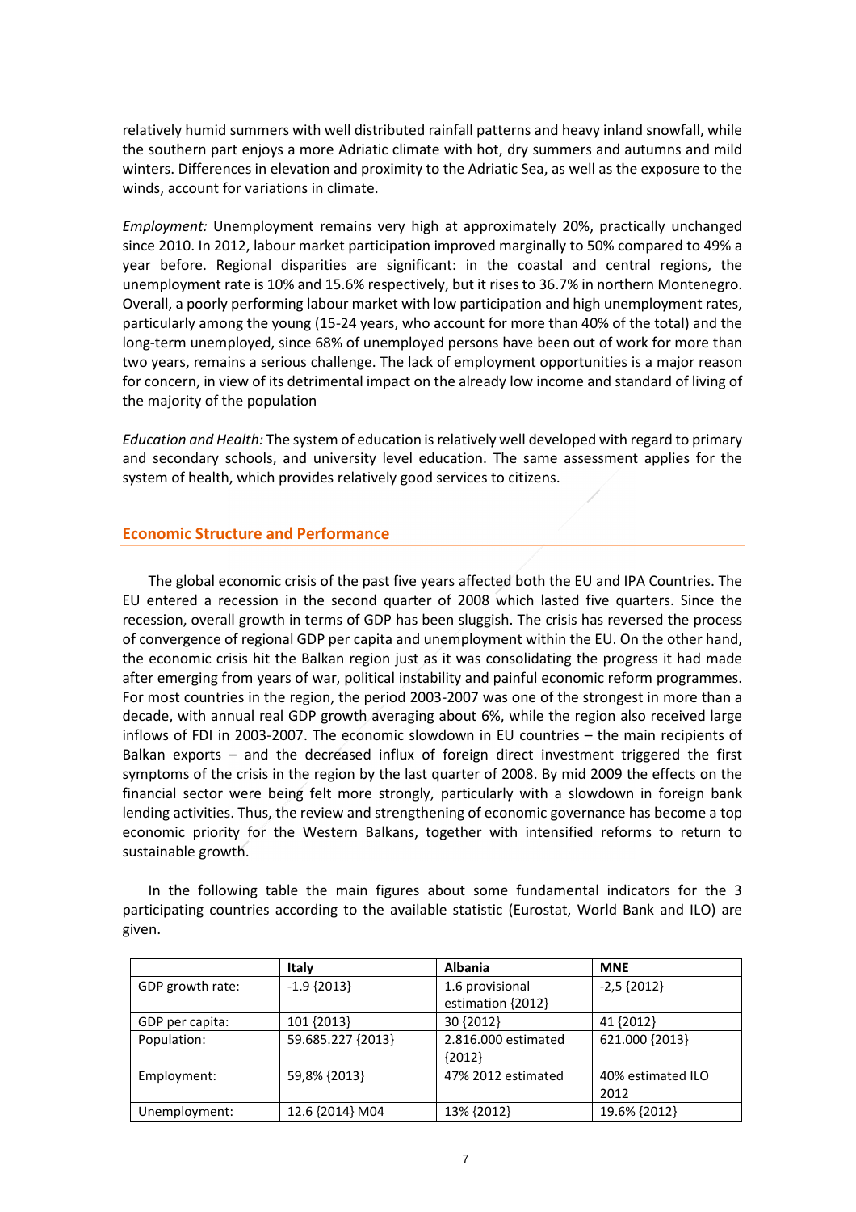relatively humid summers with well distributed rainfall patterns and heavy inland snowfall, while the southern part enjoys a more Adriatic climate with hot, dry summers and autumns and mild winters. Differences in elevation and proximity to the Adriatic Sea, as well as the exposure to the winds, account for variations in climate.

*Employment:* Unemployment remains very high at approximately 20%, practically unchanged since 2010. In 2012, labour market participation improved marginally to 50% compared to 49% a year before. Regional disparities are significant: in the coastal and central regions, the unemployment rate is 10% and 15.6% respectively, but it rises to 36.7% in northern Montenegro. Overall, a poorly performing labour market with low participation and high unemployment rates, particularly among the young (15-24 years, who account for more than 40% of the total) and the long-term unemployed, since 68% of unemployed persons have been out of work for more than two years, remains a serious challenge. The lack of employment opportunities is a major reason for concern, in view of its detrimental impact on the already low income and standard of living of the majority of the population

*Education and Health:* The system of education is relatively well developed with regard to primary and secondary schools, and university level education. The same assessment applies for the system of health, which provides relatively good services to citizens.

## Economic Structure and Performance

The global economic crisis of the past five years affected both the EU and IPA Countries. The EU entered a recession in the second quarter of 2008 which lasted five quarters. Since the recession, overall growth in terms of GDP has been sluggish. The crisis has reversed the process of convergence of regional GDP per capita and unemployment within the EU. On the other hand, the economic crisis hit the Balkan region just as it was consolidating the progress it had made after emerging from years of war, political instability and painful economic reform programmes. For most countries in the region, the period 2003-2007 was one of the strongest in more than a decade, with annual real GDP growth averaging about 6%, while the region also received large inflows of FDI in 2003-2007. The economic slowdown in EU countries – the main recipients of Balkan exports – and the decreased influx of foreign direct investment triggered the first symptoms of the crisis in the region by the last quarter of 2008. By mid 2009 the effects on the financial sector were being felt more strongly, particularly with a slowdown in foreign bank lending activities. Thus, the review and strengthening of economic governance has become a top economic priority for the Western Balkans, together with intensified reforms to return to sustainable growth.

In the following table the main figures about some fundamental indicators for the 3 participating countries according to the available statistic (Eurostat, World Bank and ILO) are given.

| | Italy | Albania | MNE |
|---|---|---|---|
| GDP growth rate: | -1.9 {2013} | 1.6 provisional estimation {2012} | -2,5 {2012} |
| GDP per capita: | 101 {2013} | 30 {2012} | 41 {2012} |
| Population: | 59.685.227 {2013} | 2.816.000 estimated {2012} | 621.000 {2013} |
| Employment: | 59,8% {2013} | 47% 2012 estimated | 40% estimated ILO 2012 |
| Unemployment: | 12.6 {2014} M04 | 13% {2012} | 19.6% {2012} |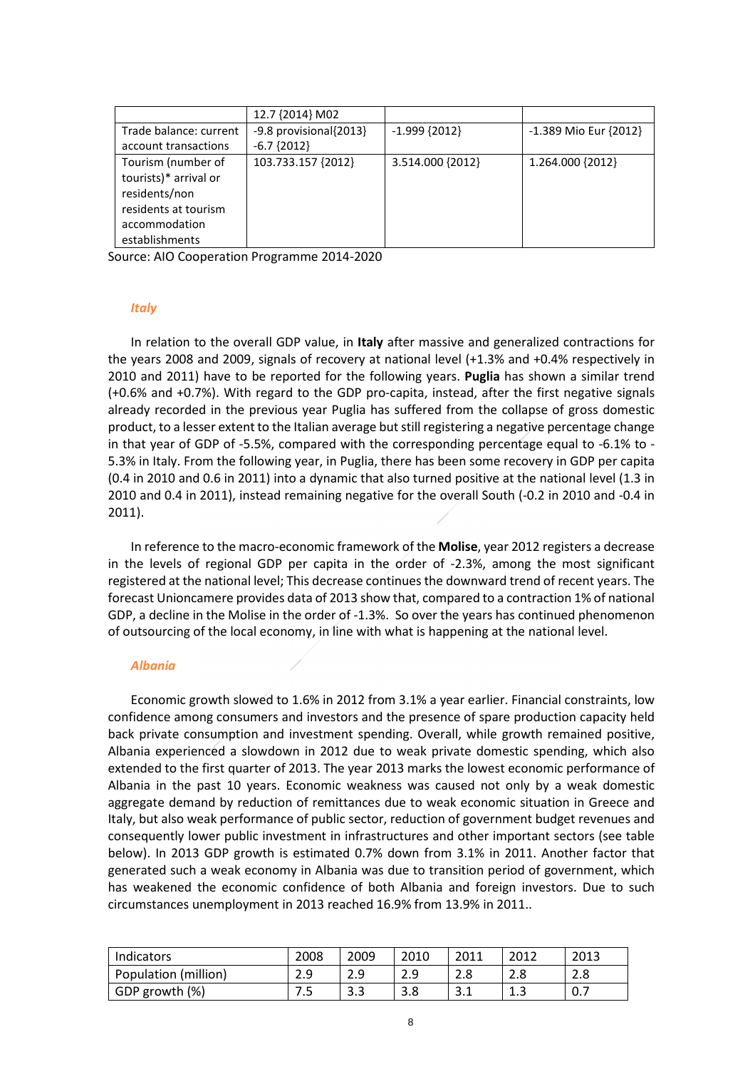|  | 12.7 {2014} M02 |  |  |
|---|---|---|---|
| Trade balance: current account transactions | -9.8 provisional{2013} -6.7 {2012} | -1.999 {2012} | -1.389 Mio Eur {2012} |
| Tourism (number of tourists)* arrival or residents/non residents at tourism accommodation establishments | 103.733.157 {2012} | 3.514.000 {2012} | 1.264.000 {2012} |

Source: AIO Cooperation Programme 2014-2020

### *Italy*

In relation to the overall GDP value, in **Italy** after massive and generalized contractions for the years 2008 and 2009, signals of recovery at national level (+1.3% and +0.4% respectively in 2010 and 2011) have to be reported for the following years. **Puglia** has shown a similar trend (+0.6% and +0.7%). With regard to the GDP pro-capita, instead, after the first negative signals already recorded in the previous year Puglia has suffered from the collapse of gross domestic product, to a lesser extent to the Italian average but still registering a negative percentage change in that year of GDP of -5.5%, compared with the corresponding percentage equal to -6.1% to -5.3% in Italy. From the following year, in Puglia, there has been some recovery in GDP per capita (0.4 in 2010 and 0.6 in 2011) into a dynamic that also turned positive at the national level (1.3 in 2010 and 0.4 in 2011), instead remaining negative for the overall South (-0.2 in 2010 and -0.4 in 2011).

In reference to the macro-economic framework of the **Molise**, year 2012 registers a decrease in the levels of regional GDP per capita in the order of -2.3%, among the most significant registered at the national level; This decrease continues the downward trend of recent years. The forecast Unioncamere provides data of 2013 show that, compared to a contraction 1% of national GDP, a decline in the Molise in the order of -1.3%. So over the years has continued phenomenon of outsourcing of the local economy, in line with what is happening at the national level.

### *Albania*

Economic growth slowed to 1.6% in 2012 from 3.1% a year earlier. Financial constraints, low confidence among consumers and investors and the presence of spare production capacity held back private consumption and investment spending. Overall, while growth remained positive, Albania experienced a slowdown in 2012 due to weak private domestic spending, which also extended to the first quarter of 2013. The year 2013 marks the lowest economic performance of Albania in the past 10 years. Economic weakness was caused not only by a weak domestic aggregate demand by reduction of remittances due to weak economic situation in Greece and Italy, but also weak performance of public sector, reduction of government budget revenues and consequently lower public investment in infrastructures and other important sectors (see table below). In 2013 GDP growth is estimated 0.7% down from 3.1% in 2011. Another factor that generated such a weak economy in Albania was due to transition period of government, which has weakened the economic confidence of both Albania and foreign investors. Due to such circumstances unemployment in 2013 reached 16.9% from 13.9% in 2011..

| Indicators | 2008 | 2009 | 2010 | 2011 | 2012 | 2013 |
|---|---|---|---|---|---|---|
| Population (million) | 2.9 | 2.9 | 2.9 | 2.8 | 2.8 | 2.8 |
| GDP growth (%) | 7.5 | 3.3 | 3.8 | 3.1 | 1.3 | 0.7 |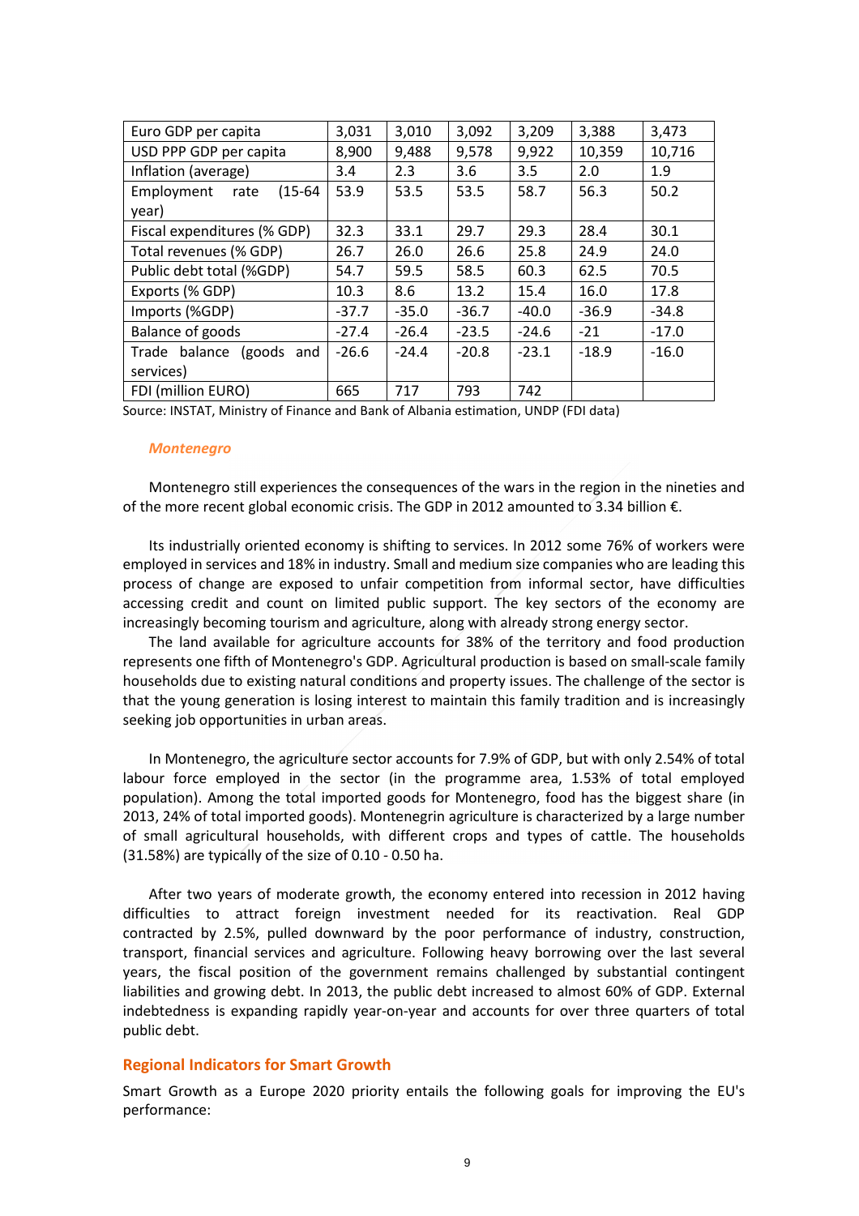| Euro GDP per capita | 3,031 | 3,010 | 3,092 | 3,209 | 3,388 | 3,473 |
|---|---|---|---|---|---|---|
| USD PPP GDP per capita | 8,900 | 9,488 | 9,578 | 9,922 | 10,359 | 10,716 |
| Inflation (average) | 3.4 | 2.3 | 3.6 | 3.5 | 2.0 | 1.9 |
| Employment rate (15-64 year) | 53.9 | 53.5 | 53.5 | 58.7 | 56.3 | 50.2 |
| Fiscal expenditures (% GDP) | 32.3 | 33.1 | 29.7 | 29.3 | 28.4 | 30.1 |
| Total revenues (% GDP) | 26.7 | 26.0 | 26.6 | 25.8 | 24.9 | 24.0 |
| Public debt total (%GDP) | 54.7 | 59.5 | 58.5 | 60.3 | 62.5 | 70.5 |
| Exports (% GDP) | 10.3 | 8.6 | 13.2 | 15.4 | 16.0 | 17.8 |
| Imports (%GDP) | -37.7 | -35.0 | -36.7 | -40.0 | -36.9 | -34.8 |
| Balance of goods | -27.4 | -26.4 | -23.5 | -24.6 | -21 | -17.0 |
| Trade balance (goods and services) | -26.6 | -24.4 | -20.8 | -23.1 | -18.9 | -16.0 |
| FDI (million EURO) | 665 | 717 | 793 | 742 | | |

Source: INSTAT, Ministry of Finance and Bank of Albania estimation, UNDP (FDI data)

### *Montenegro*

Montenegro still experiences the consequences of the wars in the region in the nineties and of the more recent global economic crisis. The GDP in 2012 amounted to 3.34 billion €.

Its industrially oriented economy is shifting to services. In 2012 some 76% of workers were employed in services and 18% in industry. Small and medium size companies who are leading this process of change are exposed to unfair competition from informal sector, have difficulties accessing credit and count on limited public support. The key sectors of the economy are increasingly becoming tourism and agriculture, along with already strong energy sector.

The land available for agriculture accounts for 38% of the territory and food production represents one fifth of Montenegro's GDP. Agricultural production is based on small-scale family households due to existing natural conditions and property issues. The challenge of the sector is that the young generation is losing interest to maintain this family tradition and is increasingly seeking job opportunities in urban areas.

In Montenegro, the agriculture sector accounts for 7.9% of GDP, but with only 2.54% of total labour force employed in the sector (in the programme area, 1.53% of total employed population). Among the total imported goods for Montenegro, food has the biggest share (in 2013, 24% of total imported goods). Montenegrin agriculture is characterized by a large number of small agricultural households, with different crops and types of cattle. The households (31.58%) are typically of the size of 0.10 - 0.50 ha.

After two years of moderate growth, the economy entered into recession in 2012 having difficulties to attract foreign investment needed for its reactivation. Real GDP contracted by 2.5%, pulled downward by the poor performance of industry, construction, transport, financial services and agriculture. Following heavy borrowing over the last several years, the fiscal position of the government remains challenged by substantial contingent liabilities and growing debt. In 2013, the public debt increased to almost 60% of GDP. External indebtedness is expanding rapidly year-on-year and accounts for over three quarters of total public debt.

## Regional Indicators for Smart Growth

Smart Growth as a Europe 2020 priority entails the following goals for improving the EU's performance: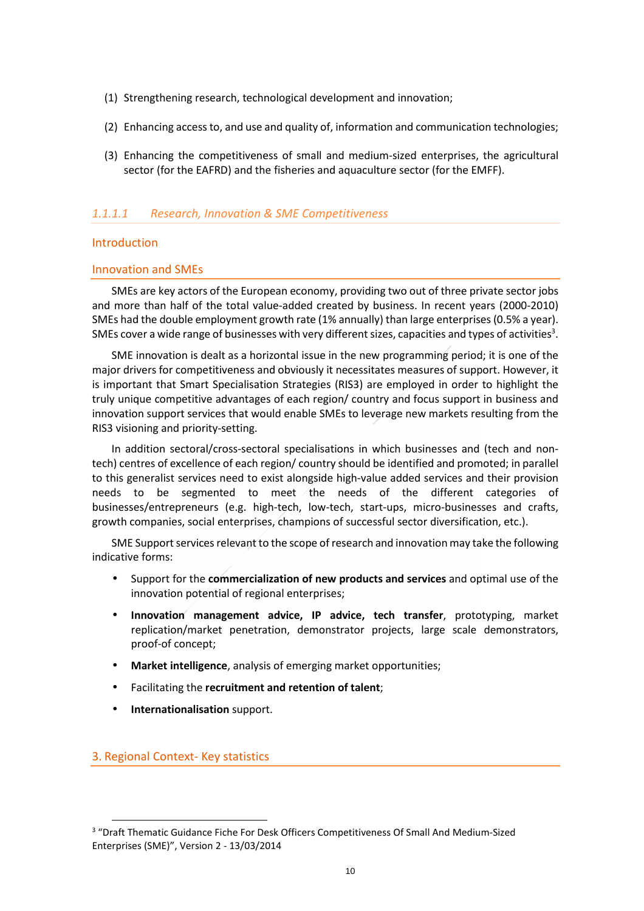(1) Strengthening research, technological development and innovation;

(2) Enhancing access to, and use and quality of, information and communication technologies;

(3) Enhancing the competitiveness of small and medium-sized enterprises, the agricultural sector (for the EAFRD) and the fisheries and aquaculture sector (for the EMFF).

#### *1.1.1.1 Research, Innovation & SME Competitiveness*

### Introduction

### Innovation and SMEs

SMEs are key actors of the European economy, providing two out of three private sector jobs and more than half of the total value-added created by business. In recent years (2000-2010) SMEs had the double employment growth rate (1% annually) than large enterprises (0.5% a year). SMEs cover a wide range of businesses with very different sizes, capacities and types of activities[3].

SME innovation is dealt as a horizontal issue in the new programming period; it is one of the major drivers for competitiveness and obviously it necessitates measures of support. However, it is important that Smart Specialisation Strategies (RIS3) are employed in order to highlight the truly unique competitive advantages of each region/ country and focus support in business and innovation support services that would enable SMEs to leverage new markets resulting from the RIS3 visioning and priority-setting.

In addition sectoral/cross-sectoral specialisations in which businesses and (tech and non-tech) centres of excellence of each region/ country should be identified and promoted; in parallel to this generalist services need to exist alongside high-value added services and their provision needs to be segmented to meet the needs of the different categories of businesses/entrepreneurs (e.g. high-tech, low-tech, start-ups, micro-businesses and crafts, growth companies, social enterprises, champions of successful sector diversification, etc.).

SME Support services relevant to the scope of research and innovation may take the following indicative forms:

- Support for the **commercialization of new products and services** and optimal use of the innovation potential of regional enterprises;
- **Innovation management advice, IP advice, tech transfer**, prototyping, market replication/market penetration, demonstrator projects, large scale demonstrators, proof-of concept;
- **Market intelligence**, analysis of emerging market opportunities;
- Facilitating the **recruitment and retention of talent**;
- **Internationalisation** support.

### 3. Regional Context- Key statistics

[3] "Draft Thematic Guidance Fiche For Desk Officers Competitiveness Of Small And Medium-Sized Enterprises (SME)", Version 2 - 13/03/2014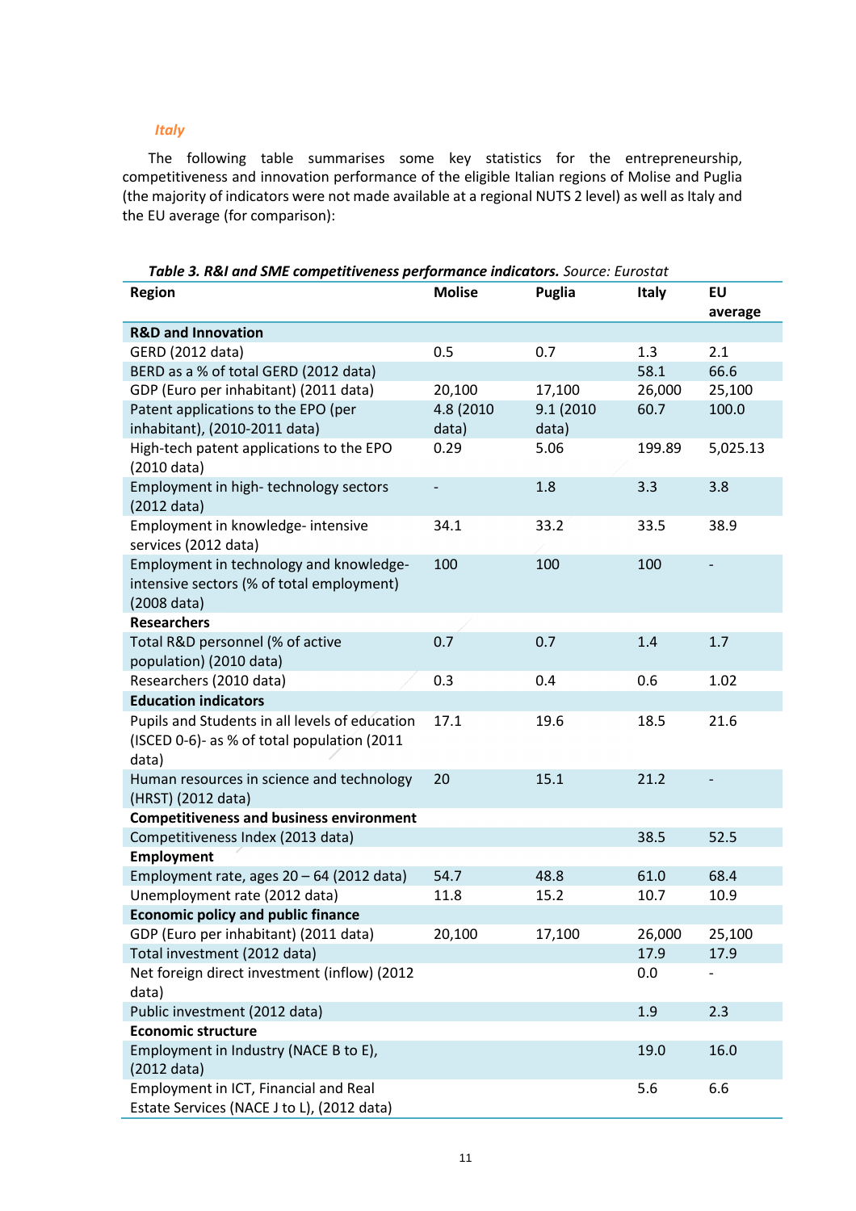### *Italy*

The following table summarises some key statistics for the entrepreneurship, competitiveness and innovation performance of the eligible Italian regions of Molise and Puglia (the majority of indicators were not made available at a regional NUTS 2 level) as well as Italy and the EU average (for comparison):

***Table 3. R&I and SME competitiveness performance indicators.*** *Source: Eurostat*

| Region | Molise | Puglia | Italy | EU average |
|---|---|---|---|---|
| **R&D and Innovation** | | | | |
| GERD (2012 data) | 0.5 | 0.7 | 1.3 | 2.1 |
| BERD as a % of total GERD (2012 data) | | | 58.1 | 66.6 |
| GDP (Euro per inhabitant) (2011 data) | 20,100 | 17,100 | 26,000 | 25,100 |
| Patent applications to the EPO (per inhabitant), (2010-2011 data) | 4.8 (2010 data) | 9.1 (2010 data) | 60.7 | 100.0 |
| High-tech patent applications to the EPO (2010 data) | 0.29 | 5.06 | 199.89 | 5,025.13 |
| Employment in high- technology sectors (2012 data) | - | 1.8 | 3.3 | 3.8 |
| Employment in knowledge- intensive services (2012 data) | 34.1 | 33.2 | 33.5 | 38.9 |
| Employment in technology and knowledge-intensive sectors (% of total employment) (2008 data) | 100 | 100 | 100 | - |
| **Researchers** | | | | |
| Total R&D personnel (% of active population) (2010 data) | 0.7 | 0.7 | 1.4 | 1.7 |
| Researchers (2010 data) | 0.3 | 0.4 | 0.6 | 1.02 |
| **Education indicators** | | | | |
| Pupils and Students in all levels of education (ISCED 0-6)- as % of total population (2011 data) | 17.1 | 19.6 | 18.5 | 21.6 |
| Human resources in science and technology (HRST) (2012 data) | 20 | 15.1 | 21.2 | - |
| **Competitiveness and business environment** | | | | |
| Competitiveness Index (2013 data) | | | 38.5 | 52.5 |
| **Employment** | | | | |
| Employment rate, ages 20 – 64 (2012 data) | 54.7 | 48.8 | 61.0 | 68.4 |
| Unemployment rate (2012 data) | 11.8 | 15.2 | 10.7 | 10.9 |
| **Economic policy and public finance** | | | | |
| GDP (Euro per inhabitant) (2011 data) | 20,100 | 17,100 | 26,000 | 25,100 |
| Total investment (2012 data) | | | 17.9 | 17.9 |
| Net foreign direct investment (inflow) (2012 data) | | | 0.0 | - |
| Public investment (2012 data) | | | 1.9 | 2.3 |
| **Economic structure** | | | | |
| Employment in Industry (NACE B to E), (2012 data) | | | 19.0 | 16.0 |
| Employment in ICT, Financial and Real Estate Services (NACE J to L), (2012 data) | | | 5.6 | 6.6 |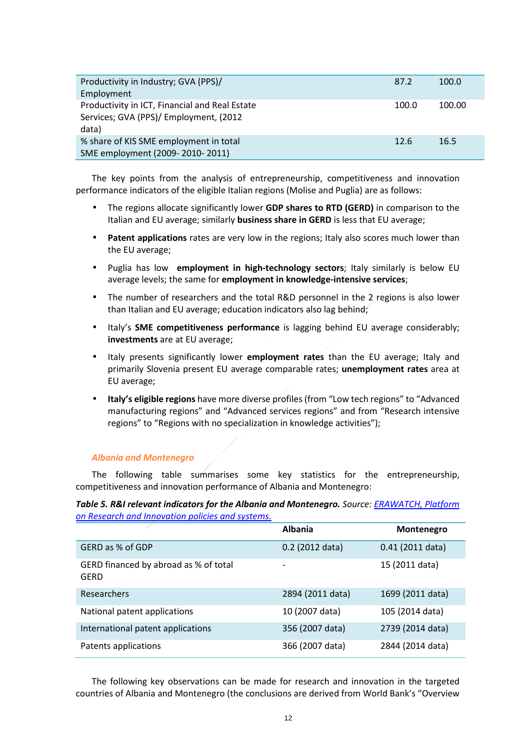| | | |
|---|---|---|
| Productivity in Industry; GVA (PPS)/ Employment | 87.2 | 100.0 |
| Productivity in ICT, Financial and Real Estate Services; GVA (PPS)/ Employment, (2012 data) | 100.0 | 100.00 |
| % share of KIS SME employment in total SME employment (2009- 2010- 2011) | 12.6 | 16.5 |

The key points from the analysis of entrepreneurship, competitiveness and innovation performance indicators of the eligible Italian regions (Molise and Puglia) are as follows:

- The regions allocate significantly lower **GDP shares to RTD (GERD)** in comparison to the Italian and EU average; similarly **business share in GERD** is less that EU average;
- **Patent applications** rates are very low in the regions; Italy also scores much lower than the EU average;
- Puglia has low **employment in high-technology sectors**; Italy similarly is below EU average levels; the same for **employment in knowledge-intensive services**;
- The number of researchers and the total R&D personnel in the 2 regions is also lower than Italian and EU average; education indicators also lag behind;
- Italy's **SME competitiveness performance** is lagging behind EU average considerably; **investments** are at EU average;
- Italy presents significantly lower **employment rates** than the EU average; Italy and primarily Slovenia present EU average comparable rates; **unemployment rates** area at EU average;
- **Italy's eligible regions** have more diverse profiles (from "Low tech regions" to "Advanced manufacturing regions" and "Advanced services regions" and from "Research intensive regions" to "Regions with no specialization in knowledge activities");

#### *Albania and Montenegro*

The following table summarises some key statistics for the entrepreneurship, competitiveness and innovation performance of Albania and Montenegro:

***Table 5. R&I relevant indicators for the Albania and Montenegro.*** *Source: ERAWATCH, Platform on Research and Innovation policies and systems.*

| | Albania | Montenegro |
|---|---|---|
| GERD as % of GDP | 0.2 (2012 data) | 0.41 (2011 data) |
| GERD financed by abroad as % of total GERD | - | 15 (2011 data) |
| Researchers | 2894 (2011 data) | 1699 (2011 data) |
| National patent applications | 10 (2007 data) | 105 (2014 data) |
| International patent applications | 356 (2007 data) | 2739 (2014 data) |
| Patents applications | 366 (2007 data) | 2844 (2014 data) |

The following key observations can be made for research and innovation in the targeted countries of Albania and Montenegro (the conclusions are derived from World Bank's "Overview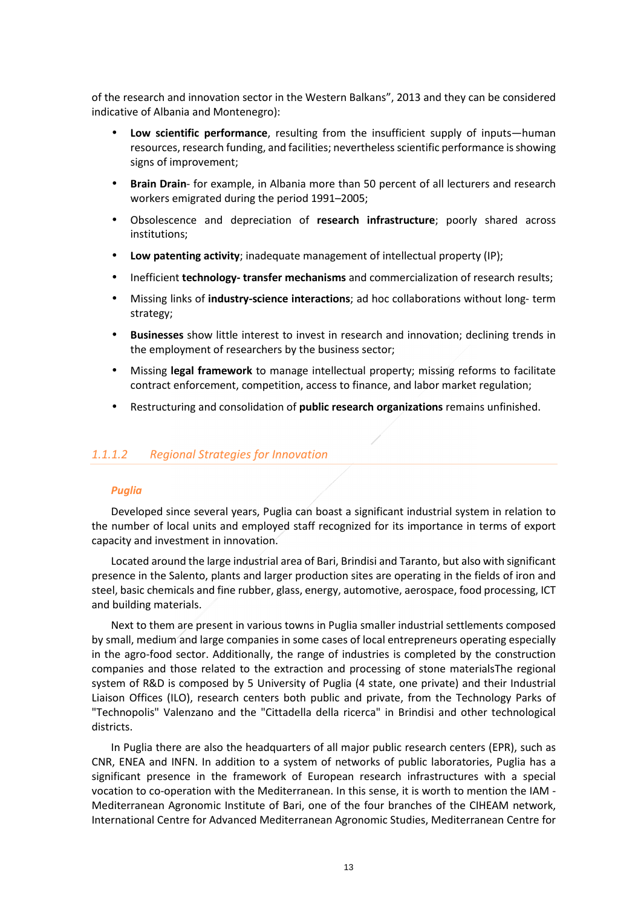of the research and innovation sector in the Western Balkans", 2013 and they can be considered indicative of Albania and Montenegro):

- **Low scientific performance**, resulting from the insufficient supply of inputs—human resources, research funding, and facilities; nevertheless scientific performance is showing signs of improvement;
- **Brain Drain**- for example, in Albania more than 50 percent of all lecturers and research workers emigrated during the period 1991–2005;
- Obsolescence and depreciation of **research infrastructure**; poorly shared across institutions;
- **Low patenting activity**; inadequate management of intellectual property (IP);
- Inefficient **technology- transfer mechanisms** and commercialization of research results;
- Missing links of **industry-science interactions**; ad hoc collaborations without long- term strategy;
- **Businesses** show little interest to invest in research and innovation; declining trends in the employment of researchers by the business sector;
- Missing **legal framework** to manage intellectual property; missing reforms to facilitate contract enforcement, competition, access to finance, and labor market regulation;
- Restructuring and consolidation of **public research organizations** remains unfinished.

#### *1.1.1.2 Regional Strategies for Innovation*

***Puglia***

Developed since several years, Puglia can boast a significant industrial system in relation to the number of local units and employed staff recognized for its importance in terms of export capacity and investment in innovation.

Located around the large industrial area of Bari, Brindisi and Taranto, but also with significant presence in the Salento, plants and larger production sites are operating in the fields of iron and steel, basic chemicals and fine rubber, glass, energy, automotive, aerospace, food processing, ICT and building materials.

Next to them are present in various towns in Puglia smaller industrial settlements composed by small, medium and large companies in some cases of local entrepreneurs operating especially in the agro-food sector. Additionally, the range of industries is completed by the construction companies and those related to the extraction and processing of stone materialsThe regional system of R&D is composed by 5 University of Puglia (4 state, one private) and their Industrial Liaison Offices (ILO), research centers both public and private, from the Technology Parks of "Technopolis" Valenzano and the "Cittadella della ricerca" in Brindisi and other technological districts.

In Puglia there are also the headquarters of all major public research centers (EPR), such as CNR, ENEA and INFN. In addition to a system of networks of public laboratories, Puglia has a significant presence in the framework of European research infrastructures with a special vocation to co-operation with the Mediterranean. In this sense, it is worth to mention the IAM - Mediterranean Agronomic Institute of Bari, one of the four branches of the CIHEAM network, International Centre for Advanced Mediterranean Agronomic Studies, Mediterranean Centre for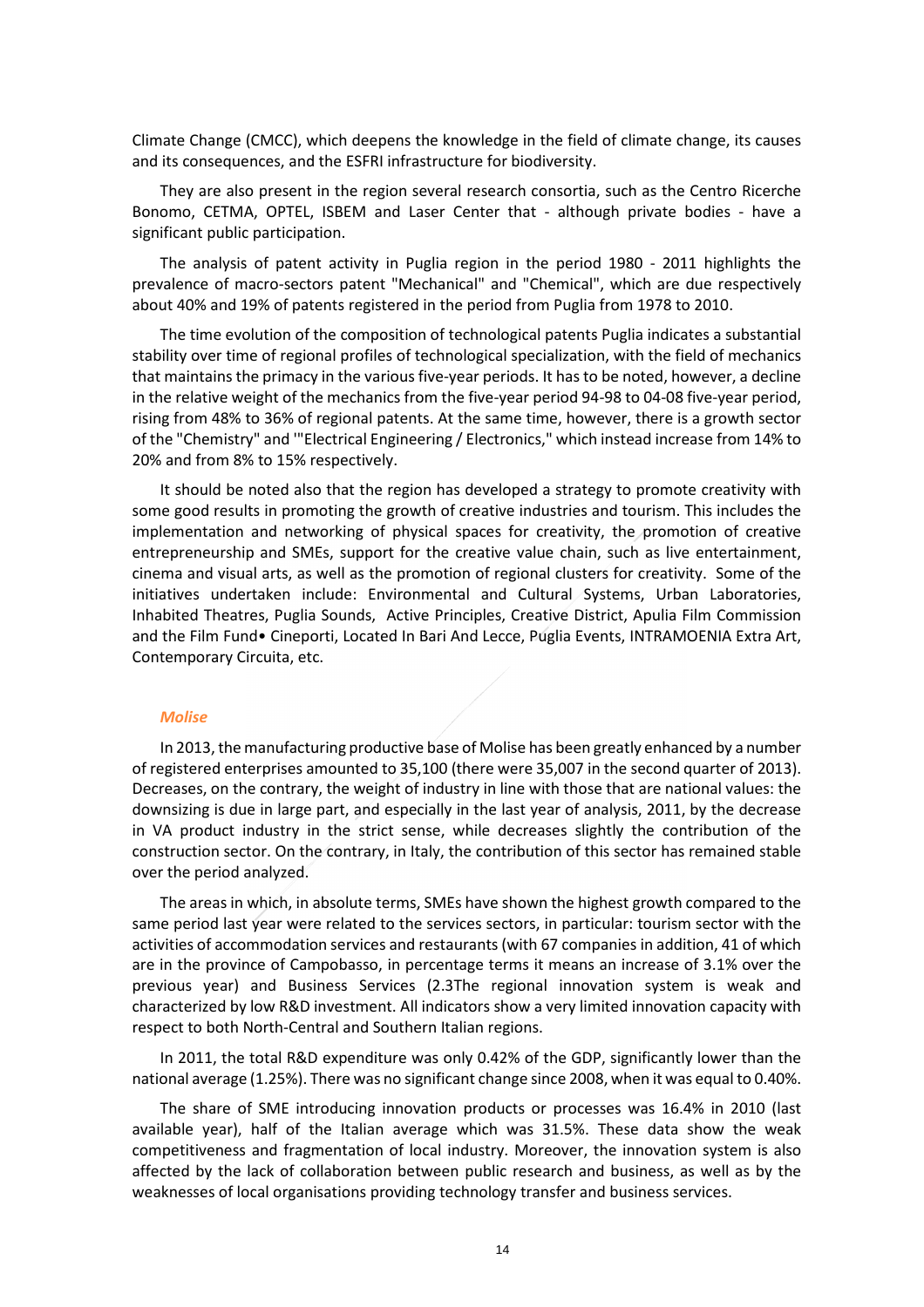Climate Change (CMCC), which deepens the knowledge in the field of climate change, its causes and its consequences, and the ESFRI infrastructure for biodiversity.

They are also present in the region several research consortia, such as the Centro Ricerche Bonomo, CETMA, OPTEL, ISBEM and Laser Center that - although private bodies - have a significant public participation.

The analysis of patent activity in Puglia region in the period 1980 - 2011 highlights the prevalence of macro-sectors patent "Mechanical" and "Chemical", which are due respectively about 40% and 19% of patents registered in the period from Puglia from 1978 to 2010.

The time evolution of the composition of technological patents Puglia indicates a substantial stability over time of regional profiles of technological specialization, with the field of mechanics that maintains the primacy in the various five-year periods. It has to be noted, however, a decline in the relative weight of the mechanics from the five-year period 94-98 to 04-08 five-year period, rising from 48% to 36% of regional patents. At the same time, however, there is a growth sector of the "Chemistry" and '"Electrical Engineering / Electronics," which instead increase from 14% to 20% and from 8% to 15% respectively.

It should be noted also that the region has developed a strategy to promote creativity with some good results in promoting the growth of creative industries and tourism. This includes the implementation and networking of physical spaces for creativity, the promotion of creative entrepreneurship and SMEs, support for the creative value chain, such as live entertainment, cinema and visual arts, as well as the promotion of regional clusters for creativity. Some of the initiatives undertaken include: Environmental and Cultural Systems, Urban Laboratories, Inhabited Theatres, Puglia Sounds, Active Principles, Creative District, Apulia Film Commission and the Film Fund• Cineporti, Located In Bari And Lecce, Puglia Events, INTRAMOENIA Extra Art, Contemporary Circuita, etc.

### *Molise*

In 2013, the manufacturing productive base of Molise has been greatly enhanced by a number of registered enterprises amounted to 35,100 (there were 35,007 in the second quarter of 2013). Decreases, on the contrary, the weight of industry in line with those that are national values: the downsizing is due in large part, and especially in the last year of analysis, 2011, by the decrease in VA product industry in the strict sense, while decreases slightly the contribution of the construction sector. On the contrary, in Italy, the contribution of this sector has remained stable over the period analyzed.

The areas in which, in absolute terms, SMEs have shown the highest growth compared to the same period last year were related to the services sectors, in particular: tourism sector with the activities of accommodation services and restaurants (with 67 companies in addition, 41 of which are in the province of Campobasso, in percentage terms it means an increase of 3.1% over the previous year) and Business Services (2.3The regional innovation system is weak and characterized by low R&D investment. All indicators show a very limited innovation capacity with respect to both North-Central and Southern Italian regions.

In 2011, the total R&D expenditure was only 0.42% of the GDP, significantly lower than the national average (1.25%). There was no significant change since 2008, when it was equal to 0.40%.

The share of SME introducing innovation products or processes was 16.4% in 2010 (last available year), half of the Italian average which was 31.5%. These data show the weak competitiveness and fragmentation of local industry. Moreover, the innovation system is also affected by the lack of collaboration between public research and business, as well as by the weaknesses of local organisations providing technology transfer and business services.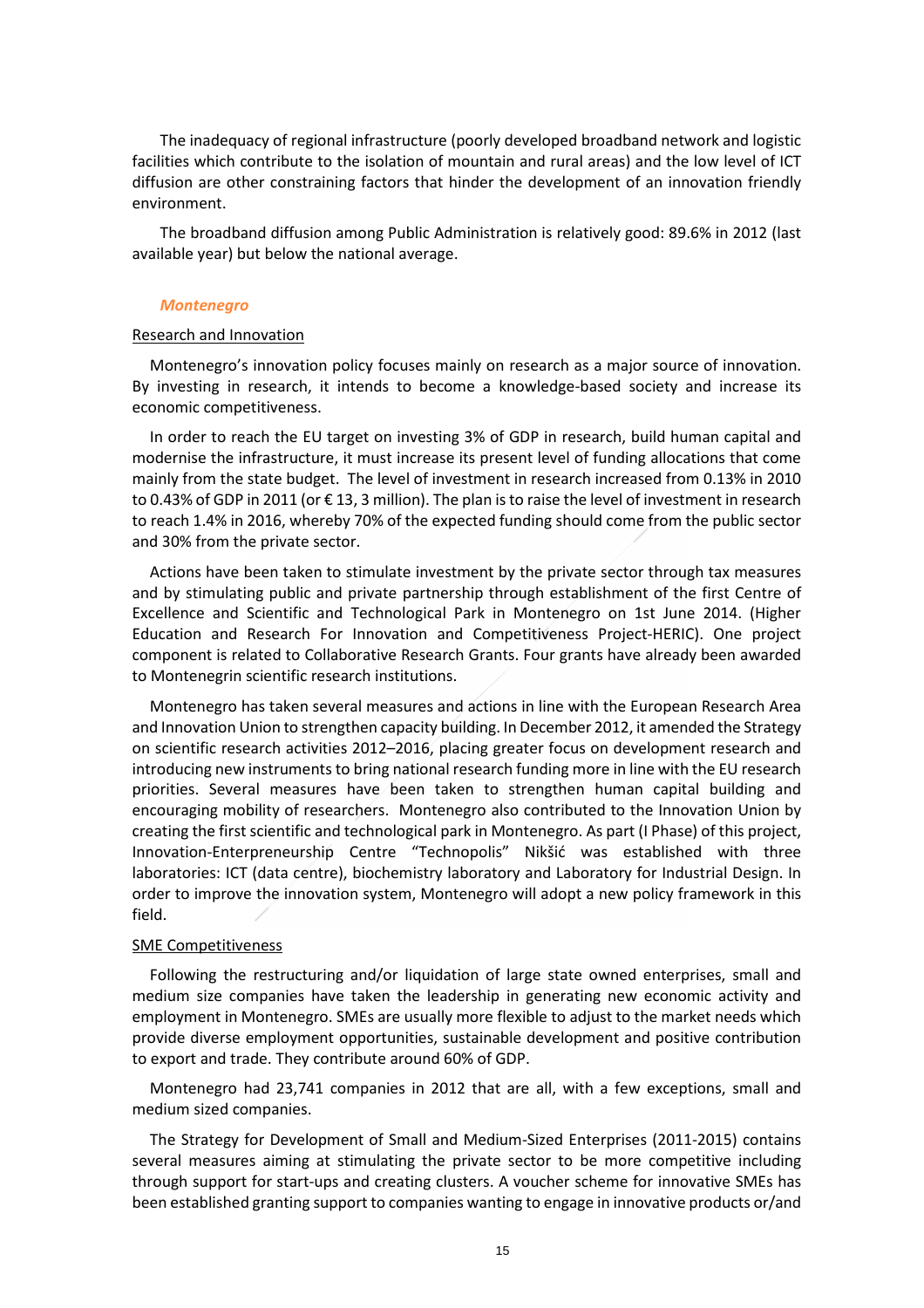The inadequacy of regional infrastructure (poorly developed broadband network and logistic facilities which contribute to the isolation of mountain and rural areas) and the low level of ICT diffusion are other constraining factors that hinder the development of an innovation friendly environment.

The broadband diffusion among Public Administration is relatively good: 89.6% in 2012 (last available year) but below the national average.

### *Montenegro*

Research and Innovation

Montenegro's innovation policy focuses mainly on research as a major source of innovation. By investing in research, it intends to become a knowledge-based society and increase its economic competitiveness.

In order to reach the EU target on investing 3% of GDP in research, build human capital and modernise the infrastructure, it must increase its present level of funding allocations that come mainly from the state budget. The level of investment in research increased from 0.13% in 2010 to 0.43% of GDP in 2011 (or € 13, 3 million). The plan is to raise the level of investment in research to reach 1.4% in 2016, whereby 70% of the expected funding should come from the public sector and 30% from the private sector.

Actions have been taken to stimulate investment by the private sector through tax measures and by stimulating public and private partnership through establishment of the first Centre of Excellence and Scientific and Technological Park in Montenegro on 1st June 2014. (Higher Education and Research For Innovation and Competitiveness Project-HERIC). One project component is related to Collaborative Research Grants. Four grants have already been awarded to Montenegrin scientific research institutions.

Montenegro has taken several measures and actions in line with the European Research Area and Innovation Union to strengthen capacity building. In December 2012, it amended the Strategy on scientific research activities 2012–2016, placing greater focus on development research and introducing new instruments to bring national research funding more in line with the EU research priorities. Several measures have been taken to strengthen human capital building and encouraging mobility of researchers. Montenegro also contributed to the Innovation Union by creating the first scientific and technological park in Montenegro. As part (I Phase) of this project, Innovation-Enterpreneurship Centre "Technopolis" Nikšić was established with three laboratories: ICT (data centre), biochemistry laboratory and Laboratory for Industrial Design. In order to improve the innovation system, Montenegro will adopt a new policy framework in this field.

SME Competitiveness

Following the restructuring and/or liquidation of large state owned enterprises, small and medium size companies have taken the leadership in generating new economic activity and employment in Montenegro. SMEs are usually more flexible to adjust to the market needs which provide diverse employment opportunities, sustainable development and positive contribution to export and trade. They contribute around 60% of GDP.

Montenegro had 23,741 companies in 2012 that are all, with a few exceptions, small and medium sized companies.

The Strategy for Development of Small and Medium-Sized Enterprises (2011-2015) contains several measures aiming at stimulating the private sector to be more competitive including through support for start-ups and creating clusters. A voucher scheme for innovative SMEs has been established granting support to companies wanting to engage in innovative products or/and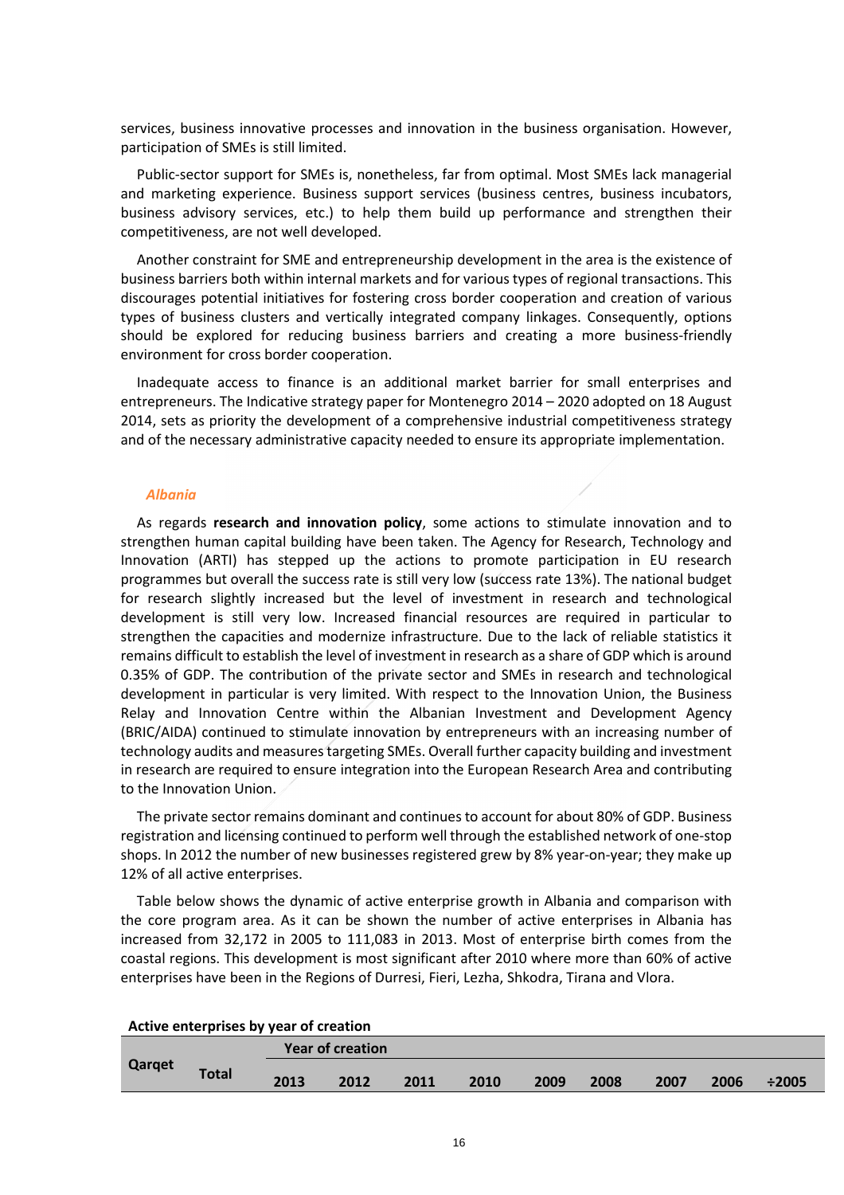services, business innovative processes and innovation in the business organisation. However, participation of SMEs is still limited.

Public-sector support for SMEs is, nonetheless, far from optimal. Most SMEs lack managerial and marketing experience. Business support services (business centres, business incubators, business advisory services, etc.) to help them build up performance and strengthen their competitiveness, are not well developed.

Another constraint for SME and entrepreneurship development in the area is the existence of business barriers both within internal markets and for various types of regional transactions. This discourages potential initiatives for fostering cross border cooperation and creation of various types of business clusters and vertically integrated company linkages. Consequently, options should be explored for reducing business barriers and creating a more business-friendly environment for cross border cooperation.

Inadequate access to finance is an additional market barrier for small enterprises and entrepreneurs. The Indicative strategy paper for Montenegro 2014 – 2020 adopted on 18 August 2014, sets as priority the development of a comprehensive industrial competitiveness strategy and of the necessary administrative capacity needed to ensure its appropriate implementation.

### *Albania*

As regards **research and innovation policy**, some actions to stimulate innovation and to strengthen human capital building have been taken. The Agency for Research, Technology and Innovation (ARTI) has stepped up the actions to promote participation in EU research programmes but overall the success rate is still very low (success rate 13%). The national budget for research slightly increased but the level of investment in research and technological development is still very low. Increased financial resources are required in particular to strengthen the capacities and modernize infrastructure. Due to the lack of reliable statistics it remains difficult to establish the level of investment in research as a share of GDP which is around 0.35% of GDP. The contribution of the private sector and SMEs in research and technological development in particular is very limited. With respect to the Innovation Union, the Business Relay and Innovation Centre within the Albanian Investment and Development Agency (BRIC/AIDA) continued to stimulate innovation by entrepreneurs with an increasing number of technology audits and measures targeting SMEs. Overall further capacity building and investment in research are required to ensure integration into the European Research Area and contributing to the Innovation Union.

The private sector remains dominant and continues to account for about 80% of GDP. Business registration and licensing continued to perform well through the established network of one-stop shops. In 2012 the number of new businesses registered grew by 8% year-on-year; they make up 12% of all active enterprises.

Table below shows the dynamic of active enterprise growth in Albania and comparison with the core program area. As it can be shown the number of active enterprises in Albania has increased from 32,172 in 2005 to 111,083 in 2013. Most of enterprise birth comes from the coastal regions. This development is most significant after 2010 where more than 60% of active enterprises have been in the Regions of Durresi, Fieri, Lezha, Shkodra, Tirana and Vlora.

**Active enterprises by year of creation**

| Qarqet | Total | Year of creation | | | | | | | | |
|---|---|---|---|---|---|---|---|---|---|---|
| | | 2013 | 2012 | 2011 | 2010 | 2009 | 2008 | 2007 | 2006 | ÷2005 |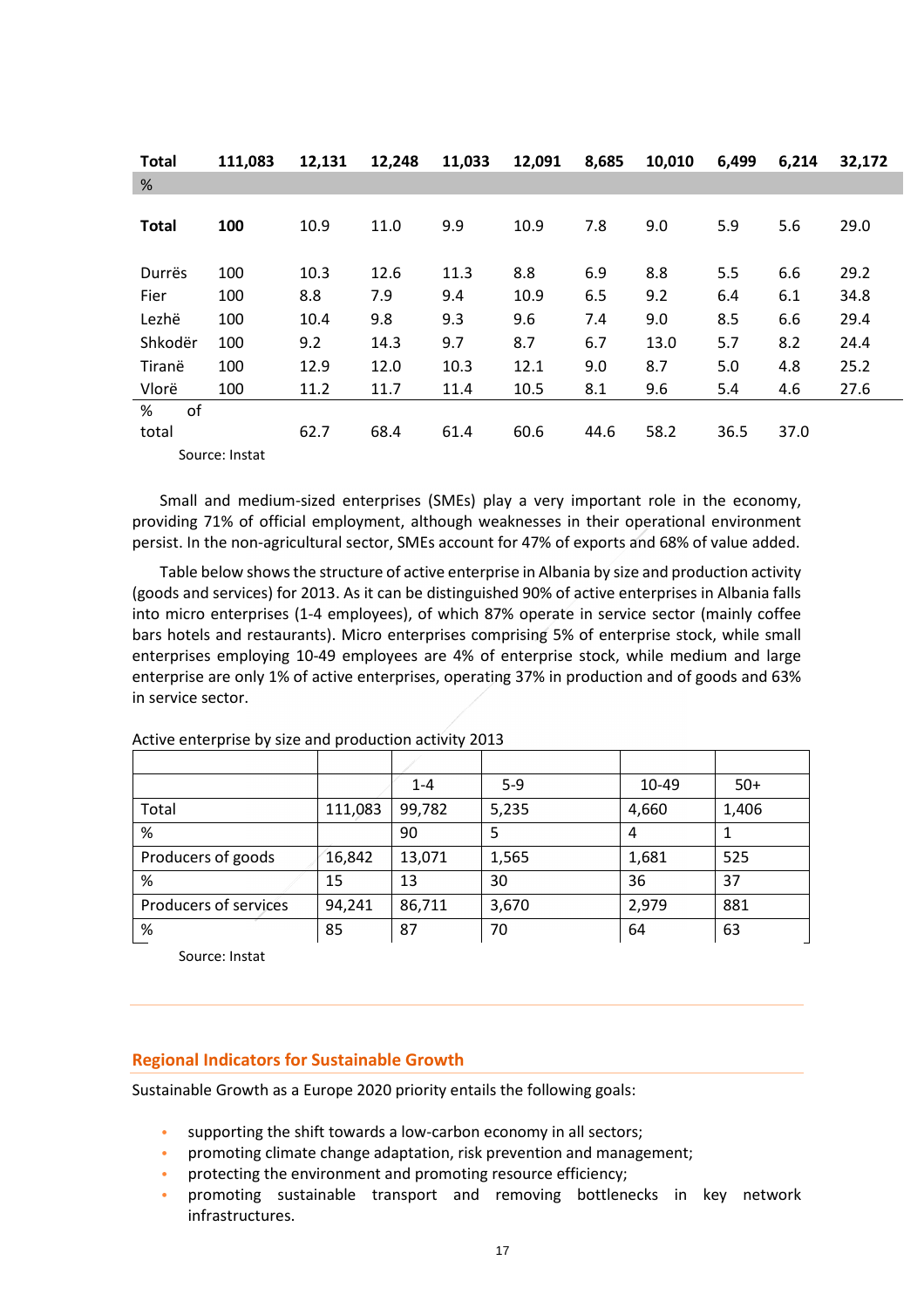| Total | 111,083 | 12,131 | 12,248 | 11,033 | 12,091 | 8,685 | 10,010 | 6,499 | 6,214 | 32,172 |
|---|---|---|---|---|---|---|---|---|---|---|
| % | | | | | | | | | | |
| **Total** | **100** | 10.9 | 11.0 | 9.9 | 10.9 | 7.8 | 9.0 | 5.9 | 5.6 | 29.0 |
| Durrës | 100 | 10.3 | 12.6 | 11.3 | 8.8 | 6.9 | 8.8 | 5.5 | 6.6 | 29.2 |
| Fier | 100 | 8.8 | 7.9 | 9.4 | 10.9 | 6.5 | 9.2 | 6.4 | 6.1 | 34.8 |
| Lezhë | 100 | 10.4 | 9.8 | 9.3 | 9.6 | 7.4 | 9.0 | 8.5 | 6.6 | 29.4 |
| Shkodër | 100 | 9.2 | 14.3 | 9.7 | 8.7 | 6.7 | 13.0 | 5.7 | 8.2 | 24.4 |
| Tiranë | 100 | 12.9 | 12.0 | 10.3 | 12.1 | 9.0 | 8.7 | 5.0 | 4.8 | 25.2 |
| Vlorë | 100 | 11.2 | 11.7 | 11.4 | 10.5 | 8.1 | 9.6 | 5.4 | 4.6 | 27.6 |
| % of total | | 62.7 | 68.4 | 61.4 | 60.6 | 44.6 | 58.2 | 36.5 | 37.0 | |

Source: Instat

Small and medium-sized enterprises (SMEs) play a very important role in the economy, providing 71% of official employment, although weaknesses in their operational environment persist. In the non-agricultural sector, SMEs account for 47% of exports and 68% of value added.

Table below shows the structure of active enterprise in Albania by size and production activity (goods and services) for 2013. As it can be distinguished 90% of active enterprises in Albania falls into micro enterprises (1-4 employees), of which 87% operate in service sector (mainly coffee bars hotels and restaurants). Micro enterprises comprising 5% of enterprise stock, while small enterprises employing 10-49 employees are 4% of enterprise stock, while medium and large enterprise are only 1% of active enterprises, operating 37% in production and of goods and 63% in service sector.

Active enterprise by size and production activity 2013

| | | 1-4 | 5-9 | 10-49 | 50+ |
|---|---|---|---|---|---|
| Total | 111,083 | 99,782 | 5,235 | 4,660 | 1,406 |
| % | | 90 | 5 | 4 | 1 |
| Producers of goods | 16,842 | 13,071 | 1,565 | 1,681 | 525 |
| % | 15 | 13 | 30 | 36 | 37 |
| Producers of services | 94,241 | 86,711 | 3,670 | 2,979 | 881 |
| % | 85 | 87 | 70 | 64 | 63 |

Source: Instat

## Regional Indicators for Sustainable Growth

Sustainable Growth as a Europe 2020 priority entails the following goals:

- supporting the shift towards a low-carbon economy in all sectors;
- promoting climate change adaptation, risk prevention and management;
- protecting the environment and promoting resource efficiency;
- promoting sustainable transport and removing bottlenecks in key network infrastructures.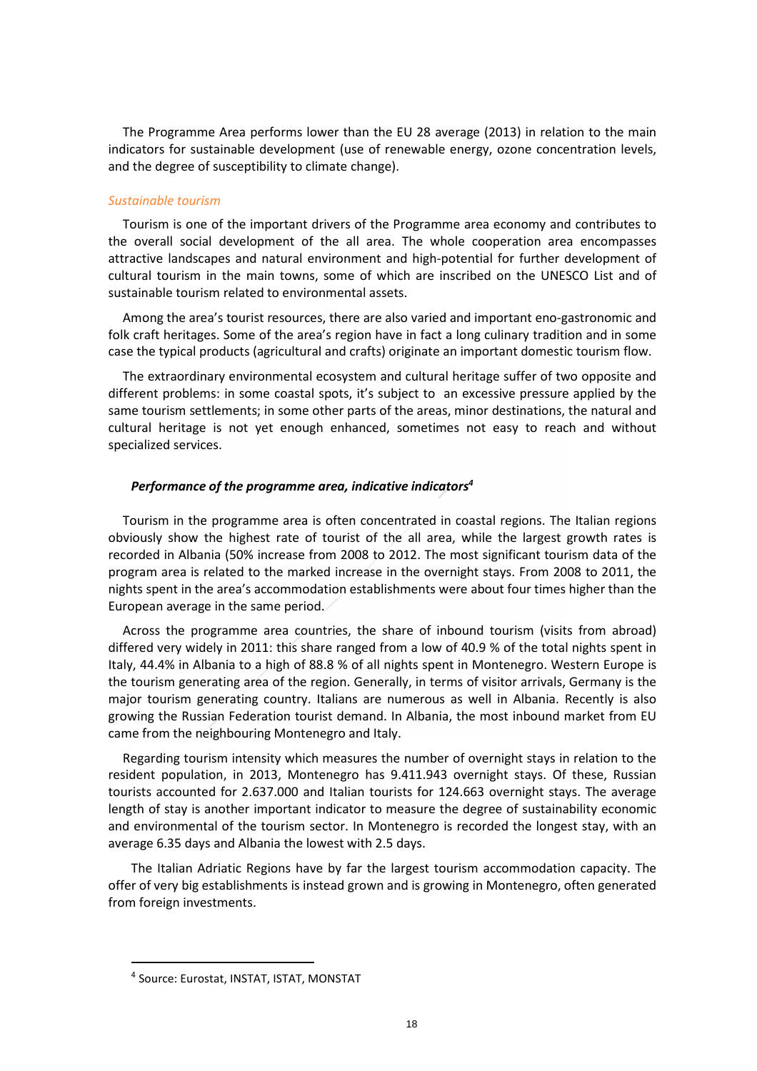The Programme Area performs lower than the EU 28 average (2013) in relation to the main indicators for sustainable development (use of renewable energy, ozone concentration levels, and the degree of susceptibility to climate change).

*Sustainable tourism*

Tourism is one of the important drivers of the Programme area economy and contributes to the overall social development of the all area. The whole cooperation area encompasses attractive landscapes and natural environment and high-potential for further development of cultural tourism in the main towns, some of which are inscribed on the UNESCO List and of sustainable tourism related to environmental assets.

Among the area's tourist resources, there are also varied and important eno-gastronomic and folk craft heritages. Some of the area's region have in fact a long culinary tradition and in some case the typical products (agricultural and crafts) originate an important domestic tourism flow.

The extraordinary environmental ecosystem and cultural heritage suffer of two opposite and different problems: in some coastal spots, it's subject to an excessive pressure applied by the same tourism settlements; in some other parts of the areas, minor destinations, the natural and cultural heritage is not yet enough enhanced, sometimes not easy to reach and without specialized services.

***Performance of the programme area, indicative indicators***[4]

Tourism in the programme area is often concentrated in coastal regions. The Italian regions obviously show the highest rate of tourist of the all area, while the largest growth rates is recorded in Albania (50% increase from 2008 to 2012. The most significant tourism data of the program area is related to the marked increase in the overnight stays. From 2008 to 2011, the nights spent in the area's accommodation establishments were about four times higher than the European average in the same period.

Across the programme area countries, the share of inbound tourism (visits from abroad) differed very widely in 2011: this share ranged from a low of 40.9 % of the total nights spent in Italy, 44.4% in Albania to a high of 88.8 % of all nights spent in Montenegro. Western Europe is the tourism generating area of the region. Generally, in terms of visitor arrivals, Germany is the major tourism generating country. Italians are numerous as well in Albania. Recently is also growing the Russian Federation tourist demand. In Albania, the most inbound market from EU came from the neighbouring Montenegro and Italy.

Regarding tourism intensity which measures the number of overnight stays in relation to the resident population, in 2013, Montenegro has 9.411.943 overnight stays. Of these, Russian tourists accounted for 2.637.000 and Italian tourists for 124.663 overnight stays. The average length of stay is another important indicator to measure the degree of sustainability economic and environmental of the tourism sector. In Montenegro is recorded the longest stay, with an average 6.35 days and Albania the lowest with 2.5 days.

The Italian Adriatic Regions have by far the largest tourism accommodation capacity. The offer of very big establishments is instead grown and is growing in Montenegro, often generated from foreign investments.

[4] Source: Eurostat, INSTAT, ISTAT, MONSTAT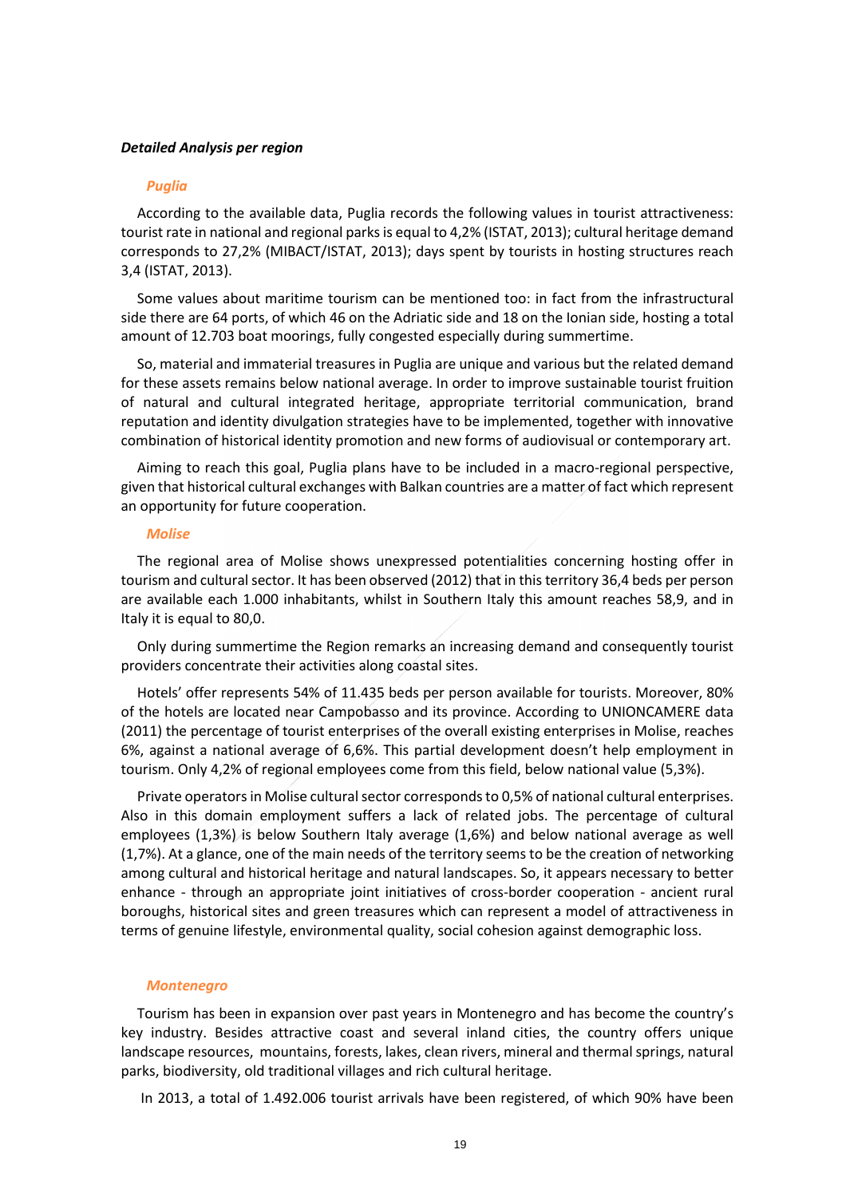***Detailed Analysis per region***

***Puglia***

According to the available data, Puglia records the following values in tourist attractiveness: tourist rate in national and regional parks is equal to 4,2% (ISTAT, 2013); cultural heritage demand corresponds to 27,2% (MIBACT/ISTAT, 2013); days spent by tourists in hosting structures reach 3,4 (ISTAT, 2013).

Some values about maritime tourism can be mentioned too: in fact from the infrastructural side there are 64 ports, of which 46 on the Adriatic side and 18 on the Ionian side, hosting a total amount of 12.703 boat moorings, fully congested especially during summertime.

So, material and immaterial treasures in Puglia are unique and various but the related demand for these assets remains below national average. In order to improve sustainable tourist fruition of natural and cultural integrated heritage, appropriate territorial communication, brand reputation and identity divulgation strategies have to be implemented, together with innovative combination of historical identity promotion and new forms of audiovisual or contemporary art.

Aiming to reach this goal, Puglia plans have to be included in a macro-regional perspective, given that historical cultural exchanges with Balkan countries are a matter of fact which represent an opportunity for future cooperation.

***Molise***

The regional area of Molise shows unexpressed potentialities concerning hosting offer in tourism and cultural sector. It has been observed (2012) that in this territory 36,4 beds per person are available each 1.000 inhabitants, whilst in Southern Italy this amount reaches 58,9, and in Italy it is equal to 80,0.

Only during summertime the Region remarks an increasing demand and consequently tourist providers concentrate their activities along coastal sites.

Hotels' offer represents 54% of 11.435 beds per person available for tourists. Moreover, 80% of the hotels are located near Campobasso and its province. According to UNIONCAMERE data (2011) the percentage of tourist enterprises of the overall existing enterprises in Molise, reaches 6%, against a national average of 6,6%. This partial development doesn't help employment in tourism. Only 4,2% of regional employees come from this field, below national value (5,3%).

Private operators in Molise cultural sector corresponds to 0,5% of national cultural enterprises. Also in this domain employment suffers a lack of related jobs. The percentage of cultural employees (1,3%) is below Southern Italy average (1,6%) and below national average as well (1,7%). At a glance, one of the main needs of the territory seems to be the creation of networking among cultural and historical heritage and natural landscapes. So, it appears necessary to better enhance - through an appropriate joint initiatives of cross-border cooperation - ancient rural boroughs, historical sites and green treasures which can represent a model of attractiveness in terms of genuine lifestyle, environmental quality, social cohesion against demographic loss.

***Montenegro***

Tourism has been in expansion over past years in Montenegro and has become the country's key industry. Besides attractive coast and several inland cities, the country offers unique landscape resources, mountains, forests, lakes, clean rivers, mineral and thermal springs, natural parks, biodiversity, old traditional villages and rich cultural heritage.

In 2013, a total of 1.492.006 tourist arrivals have been registered, of which 90% have been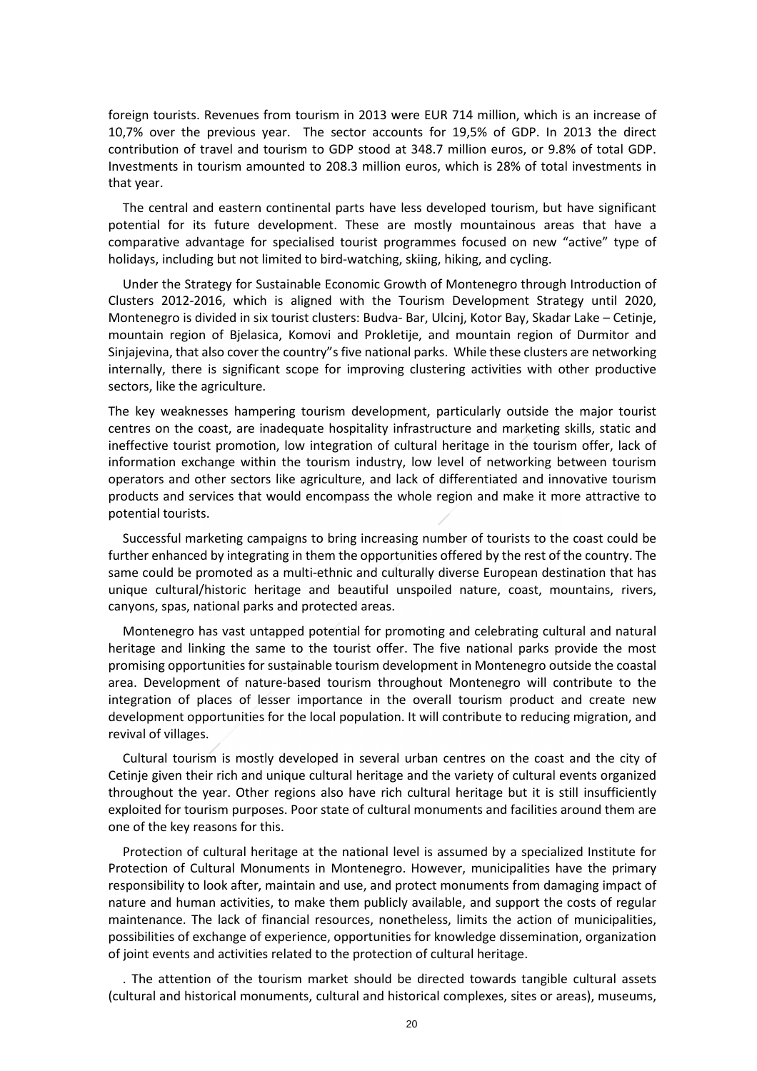foreign tourists. Revenues from tourism in 2013 were EUR 714 million, which is an increase of 10,7% over the previous year. The sector accounts for 19,5% of GDP. In 2013 the direct contribution of travel and tourism to GDP stood at 348.7 million euros, or 9.8% of total GDP. Investments in tourism amounted to 208.3 million euros, which is 28% of total investments in that year.

The central and eastern continental parts have less developed tourism, but have significant potential for its future development. These are mostly mountainous areas that have a comparative advantage for specialised tourist programmes focused on new "active" type of holidays, including but not limited to bird-watching, skiing, hiking, and cycling.

Under the Strategy for Sustainable Economic Growth of Montenegro through Introduction of Clusters 2012-2016, which is aligned with the Tourism Development Strategy until 2020, Montenegro is divided in six tourist clusters: Budva- Bar, Ulcinj, Kotor Bay, Skadar Lake – Cetinje, mountain region of Bjelasica, Komovi and Prokletije, and mountain region of Durmitor and Sinjajevina, that also cover the country"s five national parks. While these clusters are networking internally, there is significant scope for improving clustering activities with other productive sectors, like the agriculture.

The key weaknesses hampering tourism development, particularly outside the major tourist centres on the coast, are inadequate hospitality infrastructure and marketing skills, static and ineffective tourist promotion, low integration of cultural heritage in the tourism offer, lack of information exchange within the tourism industry, low level of networking between tourism operators and other sectors like agriculture, and lack of differentiated and innovative tourism products and services that would encompass the whole region and make it more attractive to potential tourists.

Successful marketing campaigns to bring increasing number of tourists to the coast could be further enhanced by integrating in them the opportunities offered by the rest of the country. The same could be promoted as a multi-ethnic and culturally diverse European destination that has unique cultural/historic heritage and beautiful unspoiled nature, coast, mountains, rivers, canyons, spas, national parks and protected areas.

Montenegro has vast untapped potential for promoting and celebrating cultural and natural heritage and linking the same to the tourist offer. The five national parks provide the most promising opportunities for sustainable tourism development in Montenegro outside the coastal area. Development of nature-based tourism throughout Montenegro will contribute to the integration of places of lesser importance in the overall tourism product and create new development opportunities for the local population. It will contribute to reducing migration, and revival of villages.

Cultural tourism is mostly developed in several urban centres on the coast and the city of Cetinje given their rich and unique cultural heritage and the variety of cultural events organized throughout the year. Other regions also have rich cultural heritage but it is still insufficiently exploited for tourism purposes. Poor state of cultural monuments and facilities around them are one of the key reasons for this.

Protection of cultural heritage at the national level is assumed by a specialized Institute for Protection of Cultural Monuments in Montenegro. However, municipalities have the primary responsibility to look after, maintain and use, and protect monuments from damaging impact of nature and human activities, to make them publicly available, and support the costs of regular maintenance. The lack of financial resources, nonetheless, limits the action of municipalities, possibilities of exchange of experience, opportunities for knowledge dissemination, organization of joint events and activities related to the protection of cultural heritage.

. The attention of the tourism market should be directed towards tangible cultural assets (cultural and historical monuments, cultural and historical complexes, sites or areas), museums,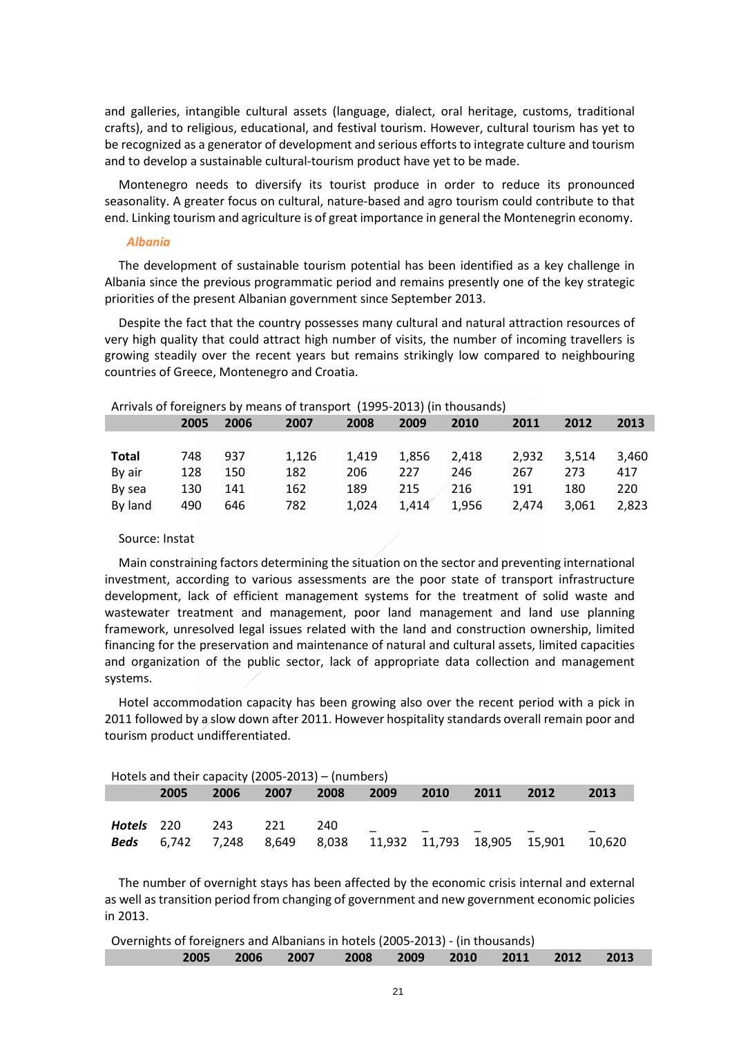and galleries, intangible cultural assets (language, dialect, oral heritage, customs, traditional crafts), and to religious, educational, and festival tourism. However, cultural tourism has yet to be recognized as a generator of development and serious efforts to integrate culture and tourism and to develop a sustainable cultural-tourism product have yet to be made.

Montenegro needs to diversify its tourist produce in order to reduce its pronounced seasonality. A greater focus on cultural, nature-based and agro tourism could contribute to that end. Linking tourism and agriculture is of great importance in general the Montenegrin economy.

### *Albania*

The development of sustainable tourism potential has been identified as a key challenge in Albania since the previous programmatic period and remains presently one of the key strategic priorities of the present Albanian government since September 2013.

Despite the fact that the country possesses many cultural and natural attraction resources of very high quality that could attract high number of visits, the number of incoming travellers is growing steadily over the recent years but remains strikingly low compared to neighbouring countries of Greece, Montenegro and Croatia.

Arrivals of foreigners by means of transport (1995-2013) (in thousands)

| | 2005 | 2006 | 2007 | 2008 | 2009 | 2010 | 2011 | 2012 | 2013 |
|---|---|---|---|---|---|---|---|---|---|
| **Total** | 748 | 937 | 1,126 | 1,419 | 1,856 | 2,418 | 2,932 | 3,514 | 3,460 |
| By air | 128 | 150 | 182 | 206 | 227 | 246 | 267 | 273 | 417 |
| By sea | 130 | 141 | 162 | 189 | 215 | 216 | 191 | 180 | 220 |
| By land | 490 | 646 | 782 | 1,024 | 1,414 | 1,956 | 2,474 | 3,061 | 2,823 |

Source: Instat

Main constraining factors determining the situation on the sector and preventing international investment, according to various assessments are the poor state of transport infrastructure development, lack of efficient management systems for the treatment of solid waste and wastewater treatment and management, poor land management and land use planning framework, unresolved legal issues related with the land and construction ownership, limited financing for the preservation and maintenance of natural and cultural assets, limited capacities and organization of the public sector, lack of appropriate data collection and management systems.

Hotel accommodation capacity has been growing also over the recent period with a pick in 2011 followed by a slow down after 2011. However hospitality standards overall remain poor and tourism product undifferentiated.

Hotels and their capacity (2005-2013) – (numbers)

| | 2005 | 2006 | 2007 | 2008 | 2009 | 2010 | 2011 | 2012 | 2013 |
|---|---|---|---|---|---|---|---|---|---|
| ***Hotels*** | 220 | 243 | 221 | 240 | _ | _ | _ | _ | _ |
| ***Beds*** | 6,742 | 7,248 | 8,649 | 8,038 | 11,932 | 11,793 | 18,905 | 15,901 | 10,620 |

The number of overnight stays has been affected by the economic crisis internal and external as well as transition period from changing of government and new government economic policies in 2013.

Overnights of foreigners and Albanians in hotels (2005-2013) - (in thousands)

| | 2005 | 2006 | 2007 | 2008 | 2009 | 2010 | 2011 | 2012 | 2013 |
|---|---|---|---|---|---|---|---|---|---|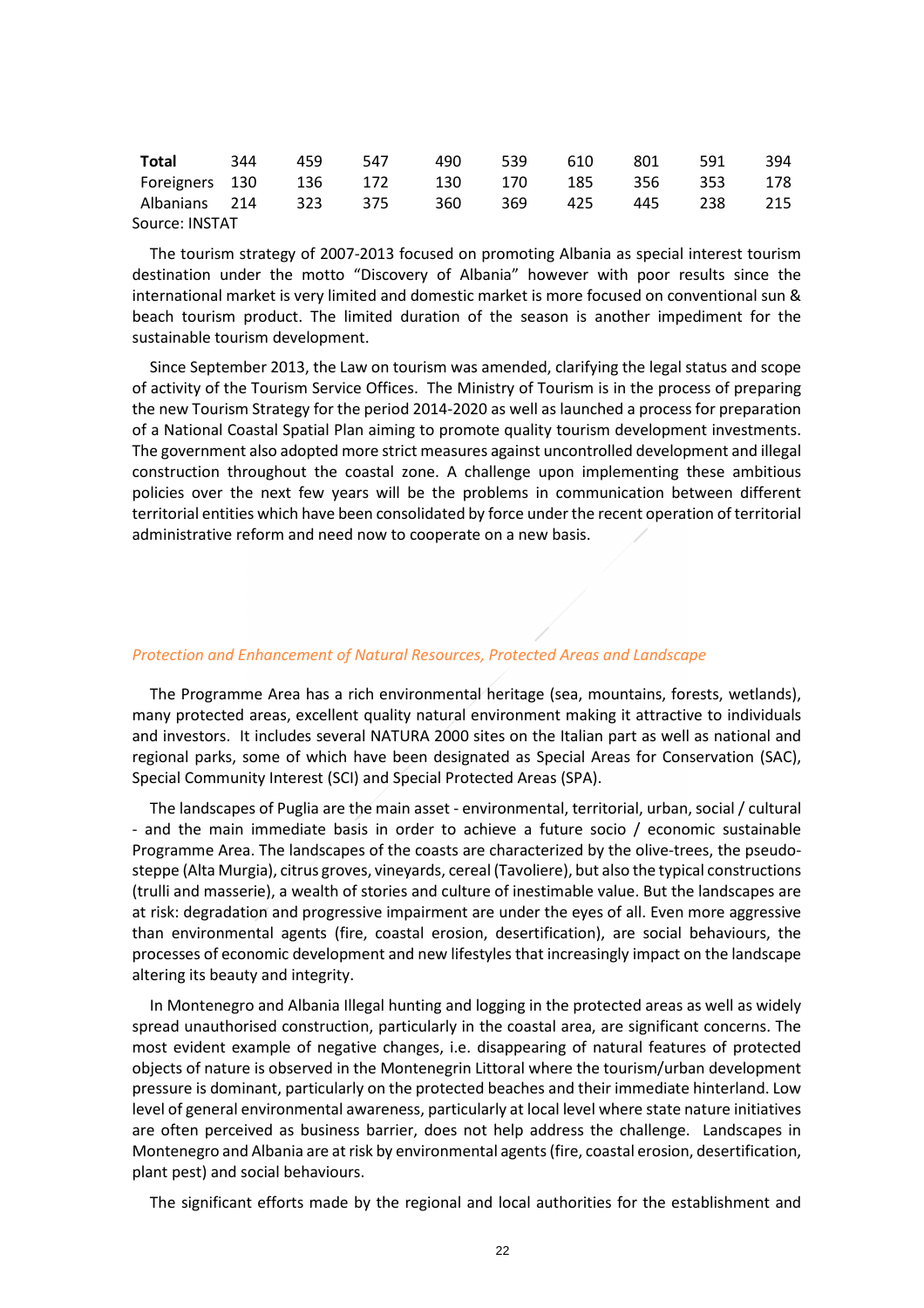| Total | 344 | 459 | 547 | 490 | 539 | 610 | 801 | 591 | 394 |
|---|---|---|---|---|---|---|---|---|---|
| Foreigners | 130 | 136 | 172 | 130 | 170 | 185 | 356 | 353 | 178 |
| Albanians | 214 | 323 | 375 | 360 | 369 | 425 | 445 | 238 | 215 |

Source: INSTAT

The tourism strategy of 2007-2013 focused on promoting Albania as special interest tourism destination under the motto "Discovery of Albania" however with poor results since the international market is very limited and domestic market is more focused on conventional sun & beach tourism product. The limited duration of the season is another impediment for the sustainable tourism development.

Since September 2013, the Law on tourism was amended, clarifying the legal status and scope of activity of the Tourism Service Offices. The Ministry of Tourism is in the process of preparing the new Tourism Strategy for the period 2014-2020 as well as launched a process for preparation of a National Coastal Spatial Plan aiming to promote quality tourism development investments. The government also adopted more strict measures against uncontrolled development and illegal construction throughout the coastal zone. A challenge upon implementing these ambitious policies over the next few years will be the problems in communication between different territorial entities which have been consolidated by force under the recent operation of territorial administrative reform and need now to cooperate on a new basis.

*Protection and Enhancement of Natural Resources, Protected Areas and Landscape*

The Programme Area has a rich environmental heritage (sea, mountains, forests, wetlands), many protected areas, excellent quality natural environment making it attractive to individuals and investors. It includes several NATURA 2000 sites on the Italian part as well as national and regional parks, some of which have been designated as Special Areas for Conservation (SAC), Special Community Interest (SCI) and Special Protected Areas (SPA).

The landscapes of Puglia are the main asset - environmental, territorial, urban, social / cultural - and the main immediate basis in order to achieve a future socio / economic sustainable Programme Area. The landscapes of the coasts are characterized by the olive-trees, the pseudo-steppe (Alta Murgia), citrus groves, vineyards, cereal (Tavoliere), but also the typical constructions (trulli and masserie), a wealth of stories and culture of inestimable value. But the landscapes are at risk: degradation and progressive impairment are under the eyes of all. Even more aggressive than environmental agents (fire, coastal erosion, desertification), are social behaviours, the processes of economic development and new lifestyles that increasingly impact on the landscape altering its beauty and integrity.

In Montenegro and Albania Illegal hunting and logging in the protected areas as well as widely spread unauthorised construction, particularly in the coastal area, are significant concerns. The most evident example of negative changes, i.e. disappearing of natural features of protected objects of nature is observed in the Montenegrin Littoral where the tourism/urban development pressure is dominant, particularly on the protected beaches and their immediate hinterland. Low level of general environmental awareness, particularly at local level where state nature initiatives are often perceived as business barrier, does not help address the challenge. Landscapes in Montenegro and Albania are at risk by environmental agents (fire, coastal erosion, desertification, plant pest) and social behaviours.

The significant efforts made by the regional and local authorities for the establishment and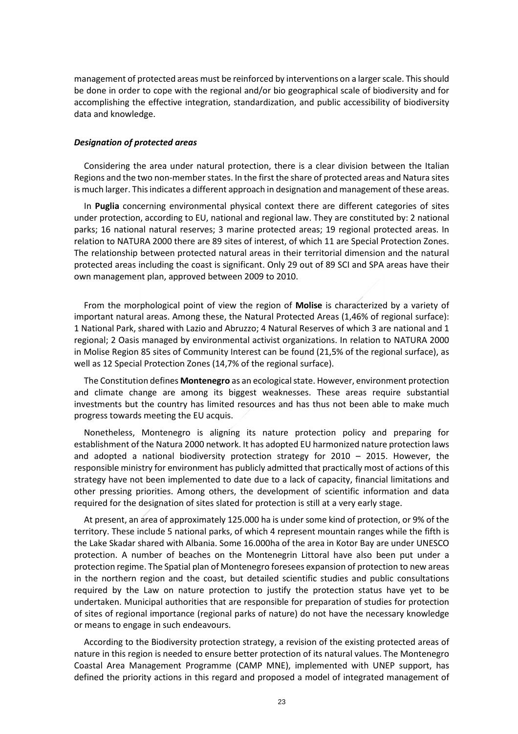management of protected areas must be reinforced by interventions on a larger scale. This should be done in order to cope with the regional and/or bio geographical scale of biodiversity and for accomplishing the effective integration, standardization, and public accessibility of biodiversity data and knowledge.

***Designation of protected areas***

Considering the area under natural protection, there is a clear division between the Italian Regions and the two non-member states. In the first the share of protected areas and Natura sites is much larger. This indicates a different approach in designation and management of these areas.

In **Puglia** concerning environmental physical context there are different categories of sites under protection, according to EU, national and regional law. They are constituted by: 2 national parks; 16 national natural reserves; 3 marine protected areas; 19 regional protected areas. In relation to NATURA 2000 there are 89 sites of interest, of which 11 are Special Protection Zones. The relationship between protected natural areas in their territorial dimension and the natural protected areas including the coast is significant. Only 29 out of 89 SCI and SPA areas have their own management plan, approved between 2009 to 2010.

From the morphological point of view the region of **Molise** is characterized by a variety of important natural areas. Among these, the Natural Protected Areas (1,46% of regional surface): 1 National Park, shared with Lazio and Abruzzo; 4 Natural Reserves of which 3 are national and 1 regional; 2 Oasis managed by environmental activist organizations. In relation to NATURA 2000 in Molise Region 85 sites of Community Interest can be found (21,5% of the regional surface), as well as 12 Special Protection Zones (14,7% of the regional surface).

The Constitution defines **Montenegro** as an ecological state. However, environment protection and climate change are among its biggest weaknesses. These areas require substantial investments but the country has limited resources and has thus not been able to make much progress towards meeting the EU acquis.

Nonetheless, Montenegro is aligning its nature protection policy and preparing for establishment of the Natura 2000 network. It has adopted EU harmonized nature protection laws and adopted a national biodiversity protection strategy for 2010 – 2015. However, the responsible ministry for environment has publicly admitted that practically most of actions of this strategy have not been implemented to date due to a lack of capacity, financial limitations and other pressing priorities. Among others, the development of scientific information and data required for the designation of sites slated for protection is still at a very early stage.

At present, an area of approximately 125.000 ha is under some kind of protection, or 9% of the territory. These include 5 national parks, of which 4 represent mountain ranges while the fifth is the Lake Skadar shared with Albania. Some 16.000ha of the area in Kotor Bay are under UNESCO protection. A number of beaches on the Montenegrin Littoral have also been put under a protection regime. The Spatial plan of Montenegro foresees expansion of protection to new areas in the northern region and the coast, but detailed scientific studies and public consultations required by the Law on nature protection to justify the protection status have yet to be undertaken. Municipal authorities that are responsible for preparation of studies for protection of sites of regional importance (regional parks of nature) do not have the necessary knowledge or means to engage in such endeavours.

According to the Biodiversity protection strategy, a revision of the existing protected areas of nature in this region is needed to ensure better protection of its natural values. The Montenegro Coastal Area Management Programme (CAMP MNE), implemented with UNEP support, has defined the priority actions in this regard and proposed a model of integrated management of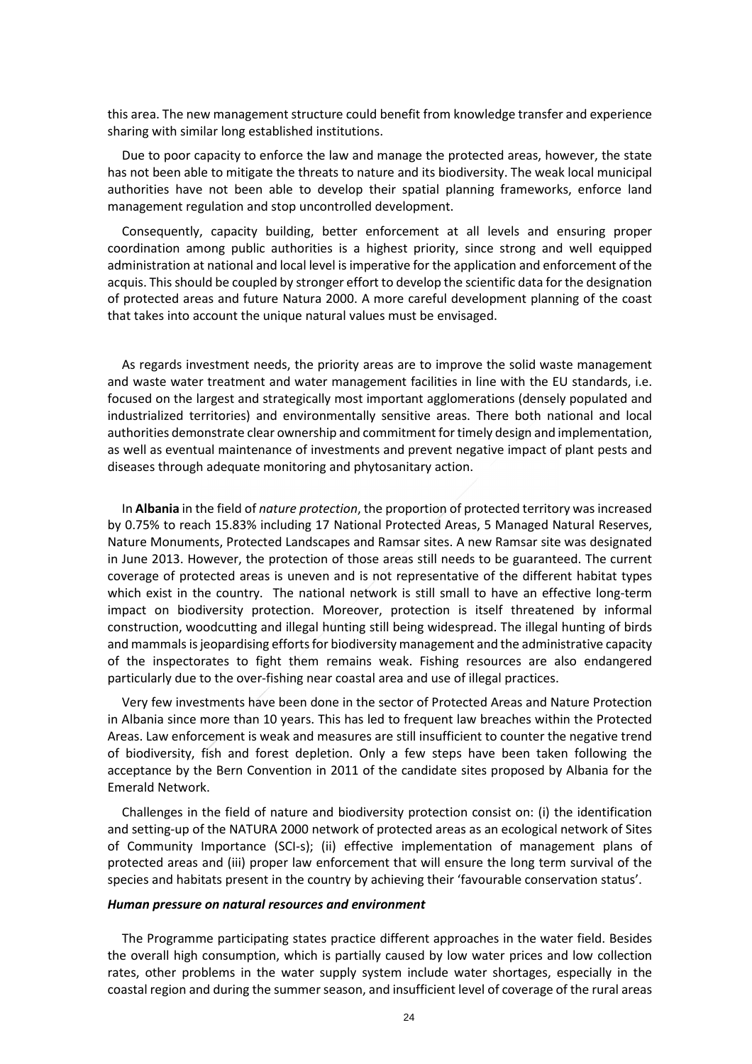this area. The new management structure could benefit from knowledge transfer and experience sharing with similar long established institutions.

Due to poor capacity to enforce the law and manage the protected areas, however, the state has not been able to mitigate the threats to nature and its biodiversity. The weak local municipal authorities have not been able to develop their spatial planning frameworks, enforce land management regulation and stop uncontrolled development.

Consequently, capacity building, better enforcement at all levels and ensuring proper coordination among public authorities is a highest priority, since strong and well equipped administration at national and local level is imperative for the application and enforcement of the acquis. This should be coupled by stronger effort to develop the scientific data for the designation of protected areas and future Natura 2000. A more careful development planning of the coast that takes into account the unique natural values must be envisaged.

As regards investment needs, the priority areas are to improve the solid waste management and waste water treatment and water management facilities in line with the EU standards, i.e. focused on the largest and strategically most important agglomerations (densely populated and industrialized territories) and environmentally sensitive areas. There both national and local authorities demonstrate clear ownership and commitment for timely design and implementation, as well as eventual maintenance of investments and prevent negative impact of plant pests and diseases through adequate monitoring and phytosanitary action.

In **Albania** in the field of *nature protection*, the proportion of protected territory was increased by 0.75% to reach 15.83% including 17 National Protected Areas, 5 Managed Natural Reserves, Nature Monuments, Protected Landscapes and Ramsar sites. A new Ramsar site was designated in June 2013. However, the protection of those areas still needs to be guaranteed. The current coverage of protected areas is uneven and is not representative of the different habitat types which exist in the country. The national network is still small to have an effective long-term impact on biodiversity protection. Moreover, protection is itself threatened by informal construction, woodcutting and illegal hunting still being widespread. The illegal hunting of birds and mammals is jeopardising efforts for biodiversity management and the administrative capacity of the inspectorates to fight them remains weak. Fishing resources are also endangered particularly due to the over-fishing near coastal area and use of illegal practices.

Very few investments have been done in the sector of Protected Areas and Nature Protection in Albania since more than 10 years. This has led to frequent law breaches within the Protected Areas. Law enforcement is weak and measures are still insufficient to counter the negative trend of biodiversity, fish and forest depletion. Only a few steps have been taken following the acceptance by the Bern Convention in 2011 of the candidate sites proposed by Albania for the Emerald Network.

Challenges in the field of nature and biodiversity protection consist on: (i) the identification and setting-up of the NATURA 2000 network of protected areas as an ecological network of Sites of Community Importance (SCI-s); (ii) effective implementation of management plans of protected areas and (iii) proper law enforcement that will ensure the long term survival of the species and habitats present in the country by achieving their 'favourable conservation status'.

***Human pressure on natural resources and environment***

The Programme participating states practice different approaches in the water field. Besides the overall high consumption, which is partially caused by low water prices and low collection rates, other problems in the water supply system include water shortages, especially in the coastal region and during the summer season, and insufficient level of coverage of the rural areas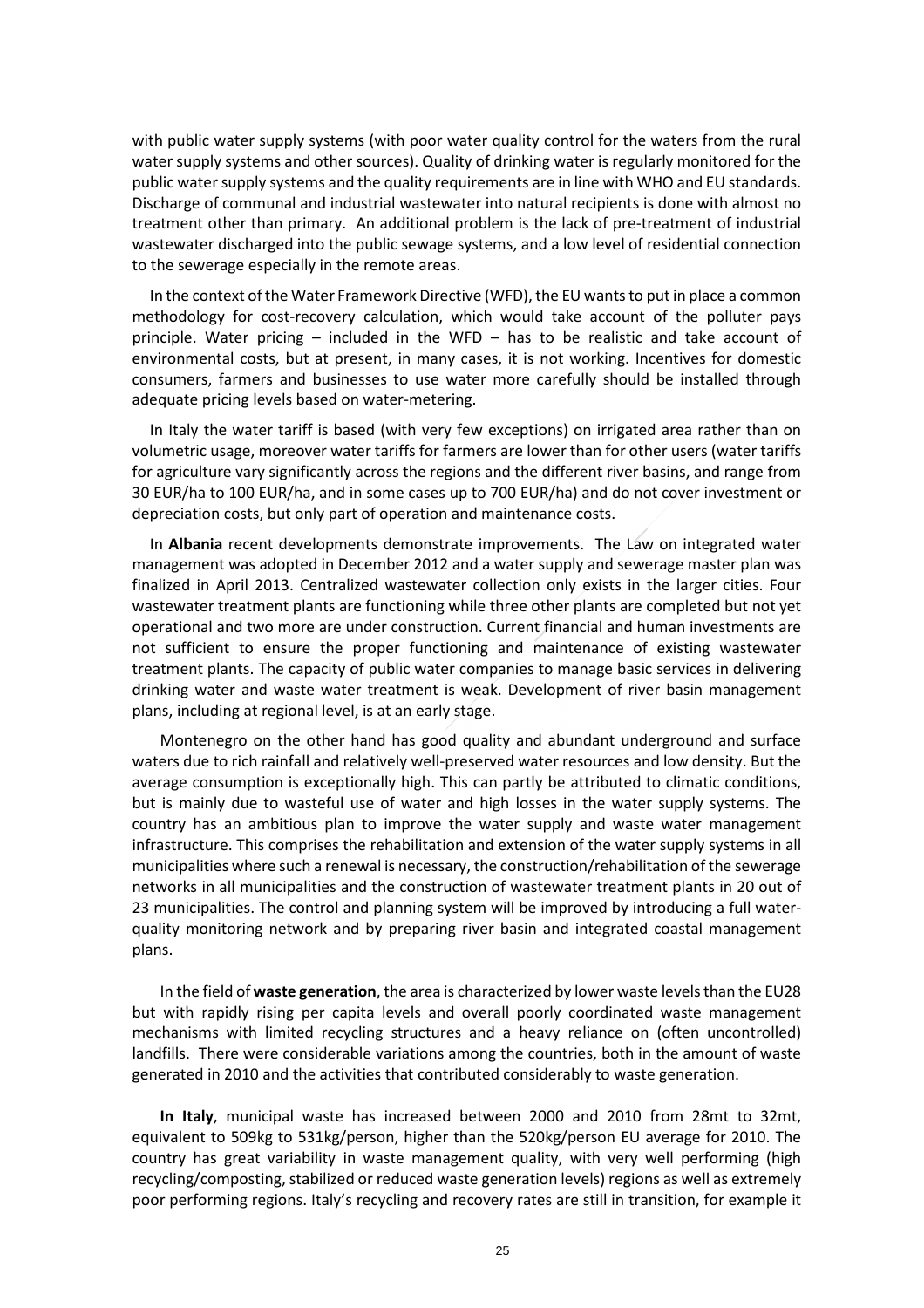with public water supply systems (with poor water quality control for the waters from the rural water supply systems and other sources). Quality of drinking water is regularly monitored for the public water supply systems and the quality requirements are in line with WHO and EU standards. Discharge of communal and industrial wastewater into natural recipients is done with almost no treatment other than primary. An additional problem is the lack of pre-treatment of industrial wastewater discharged into the public sewage systems, and a low level of residential connection to the sewerage especially in the remote areas.

In the context of the Water Framework Directive (WFD), the EU wants to put in place a common methodology for cost-recovery calculation, which would take account of the polluter pays principle. Water pricing – included in the WFD – has to be realistic and take account of environmental costs, but at present, in many cases, it is not working. Incentives for domestic consumers, farmers and businesses to use water more carefully should be installed through adequate pricing levels based on water-metering.

In Italy the water tariff is based (with very few exceptions) on irrigated area rather than on volumetric usage, moreover water tariffs for farmers are lower than for other users (water tariffs for agriculture vary significantly across the regions and the different river basins, and range from 30 EUR/ha to 100 EUR/ha, and in some cases up to 700 EUR/ha) and do not cover investment or depreciation costs, but only part of operation and maintenance costs.

In **Albania** recent developments demonstrate improvements. The Law on integrated water management was adopted in December 2012 and a water supply and sewerage master plan was finalized in April 2013. Centralized wastewater collection only exists in the larger cities. Four wastewater treatment plants are functioning while three other plants are completed but not yet operational and two more are under construction. Current financial and human investments are not sufficient to ensure the proper functioning and maintenance of existing wastewater treatment plants. The capacity of public water companies to manage basic services in delivering drinking water and waste water treatment is weak. Development of river basin management plans, including at regional level, is at an early stage.

Montenegro on the other hand has good quality and abundant underground and surface waters due to rich rainfall and relatively well-preserved water resources and low density. But the average consumption is exceptionally high. This can partly be attributed to climatic conditions, but is mainly due to wasteful use of water and high losses in the water supply systems. The country has an ambitious plan to improve the water supply and waste water management infrastructure. This comprises the rehabilitation and extension of the water supply systems in all municipalities where such a renewal is necessary, the construction/rehabilitation of the sewerage networks in all municipalities and the construction of wastewater treatment plants in 20 out of 23 municipalities. The control and planning system will be improved by introducing a full water-quality monitoring network and by preparing river basin and integrated coastal management plans.

In the field of **waste generation**, the area is characterized by lower waste levels than the EU28 but with rapidly rising per capita levels and overall poorly coordinated waste management mechanisms with limited recycling structures and a heavy reliance on (often uncontrolled) landfills. There were considerable variations among the countries, both in the amount of waste generated in 2010 and the activities that contributed considerably to waste generation.

**In Italy**, municipal waste has increased between 2000 and 2010 from 28mt to 32mt, equivalent to 509kg to 531kg/person, higher than the 520kg/person EU average for 2010. The country has great variability in waste management quality, with very well performing (high recycling/composting, stabilized or reduced waste generation levels) regions as well as extremely poor performing regions. Italy's recycling and recovery rates are still in transition, for example it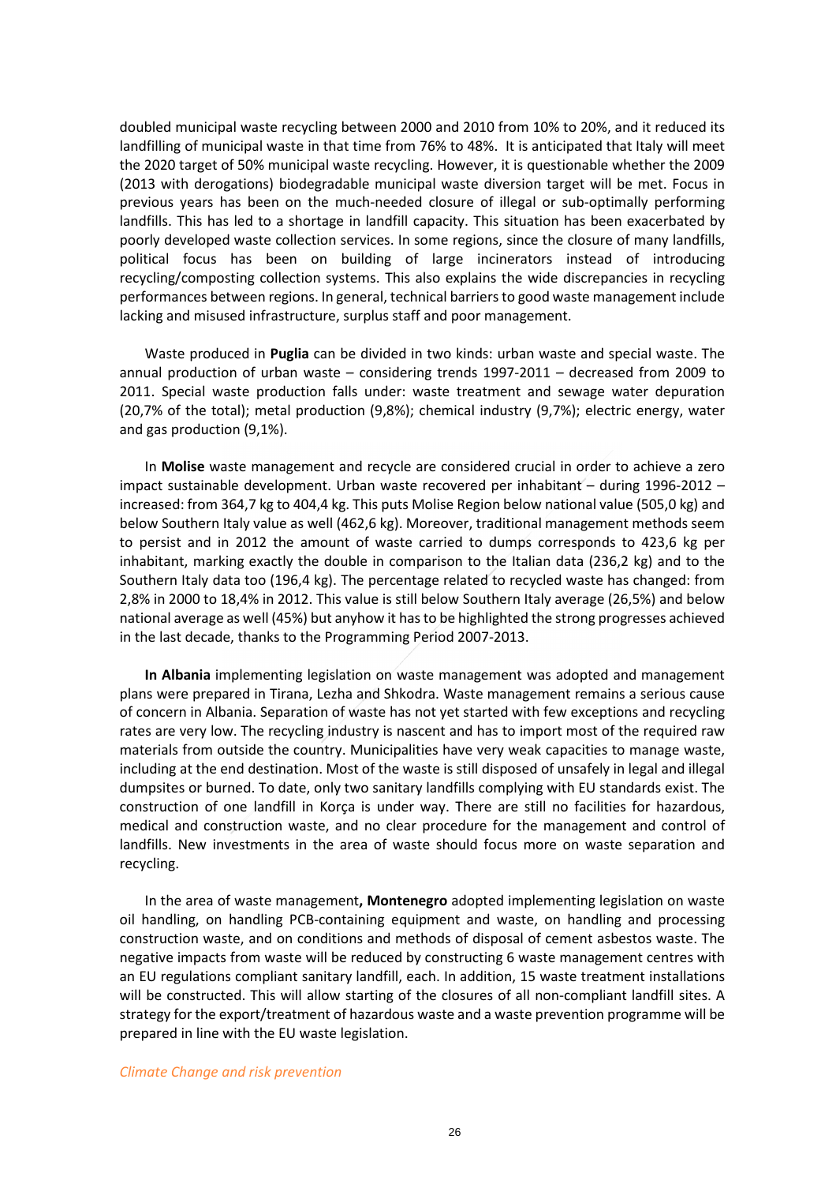doubled municipal waste recycling between 2000 and 2010 from 10% to 20%, and it reduced its landfilling of municipal waste in that time from 76% to 48%. It is anticipated that Italy will meet the 2020 target of 50% municipal waste recycling. However, it is questionable whether the 2009 (2013 with derogations) biodegradable municipal waste diversion target will be met. Focus in previous years has been on the much-needed closure of illegal or sub-optimally performing landfills. This has led to a shortage in landfill capacity. This situation has been exacerbated by poorly developed waste collection services. In some regions, since the closure of many landfills, political focus has been on building of large incinerators instead of introducing recycling/composting collection systems. This also explains the wide discrepancies in recycling performances between regions. In general, technical barriers to good waste management include lacking and misused infrastructure, surplus staff and poor management.

Waste produced in **Puglia** can be divided in two kinds: urban waste and special waste. The annual production of urban waste – considering trends 1997-2011 – decreased from 2009 to 2011. Special waste production falls under: waste treatment and sewage water depuration (20,7% of the total); metal production (9,8%); chemical industry (9,7%); electric energy, water and gas production (9,1%).

In **Molise** waste management and recycle are considered crucial in order to achieve a zero impact sustainable development. Urban waste recovered per inhabitant – during 1996-2012 – increased: from 364,7 kg to 404,4 kg. This puts Molise Region below national value (505,0 kg) and below Southern Italy value as well (462,6 kg). Moreover, traditional management methods seem to persist and in 2012 the amount of waste carried to dumps corresponds to 423,6 kg per inhabitant, marking exactly the double in comparison to the Italian data (236,2 kg) and to the Southern Italy data too (196,4 kg). The percentage related to recycled waste has changed: from 2,8% in 2000 to 18,4% in 2012. This value is still below Southern Italy average (26,5%) and below national average as well (45%) but anyhow it has to be highlighted the strong progresses achieved in the last decade, thanks to the Programming Period 2007-2013.

**In Albania** implementing legislation on waste management was adopted and management plans were prepared in Tirana, Lezha and Shkodra. Waste management remains a serious cause of concern in Albania. Separation of waste has not yet started with few exceptions and recycling rates are very low. The recycling industry is nascent and has to import most of the required raw materials from outside the country. Municipalities have very weak capacities to manage waste, including at the end destination. Most of the waste is still disposed of unsafely in legal and illegal dumpsites or burned. To date, only two sanitary landfills complying with EU standards exist. The construction of one landfill in Korça is under way. There are still no facilities for hazardous, medical and construction waste, and no clear procedure for the management and control of landfills. New investments in the area of waste should focus more on waste separation and recycling.

In the area of waste management**, Montenegro** adopted implementing legislation on waste oil handling, on handling PCB-containing equipment and waste, on handling and processing construction waste, and on conditions and methods of disposal of cement asbestos waste. The negative impacts from waste will be reduced by constructing 6 waste management centres with an EU regulations compliant sanitary landfill, each. In addition, 15 waste treatment installations will be constructed. This will allow starting of the closures of all non-compliant landfill sites. A strategy for the export/treatment of hazardous waste and a waste prevention programme will be prepared in line with the EU waste legislation.

*Climate Change and risk prevention*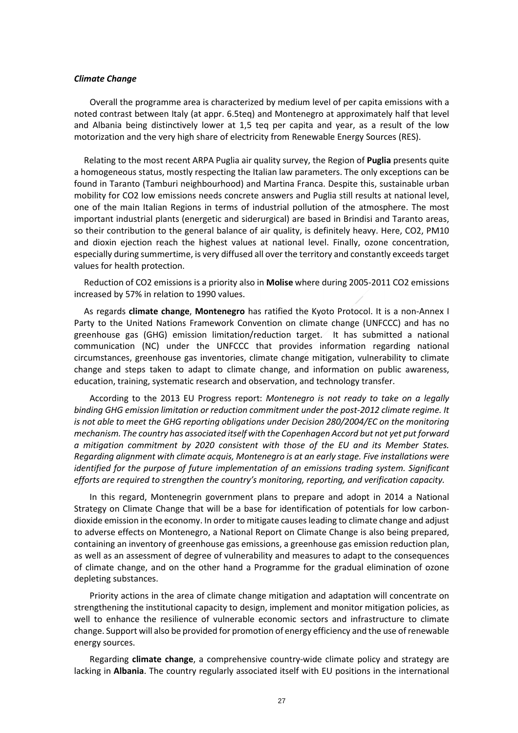***Climate Change***

Overall the programme area is characterized by medium level of per capita emissions with a noted contrast between Italy (at appr. 6.5teq) and Montenegro at approximately half that level and Albania being distinctively lower at 1,5 teq per capita and year, as a result of the low motorization and the very high share of electricity from Renewable Energy Sources (RES).

Relating to the most recent ARPA Puglia air quality survey, the Region of **Puglia** presents quite a homogeneous status, mostly respecting the Italian law parameters. The only exceptions can be found in Taranto (Tamburi neighbourhood) and Martina Franca. Despite this, sustainable urban mobility for $CO_2$ low emissions needs concrete answers and Puglia still results at national level, one of the main Italian Regions in terms of industrial pollution of the atmosphere. The most important industrial plants (energetic and siderurgical) are based in Brindisi and Taranto areas, so their contribution to the general balance of air quality, is definitely heavy. Here, $CO_2$, PM10 and dioxin ejection reach the highest values at national level. Finally, ozone concentration, especially during summertime, is very diffused all over the territory and constantly exceeds target values for health protection.

Reduction of $CO_2$ emissions is a priority also in **Molise** where during 2005-2011 $CO_2$ emissions increased by 57% in relation to 1990 values.

As regards **climate change**, **Montenegro** has ratified the Kyoto Protocol. It is a non-Annex I Party to the United Nations Framework Convention on climate change (UNFCCC) and has no greenhouse gas (GHG) emission limitation/reduction target. It has submitted a national communication (NC) under the UNFCCC that provides information regarding national circumstances, greenhouse gas inventories, climate change mitigation, vulnerability to climate change and steps taken to adapt to climate change, and information on public awareness, education, training, systematic research and observation, and technology transfer.

According to the 2013 EU Progress report: *Montenegro is not ready to take on a legally binding GHG emission limitation or reduction commitment under the post-2012 climate regime. It is not able to meet the GHG reporting obligations under Decision 280/2004/EC on the monitoring mechanism. The country has associated itself with the Copenhagen Accord but not yet put forward a mitigation commitment by 2020 consistent with those of the EU and its Member States. Regarding alignment with climate acquis, Montenegro is at an early stage. Five installations were identified for the purpose of future implementation of an emissions trading system. Significant efforts are required to strengthen the country's monitoring, reporting, and verification capacity.*

In this regard, Montenegrin government plans to prepare and adopt in 2014 a National Strategy on Climate Change that will be a base for identification of potentials for low carbon-dioxide emission in the economy. In order to mitigate causes leading to climate change and adjust to adverse effects on Montenegro, a National Report on Climate Change is also being prepared, containing an inventory of greenhouse gas emissions, a greenhouse gas emission reduction plan, as well as an assessment of degree of vulnerability and measures to adapt to the consequences of climate change, and on the other hand a Programme for the gradual elimination of ozone depleting substances.

Priority actions in the area of climate change mitigation and adaptation will concentrate on strengthening the institutional capacity to design, implement and monitor mitigation policies, as well to enhance the resilience of vulnerable economic sectors and infrastructure to climate change. Support will also be provided for promotion of energy efficiency and the use of renewable energy sources.

Regarding **climate change**, a comprehensive country-wide climate policy and strategy are lacking in **Albania**. The country regularly associated itself with EU positions in the international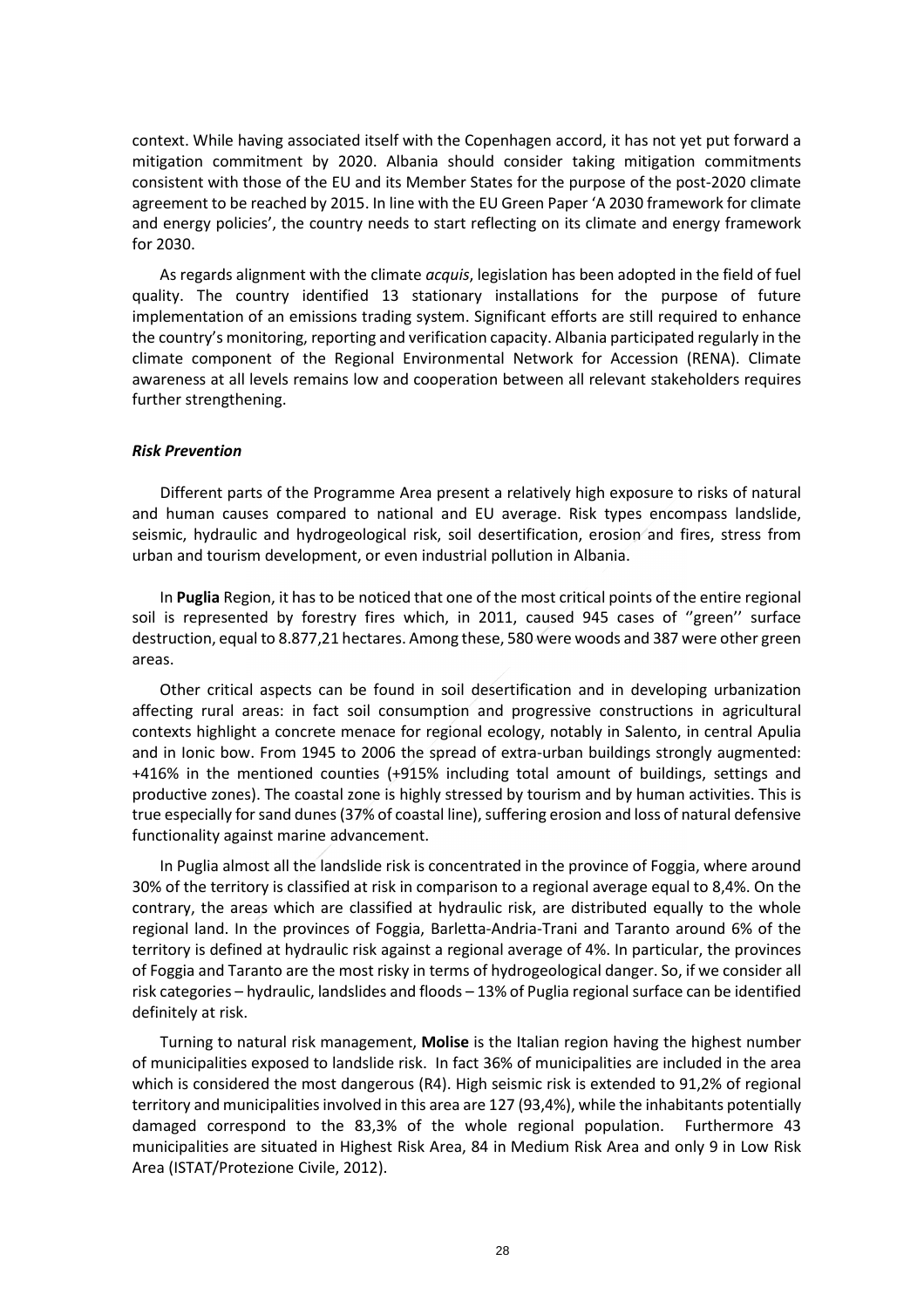context. While having associated itself with the Copenhagen accord, it has not yet put forward a mitigation commitment by 2020. Albania should consider taking mitigation commitments consistent with those of the EU and its Member States for the purpose of the post-2020 climate agreement to be reached by 2015. In line with the EU Green Paper 'A 2030 framework for climate and energy policies', the country needs to start reflecting on its climate and energy framework for 2030.

As regards alignment with the climate *acquis*, legislation has been adopted in the field of fuel quality. The country identified 13 stationary installations for the purpose of future implementation of an emissions trading system. Significant efforts are still required to enhance the country's monitoring, reporting and verification capacity. Albania participated regularly in the climate component of the Regional Environmental Network for Accession (RENA). Climate awareness at all levels remains low and cooperation between all relevant stakeholders requires further strengthening.

***Risk Prevention***

Different parts of the Programme Area present a relatively high exposure to risks of natural and human causes compared to national and EU average. Risk types encompass landslide, seismic, hydraulic and hydrogeological risk, soil desertification, erosion and fires, stress from urban and tourism development, or even industrial pollution in Albania.

In **Puglia** Region, it has to be noticed that one of the most critical points of the entire regional soil is represented by forestry fires which, in 2011, caused 945 cases of ''green'' surface destruction, equal to 8.877,21 hectares. Among these, 580 were woods and 387 were other green areas.

Other critical aspects can be found in soil desertification and in developing urbanization affecting rural areas: in fact soil consumption and progressive constructions in agricultural contexts highlight a concrete menace for regional ecology, notably in Salento, in central Apulia and in Ionic bow. From 1945 to 2006 the spread of extra-urban buildings strongly augmented: +416% in the mentioned counties (+915% including total amount of buildings, settings and productive zones). The coastal zone is highly stressed by tourism and by human activities. This is true especially for sand dunes (37% of coastal line), suffering erosion and loss of natural defensive functionality against marine advancement.

In Puglia almost all the landslide risk is concentrated in the province of Foggia, where around 30% of the territory is classified at risk in comparison to a regional average equal to 8,4%. On the contrary, the areas which are classified at hydraulic risk, are distributed equally to the whole regional land. In the provinces of Foggia, Barletta-Andria-Trani and Taranto around 6% of the territory is defined at hydraulic risk against a regional average of 4%. In particular, the provinces of Foggia and Taranto are the most risky in terms of hydrogeological danger. So, if we consider all risk categories – hydraulic, landslides and floods – 13% of Puglia regional surface can be identified definitely at risk.

Turning to natural risk management, **Molise** is the Italian region having the highest number of municipalities exposed to landslide risk. In fact 36% of municipalities are included in the area which is considered the most dangerous (R4). High seismic risk is extended to 91,2% of regional territory and municipalities involved in this area are 127 (93,4%), while the inhabitants potentially damaged correspond to the 83,3% of the whole regional population. Furthermore 43 municipalities are situated in Highest Risk Area, 84 in Medium Risk Area and only 9 in Low Risk Area (ISTAT/Protezione Civile, 2012).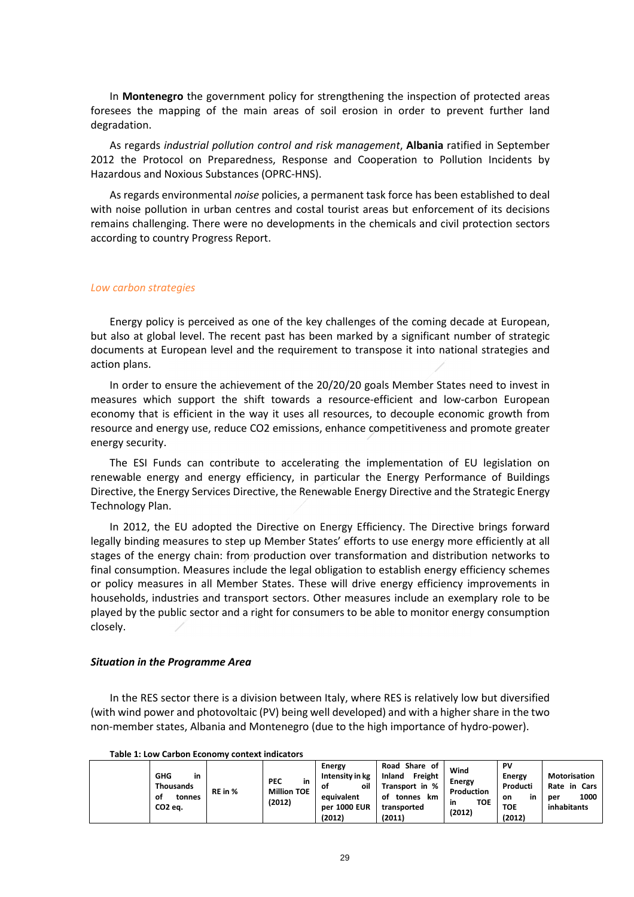In **Montenegro** the government policy for strengthening the inspection of protected areas foresees the mapping of the main areas of soil erosion in order to prevent further land degradation.

As regards *industrial pollution control and risk management*, **Albania** ratified in September 2012 the Protocol on Preparedness, Response and Cooperation to Pollution Incidents by Hazardous and Noxious Substances (OPRC-HNS).

As regards environmental *noise* policies, a permanent task force has been established to deal with noise pollution in urban centres and costal tourist areas but enforcement of its decisions remains challenging. There were no developments in the chemicals and civil protection sectors according to country Progress Report.

### *Low carbon strategies*

Energy policy is perceived as one of the key challenges of the coming decade at European, but also at global level. The recent past has been marked by a significant number of strategic documents at European level and the requirement to transpose it into national strategies and action plans.

In order to ensure the achievement of the 20/20/20 goals Member States need to invest in measures which support the shift towards a resource-efficient and low-carbon European economy that is efficient in the way it uses all resources, to decouple economic growth from resource and energy use, reduce CO2 emissions, enhance competitiveness and promote greater energy security.

The ESI Funds can contribute to accelerating the implementation of EU legislation on renewable energy and energy efficiency, in particular the Energy Performance of Buildings Directive, the Energy Services Directive, the Renewable Energy Directive and the Strategic Energy Technology Plan.

In 2012, the EU adopted the Directive on Energy Efficiency. The Directive brings forward legally binding measures to step up Member States' efforts to use energy more efficiently at all stages of the energy chain: from production over transformation and distribution networks to final consumption. Measures include the legal obligation to establish energy efficiency schemes or policy measures in all Member States. These will drive energy efficiency improvements in households, industries and transport sectors. Other measures include an exemplary role to be played by the public sector and a right for consumers to be able to monitor energy consumption closely.

#### ***Situation in the Programme Area***

In the RES sector there is a division between Italy, where RES is relatively low but diversified (with wind power and photovoltaic (PV) being well developed) and with a higher share in the two non-member states, Albania and Montenegro (due to the high importance of hydro-power).

**Table 1: Low Carbon Economy context indicators**

| | GHG in Thousands of tonnes CO2 eq. | RE in % | PEC in Million TOE (2012) | Energy Intensity in kg of oil equivalent per 1000 EUR (2012) | Road Share of Inland Freight Transport in % of tonnes km transported (2011) | Wind Energy Production in TOE (2012) | PV Energy Production in TOE (2012) | Motorisation Rate in Cars per 1000 inhabitants |
|---|---|---|---|---|---|---|---|---|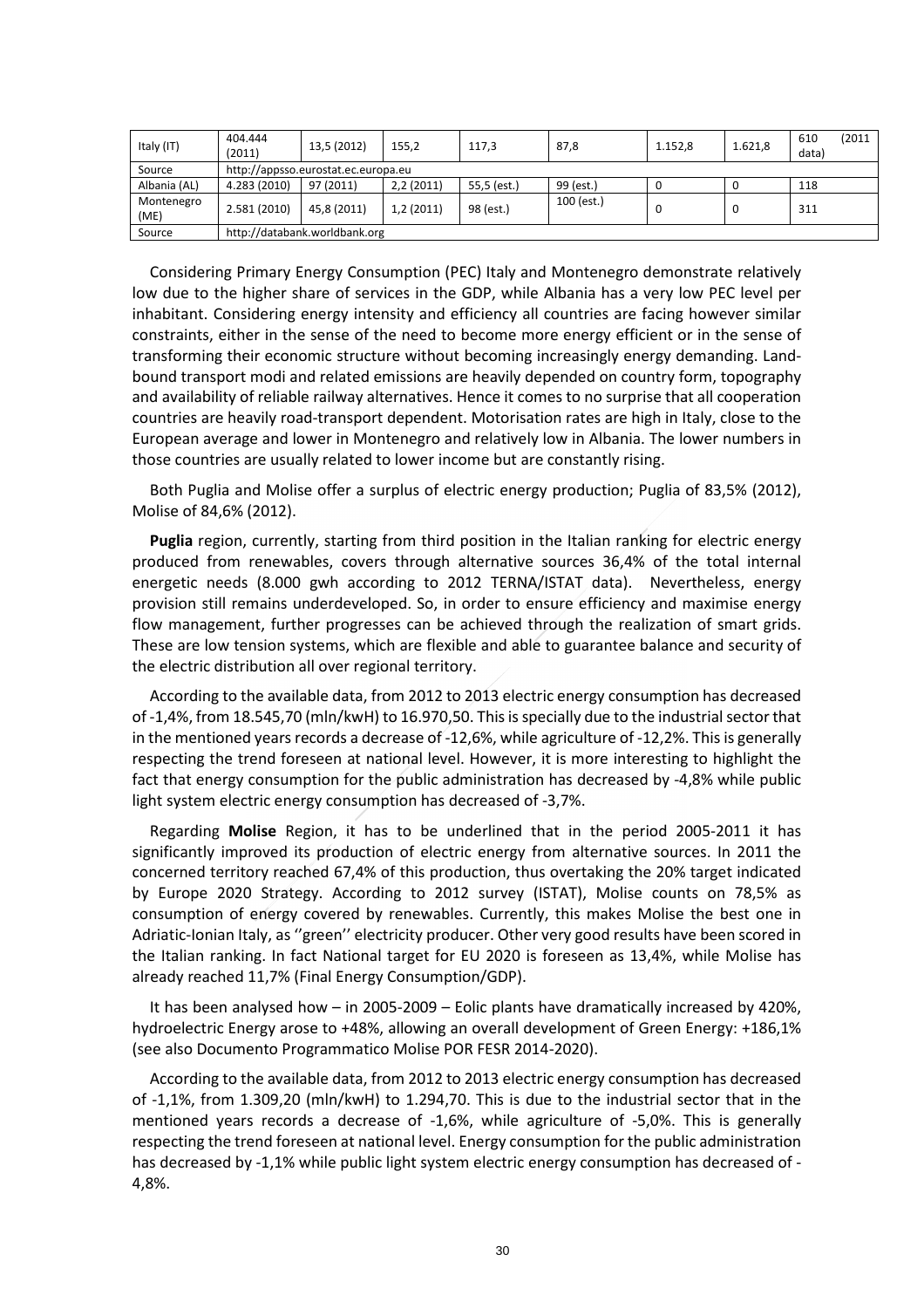| Italy (IT) | 404.444 (2011) | 13,5 (2012) | 155,2 | 117,3 | 87,8 | 1.152,8 | 1.621,8 | 610 (2011 data) |
|---|---|---|---|---|---|---|---|---|
| Source | http://appsso.eurostat.ec.europa.eu | | | | | | | |
| Albania (AL) | 4.283 (2010) | 97 (2011) | 2,2 (2011) | 55,5 (est.) | 99 (est.) | 0 | 0 | 118 |
| Montenegro (ME) | 2.581 (2010) | 45,8 (2011) | 1,2 (2011) | 98 (est.) | 100 (est.) | 0 | 0 | 311 |
| Source | http://databank.worldbank.org | | | | | | | |

Considering Primary Energy Consumption (PEC) Italy and Montenegro demonstrate relatively low due to the higher share of services in the GDP, while Albania has a very low PEC level per inhabitant. Considering energy intensity and efficiency all countries are facing however similar constraints, either in the sense of the need to become more energy efficient or in the sense of transforming their economic structure without becoming increasingly energy demanding. Land-bound transport modi and related emissions are heavily depended on country form, topography and availability of reliable railway alternatives. Hence it comes to no surprise that all cooperation countries are heavily road-transport dependent. Motorisation rates are high in Italy, close to the European average and lower in Montenegro and relatively low in Albania. The lower numbers in those countries are usually related to lower income but are constantly rising.

Both Puglia and Molise offer a surplus of electric energy production; Puglia of 83,5% (2012), Molise of 84,6% (2012).

**Puglia** region, currently, starting from third position in the Italian ranking for electric energy produced from renewables, covers through alternative sources 36,4% of the total internal energetic needs (8.000 gwh according to 2012 TERNA/ISTAT data). Nevertheless, energy provision still remains underdeveloped. So, in order to ensure efficiency and maximise energy flow management, further progresses can be achieved through the realization of smart grids. These are low tension systems, which are flexible and able to guarantee balance and security of the electric distribution all over regional territory.

According to the available data, from 2012 to 2013 electric energy consumption has decreased of -1,4%, from 18.545,70 (mln/kwH) to 16.970,50. This is specially due to the industrial sector that in the mentioned years records a decrease of -12,6%, while agriculture of -12,2%. This is generally respecting the trend foreseen at national level. However, it is more interesting to highlight the fact that energy consumption for the public administration has decreased by -4,8% while public light system electric energy consumption has decreased of -3,7%.

Regarding **Molise** Region, it has to be underlined that in the period 2005-2011 it has significantly improved its production of electric energy from alternative sources. In 2011 the concerned territory reached 67,4% of this production, thus overtaking the 20% target indicated by Europe 2020 Strategy. According to 2012 survey (ISTAT), Molise counts on 78,5% as consumption of energy covered by renewables. Currently, this makes Molise the best one in Adriatic-Ionian Italy, as ''green'' electricity producer. Other very good results have been scored in the Italian ranking. In fact National target for EU 2020 is foreseen as 13,4%, while Molise has already reached 11,7% (Final Energy Consumption/GDP).

It has been analysed how – in 2005-2009 – Eolic plants have dramatically increased by 420%, hydroelectric Energy arose to +48%, allowing an overall development of Green Energy: +186,1% (see also Documento Programmatico Molise POR FESR 2014-2020).

According to the available data, from 2012 to 2013 electric energy consumption has decreased of -1,1%, from 1.309,20 (mln/kwH) to 1.294,70. This is due to the industrial sector that in the mentioned years records a decrease of -1,6%, while agriculture of -5,0%. This is generally respecting the trend foreseen at national level. Energy consumption for the public administration has decreased by -1,1% while public light system electric energy consumption has decreased of -4,8%.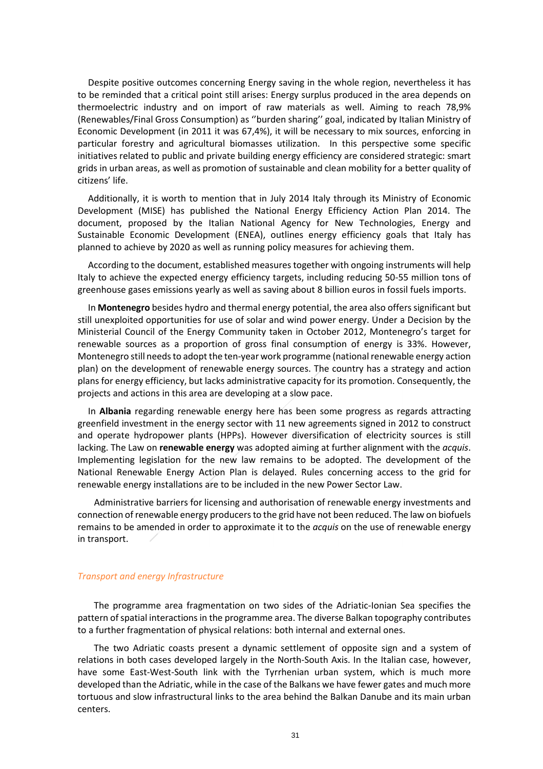Despite positive outcomes concerning Energy saving in the whole region, nevertheless it has to be reminded that a critical point still arises: Energy surplus produced in the area depends on thermoelectric industry and on import of raw materials as well. Aiming to reach 78,9% (Renewables/Final Gross Consumption) as ''burden sharing'' goal, indicated by Italian Ministry of Economic Development (in 2011 it was 67,4%), it will be necessary to mix sources, enforcing in particular forestry and agricultural biomasses utilization. In this perspective some specific initiatives related to public and private building energy efficiency are considered strategic: smart grids in urban areas, as well as promotion of sustainable and clean mobility for a better quality of citizens' life.

Additionally, it is worth to mention that in July 2014 Italy through its Ministry of Economic Development (MISE) has published the National Energy Efficiency Action Plan 2014. The document, proposed by the Italian National Agency for New Technologies, Energy and Sustainable Economic Development (ENEA), outlines energy efficiency goals that Italy has planned to achieve by 2020 as well as running policy measures for achieving them.

According to the document, established measures together with ongoing instruments will help Italy to achieve the expected energy efficiency targets, including reducing 50-55 million tons of greenhouse gases emissions yearly as well as saving about 8 billion euros in fossil fuels imports.

In **Montenegro** besides hydro and thermal energy potential, the area also offers significant but still unexploited opportunities for use of solar and wind power energy. Under a Decision by the Ministerial Council of the Energy Community taken in October 2012, Montenegro's target for renewable sources as a proportion of gross final consumption of energy is 33%. However, Montenegro still needs to adopt the ten-year work programme (national renewable energy action plan) on the development of renewable energy sources. The country has a strategy and action plans for energy efficiency, but lacks administrative capacity for its promotion. Consequently, the projects and actions in this area are developing at a slow pace.

In **Albania** regarding renewable energy here has been some progress as regards attracting greenfield investment in the energy sector with 11 new agreements signed in 2012 to construct and operate hydropower plants (HPPs). However diversification of electricity sources is still lacking. The Law on **renewable energy** was adopted aiming at further alignment with the *acquis*. Implementing legislation for the new law remains to be adopted. The development of the National Renewable Energy Action Plan is delayed. Rules concerning access to the grid for renewable energy installations are to be included in the new Power Sector Law.

Administrative barriers for licensing and authorisation of renewable energy investments and connection of renewable energy producers to the grid have not been reduced. The law on biofuels remains to be amended in order to approximate it to the *acquis* on the use of renewable energy in transport.

### *Transport and energy Infrastructure*

The programme area fragmentation on two sides of the Adriatic-Ionian Sea specifies the pattern of spatial interactions in the programme area. The diverse Balkan topography contributes to a further fragmentation of physical relations: both internal and external ones.

The two Adriatic coasts present a dynamic settlement of opposite sign and a system of relations in both cases developed largely in the North-South Axis. In the Italian case, however, have some East-West-South link with the Tyrrhenian urban system, which is much more developed than the Adriatic, while in the case of the Balkans we have fewer gates and much more tortuous and slow infrastructural links to the area behind the Balkan Danube and its main urban centers.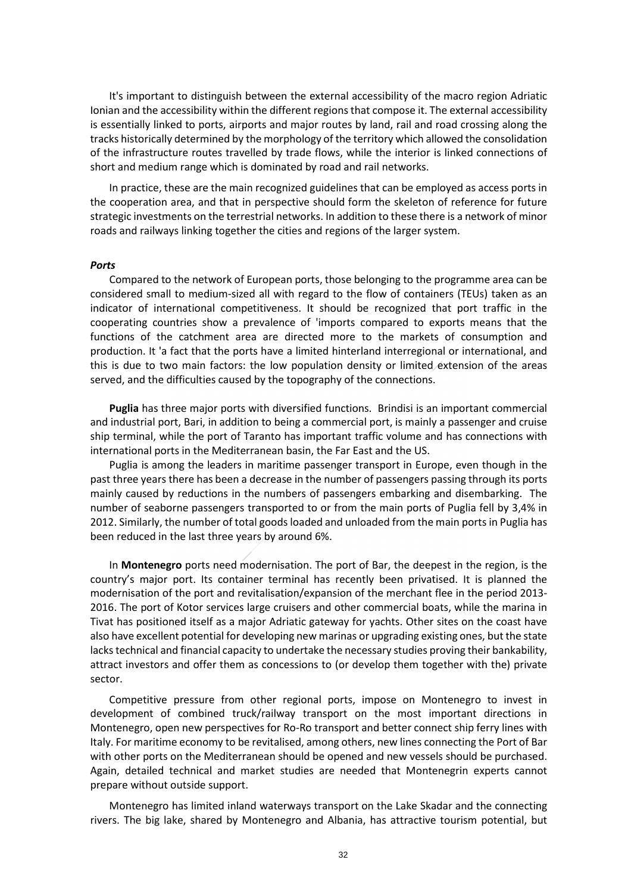It's important to distinguish between the external accessibility of the macro region Adriatic Ionian and the accessibility within the different regions that compose it. The external accessibility is essentially linked to ports, airports and major routes by land, rail and road crossing along the tracks historically determined by the morphology of the territory which allowed the consolidation of the infrastructure routes travelled by trade flows, while the interior is linked connections of short and medium range which is dominated by road and rail networks.

In practice, these are the main recognized guidelines that can be employed as access ports in the cooperation area, and that in perspective should form the skeleton of reference for future strategic investments on the terrestrial networks. In addition to these there is a network of minor roads and railways linking together the cities and regions of the larger system.

***Ports***

Compared to the network of European ports, those belonging to the programme area can be considered small to medium-sized all with regard to the flow of containers (TEUs) taken as an indicator of international competitiveness. It should be recognized that port traffic in the cooperating countries show a prevalence of 'imports compared to exports means that the functions of the catchment area are directed more to the markets of consumption and production. It 'a fact that the ports have a limited hinterland interregional or international, and this is due to two main factors: the low population density or limited extension of the areas served, and the difficulties caused by the topography of the connections.

**Puglia** has three major ports with diversified functions. Brindisi is an important commercial and industrial port, Bari, in addition to being a commercial port, is mainly a passenger and cruise ship terminal, while the port of Taranto has important traffic volume and has connections with international ports in the Mediterranean basin, the Far East and the US.

Puglia is among the leaders in maritime passenger transport in Europe, even though in the past three years there has been a decrease in the number of passengers passing through its ports mainly caused by reductions in the numbers of passengers embarking and disembarking. The number of seaborne passengers transported to or from the main ports of Puglia fell by 3,4% in 2012. Similarly, the number of total goods loaded and unloaded from the main ports in Puglia has been reduced in the last three years by around 6%.

In **Montenegro** ports need modernisation. The port of Bar, the deepest in the region, is the country's major port. Its container terminal has recently been privatised. It is planned the modernisation of the port and revitalisation/expansion of the merchant flee in the period 2013-2016. The port of Kotor services large cruisers and other commercial boats, while the marina in Tivat has positioned itself as a major Adriatic gateway for yachts. Other sites on the coast have also have excellent potential for developing new marinas or upgrading existing ones, but the state lacks technical and financial capacity to undertake the necessary studies proving their bankability, attract investors and offer them as concessions to (or develop them together with the) private sector.

Competitive pressure from other regional ports, impose on Montenegro to invest in development of combined truck/railway transport on the most important directions in Montenegro, open new perspectives for Ro-Ro transport and better connect ship ferry lines with Italy. For maritime economy to be revitalised, among others, new lines connecting the Port of Bar with other ports on the Mediterranean should be opened and new vessels should be purchased. Again, detailed technical and market studies are needed that Montenegrin experts cannot prepare without outside support.

Montenegro has limited inland waterways transport on the Lake Skadar and the connecting rivers. The big lake, shared by Montenegro and Albania, has attractive tourism potential, but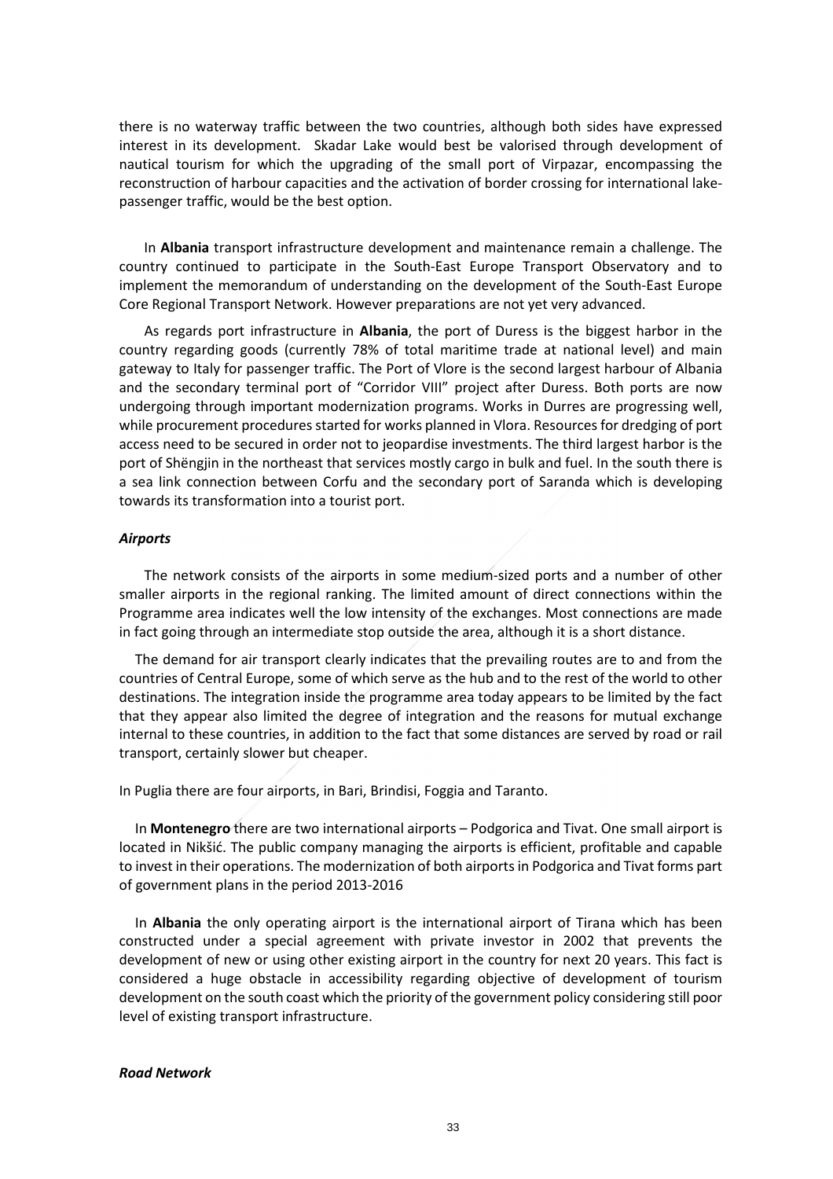there is no waterway traffic between the two countries, although both sides have expressed interest in its development. Skadar Lake would best be valorised through development of nautical tourism for which the upgrading of the small port of Virpazar, encompassing the reconstruction of harbour capacities and the activation of border crossing for international lake-passenger traffic, would be the best option.

In **Albania** transport infrastructure development and maintenance remain a challenge. The country continued to participate in the South-East Europe Transport Observatory and to implement the memorandum of understanding on the development of the South-East Europe Core Regional Transport Network. However preparations are not yet very advanced.

As regards port infrastructure in **Albania**, the port of Duress is the biggest harbor in the country regarding goods (currently 78% of total maritime trade at national level) and main gateway to Italy for passenger traffic. The Port of Vlore is the second largest harbour of Albania and the secondary terminal port of "Corridor VIII" project after Duress. Both ports are now undergoing through important modernization programs. Works in Durres are progressing well, while procurement procedures started for works planned in Vlora. Resources for dredging of port access need to be secured in order not to jeopardise investments. The third largest harbor is the port of Shëngjin in the northeast that services mostly cargo in bulk and fuel. In the south there is a sea link connection between Corfu and the secondary port of Saranda which is developing towards its transformation into a tourist port.

***Airports***

The network consists of the airports in some medium-sized ports and a number of other smaller airports in the regional ranking. The limited amount of direct connections within the Programme area indicates well the low intensity of the exchanges. Most connections are made in fact going through an intermediate stop outside the area, although it is a short distance.

The demand for air transport clearly indicates that the prevailing routes are to and from the countries of Central Europe, some of which serve as the hub and to the rest of the world to other destinations. The integration inside the programme area today appears to be limited by the fact that they appear also limited the degree of integration and the reasons for mutual exchange internal to these countries, in addition to the fact that some distances are served by road or rail transport, certainly slower but cheaper.

In Puglia there are four airports, in Bari, Brindisi, Foggia and Taranto.

In **Montenegro** there are two international airports – Podgorica and Tivat. One small airport is located in Nikšić. The public company managing the airports is efficient, profitable and capable to invest in their operations. The modernization of both airports in Podgorica and Tivat forms part of government plans in the period 2013-2016

In **Albania** the only operating airport is the international airport of Tirana which has been constructed under a special agreement with private investor in 2002 that prevents the development of new or using other existing airport in the country for next 20 years. This fact is considered a huge obstacle in accessibility regarding objective of development of tourism development on the south coast which the priority of the government policy considering still poor level of existing transport infrastructure.

***Road Network***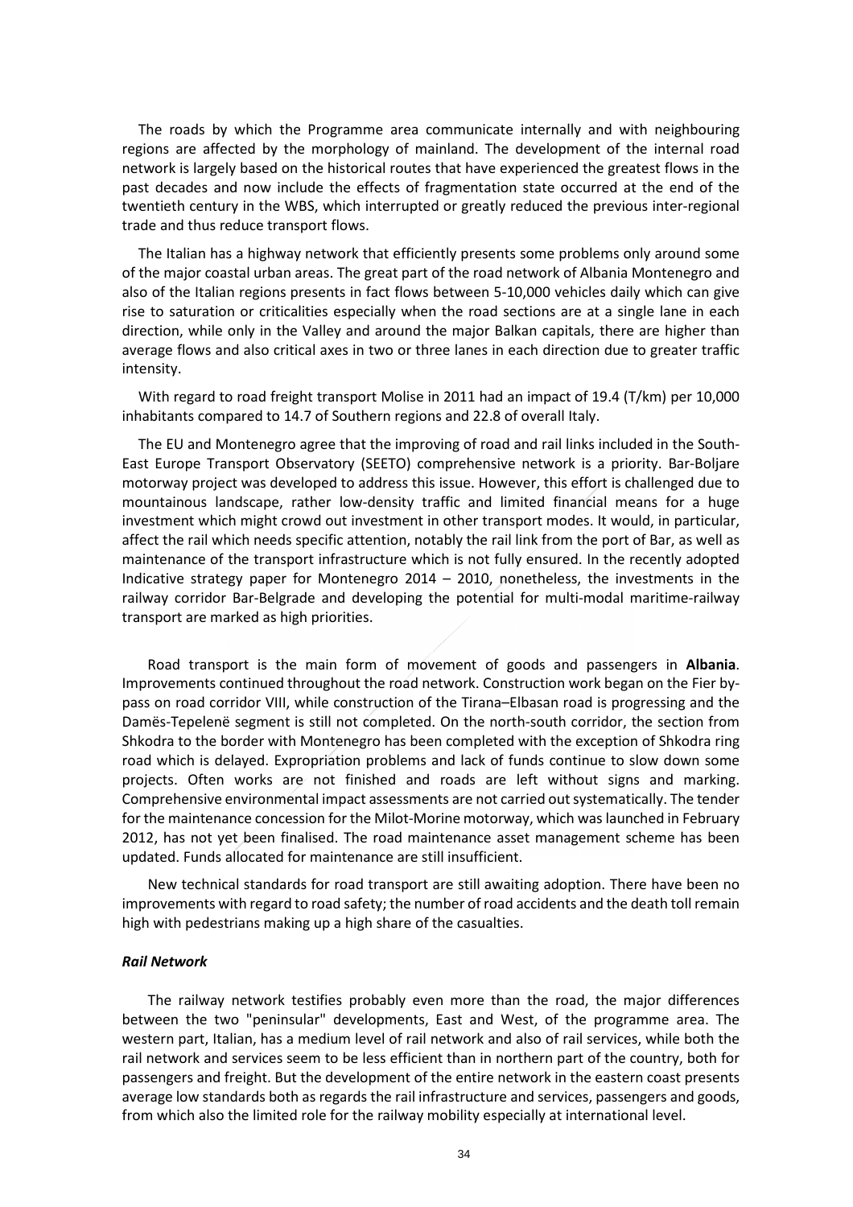The roads by which the Programme area communicate internally and with neighbouring regions are affected by the morphology of mainland. The development of the internal road network is largely based on the historical routes that have experienced the greatest flows in the past decades and now include the effects of fragmentation state occurred at the end of the twentieth century in the WBS, which interrupted or greatly reduced the previous inter-regional trade and thus reduce transport flows.

The Italian has a highway network that efficiently presents some problems only around some of the major coastal urban areas. The great part of the road network of Albania Montenegro and also of the Italian regions presents in fact flows between 5-10,000 vehicles daily which can give rise to saturation or criticalities especially when the road sections are at a single lane in each direction, while only in the Valley and around the major Balkan capitals, there are higher than average flows and also critical axes in two or three lanes in each direction due to greater traffic intensity.

With regard to road freight transport Molise in 2011 had an impact of 19.4 (T/km) per 10,000 inhabitants compared to 14.7 of Southern regions and 22.8 of overall Italy.

The EU and Montenegro agree that the improving of road and rail links included in the South-East Europe Transport Observatory (SEETO) comprehensive network is a priority. Bar-Boljare motorway project was developed to address this issue. However, this effort is challenged due to mountainous landscape, rather low-density traffic and limited financial means for a huge investment which might crowd out investment in other transport modes. It would, in particular, affect the rail which needs specific attention, notably the rail link from the port of Bar, as well as maintenance of the transport infrastructure which is not fully ensured. In the recently adopted Indicative strategy paper for Montenegro 2014 – 2010, nonetheless, the investments in the railway corridor Bar-Belgrade and developing the potential for multi-modal maritime-railway transport are marked as high priorities.

Road transport is the main form of movement of goods and passengers in **Albania**. Improvements continued throughout the road network. Construction work began on the Fier by-pass on road corridor VIII, while construction of the Tirana–Elbasan road is progressing and the Damës-Tepelenë segment is still not completed. On the north-south corridor, the section from Shkodra to the border with Montenegro has been completed with the exception of Shkodra ring road which is delayed. Expropriation problems and lack of funds continue to slow down some projects. Often works are not finished and roads are left without signs and marking. Comprehensive environmental impact assessments are not carried out systematically. The tender for the maintenance concession for the Milot-Morine motorway, which was launched in February 2012, has not yet been finalised. The road maintenance asset management scheme has been updated. Funds allocated for maintenance are still insufficient.

New technical standards for road transport are still awaiting adoption. There have been no improvements with regard to road safety; the number of road accidents and the death toll remain high with pedestrians making up a high share of the casualties.

***Rail Network***

The railway network testifies probably even more than the road, the major differences between the two "peninsular" developments, East and West, of the programme area. The western part, Italian, has a medium level of rail network and also of rail services, while both the rail network and services seem to be less efficient than in northern part of the country, both for passengers and freight. But the development of the entire network in the eastern coast presents average low standards both as regards the rail infrastructure and services, passengers and goods, from which also the limited role for the railway mobility especially at international level.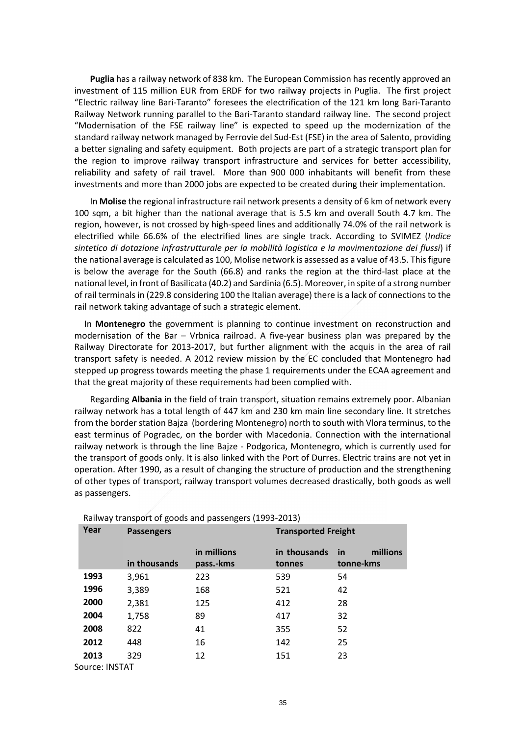**Puglia** has a railway network of 838 km. The European Commission has recently approved an investment of 115 million EUR from ERDF for two railway projects in Puglia. The first project "Electric railway line Bari-Taranto" foresees the electrification of the 121 km long Bari-Taranto Railway Network running parallel to the Bari-Taranto standard railway line. The second project "Modernisation of the FSE railway line" is expected to speed up the modernization of the standard railway network managed by Ferrovie del Sud-Est (FSE) in the area of Salento, providing a better signaling and safety equipment. Both projects are part of a strategic transport plan for the region to improve railway transport infrastructure and services for better accessibility, reliability and safety of rail travel. More than 900 000 inhabitants will benefit from these investments and more than 2000 jobs are expected to be created during their implementation.

In **Molise** the regional infrastructure rail network presents a density of 6 km of network every 100 sqm, a bit higher than the national average that is 5.5 km and overall South 4.7 km. The region, however, is not crossed by high-speed lines and additionally 74.0% of the rail network is electrified while 66.6% of the electrified lines are single track. According to SVIMEZ (*Indice sintetico di dotazione infrastrutturale per la mobilità logistica e la movimentazione dei flussi*) if the national average is calculated as 100, Molise network is assessed as a value of 43.5. This figure is below the average for the South (66.8) and ranks the region at the third-last place at the national level, in front of Basilicata (40.2) and Sardinia (6.5). Moreover, in spite of a strong number of rail terminals in (229.8 considering 100 the Italian average) there is a lack of connections to the rail network taking advantage of such a strategic element.

In **Montenegro** the government is planning to continue investment on reconstruction and modernisation of the Bar – Vrbnica railroad. A five-year business plan was prepared by the Railway Directorate for 2013-2017, but further alignment with the acquis in the area of rail transport safety is needed. A 2012 review mission by the EC concluded that Montenegro had stepped up progress towards meeting the phase 1 requirements under the ECAA agreement and that the great majority of these requirements had been complied with.

Regarding **Albania** in the field of train transport, situation remains extremely poor. Albanian railway network has a total length of 447 km and 230 km main line secondary line. It stretches from the border station Bajza (bordering Montenegro) north to south with Vlora terminus, to the east terminus of Pogradec, on the border with Macedonia. Connection with the international railway network is through the line Bajze - Podgorica, Montenegro, which is currently used for the transport of goods only. It is also linked with the Port of Durres. Electric trains are not yet in operation. After 1990, as a result of changing the structure of production and the strengthening of other types of transport, railway transport volumes decreased drastically, both goods as well as passengers.

Railway transport of goods and passengers (1993-2013)

| Year | Passengers | | Transported Freight | |
|---|---|---|---|---|
| | in thousands | in millions pass.-kms | in thousands tonnes | in millions tonne-kms |
| **1993** | 3,961 | 223 | 539 | 54 |
| **1996** | 3,389 | 168 | 521 | 42 |
| **2000** | 2,381 | 125 | 412 | 28 |
| **2004** | 1,758 | 89 | 417 | 32 |
| **2008** | 822 | 41 | 355 | 52 |
| **2012** | 448 | 16 | 142 | 25 |
| **2013** | 329 | 12 | 151 | 23 |

Source: INSTAT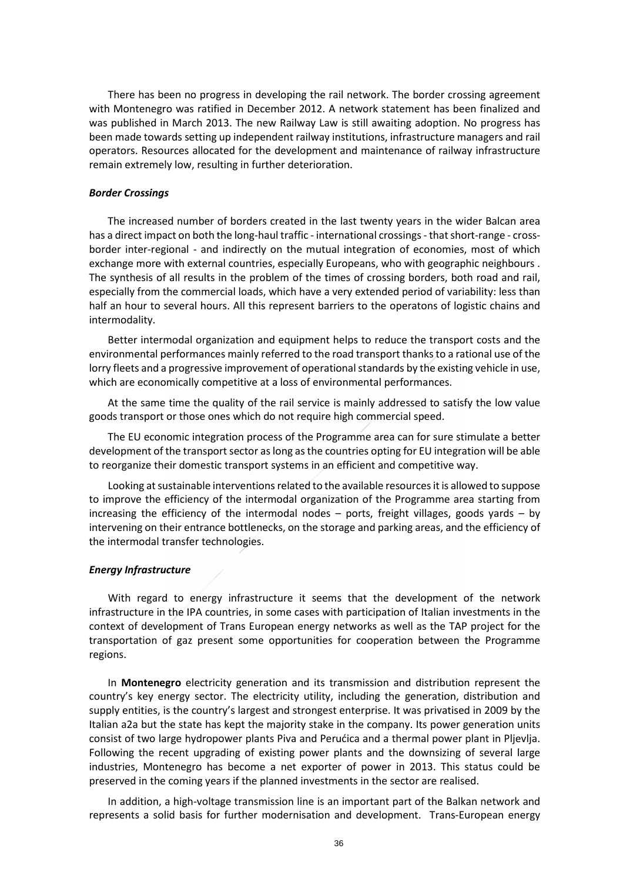There has been no progress in developing the rail network. The border crossing agreement with Montenegro was ratified in December 2012. A network statement has been finalized and was published in March 2013. The new Railway Law is still awaiting adoption. No progress has been made towards setting up independent railway institutions, infrastructure managers and rail operators. Resources allocated for the development and maintenance of railway infrastructure remain extremely low, resulting in further deterioration.

***Border Crossings***

The increased number of borders created in the last twenty years in the wider Balcan area has a direct impact on both the long-haul traffic - international crossings - that short-range - cross-border inter-regional - and indirectly on the mutual integration of economies, most of which exchange more with external countries, especially Europeans, who with geographic neighbours . The synthesis of all results in the problem of the times of crossing borders, both road and rail, especially from the commercial loads, which have a very extended period of variability: less than half an hour to several hours. All this represent barriers to the operatons of logistic chains and intermodality.

Better intermodal organization and equipment helps to reduce the transport costs and the environmental performances mainly referred to the road transport thanks to a rational use of the lorry fleets and a progressive improvement of operational standards by the existing vehicle in use, which are economically competitive at a loss of environmental performances.

At the same time the quality of the rail service is mainly addressed to satisfy the low value goods transport or those ones which do not require high commercial speed.

The EU economic integration process of the Programme area can for sure stimulate a better development of the transport sector as long as the countries opting for EU integration will be able to reorganize their domestic transport systems in an efficient and competitive way.

Looking at sustainable interventions related to the available resources it is allowed to suppose to improve the efficiency of the intermodal organization of the Programme area starting from increasing the efficiency of the intermodal nodes – ports, freight villages, goods yards – by intervening on their entrance bottlenecks, on the storage and parking areas, and the efficiency of the intermodal transfer technologies.

***Energy Infrastructure***

With regard to energy infrastructure it seems that the development of the network infrastructure in the IPA countries, in some cases with participation of Italian investments in the context of development of Trans European energy networks as well as the TAP project for the transportation of gaz present some opportunities for cooperation between the Programme regions.

In **Montenegro** electricity generation and its transmission and distribution represent the country's key energy sector. The electricity utility, including the generation, distribution and supply entities, is the country's largest and strongest enterprise. It was privatised in 2009 by the Italian a2a but the state has kept the majority stake in the company. Its power generation units consist of two large hydropower plants Piva and Perućica and a thermal power plant in Pljevlja. Following the recent upgrading of existing power plants and the downsizing of several large industries, Montenegro has become a net exporter of power in 2013. This status could be preserved in the coming years if the planned investments in the sector are realised.

In addition, a high-voltage transmission line is an important part of the Balkan network and represents a solid basis for further modernisation and development. Trans-European energy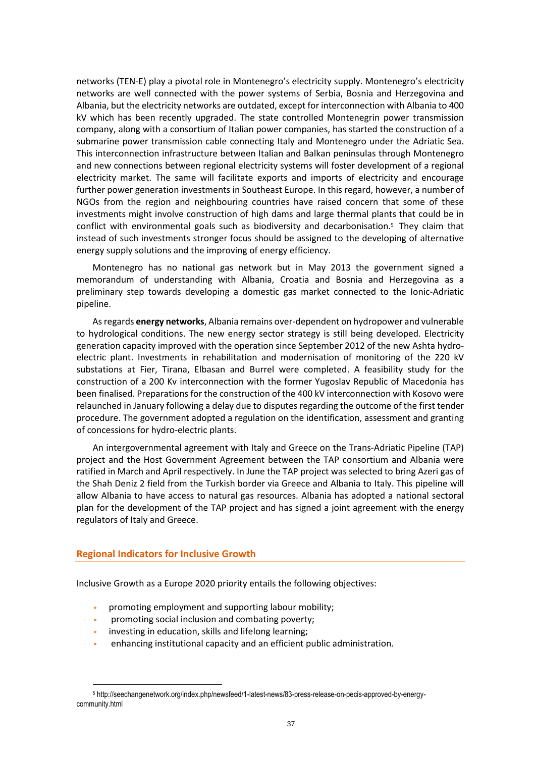networks (TEN-E) play a pivotal role in Montenegro's electricity supply. Montenegro's electricity networks are well connected with the power systems of Serbia, Bosnia and Herzegovina and Albania, but the electricity networks are outdated, except for interconnection with Albania to 400 kV which has been recently upgraded. The state controlled Montenegrin power transmission company, along with a consortium of Italian power companies, has started the construction of a submarine power transmission cable connecting Italy and Montenegro under the Adriatic Sea. This interconnection infrastructure between Italian and Balkan peninsulas through Montenegro and new connections between regional electricity systems will foster development of a regional electricity market. The same will facilitate exports and imports of electricity and encourage further power generation investments in Southeast Europe. In this regard, however, a number of NGOs from the region and neighbouring countries have raised concern that some of these investments might involve construction of high dams and large thermal plants that could be in conflict with environmental goals such as biodiversity and decarbonisation.[5] They claim that instead of such investments stronger focus should be assigned to the developing of alternative energy supply solutions and the improving of energy efficiency.

Montenegro has no national gas network but in May 2013 the government signed a memorandum of understanding with Albania, Croatia and Bosnia and Herzegovina as a preliminary step towards developing a domestic gas market connected to the Ionic-Adriatic pipeline.

As regards **energy networks**, Albania remains over-dependent on hydropower and vulnerable to hydrological conditions. The new energy sector strategy is still being developed. Electricity generation capacity improved with the operation since September 2012 of the new Ashta hydro-electric plant. Investments in rehabilitation and modernisation of monitoring of the 220 kV substations at Fier, Tirana, Elbasan and Burrel were completed. A feasibility study for the construction of a 200 Kv interconnection with the former Yugoslav Republic of Macedonia has been finalised. Preparations for the construction of the 400 kV interconnection with Kosovo were relaunched in January following a delay due to disputes regarding the outcome of the first tender procedure. The government adopted a regulation on the identification, assessment and granting of concessions for hydro-electric plants.

An intergovernmental agreement with Italy and Greece on the Trans-Adriatic Pipeline (TAP) project and the Host Government Agreement between the TAP consortium and Albania were ratified in March and April respectively. In June the TAP project was selected to bring Azeri gas of the Shah Deniz 2 field from the Turkish border via Greece and Albania to Italy. This pipeline will allow Albania to have access to natural gas resources. Albania has adopted a national sectoral plan for the development of the TAP project and has signed a joint agreement with the energy regulators of Italy and Greece.

## Regional Indicators for Inclusive Growth

Inclusive Growth as a Europe 2020 priority entails the following objectives:

- promoting employment and supporting labour mobility;
- promoting social inclusion and combating poverty;
- investing in education, skills and lifelong learning;
- enhancing institutional capacity and an efficient public administration.

[5] http://seechangenetwork.org/index.php/newsfeed/1-latest-news/83-press-release-on-pecis-approved-by-energy-community.html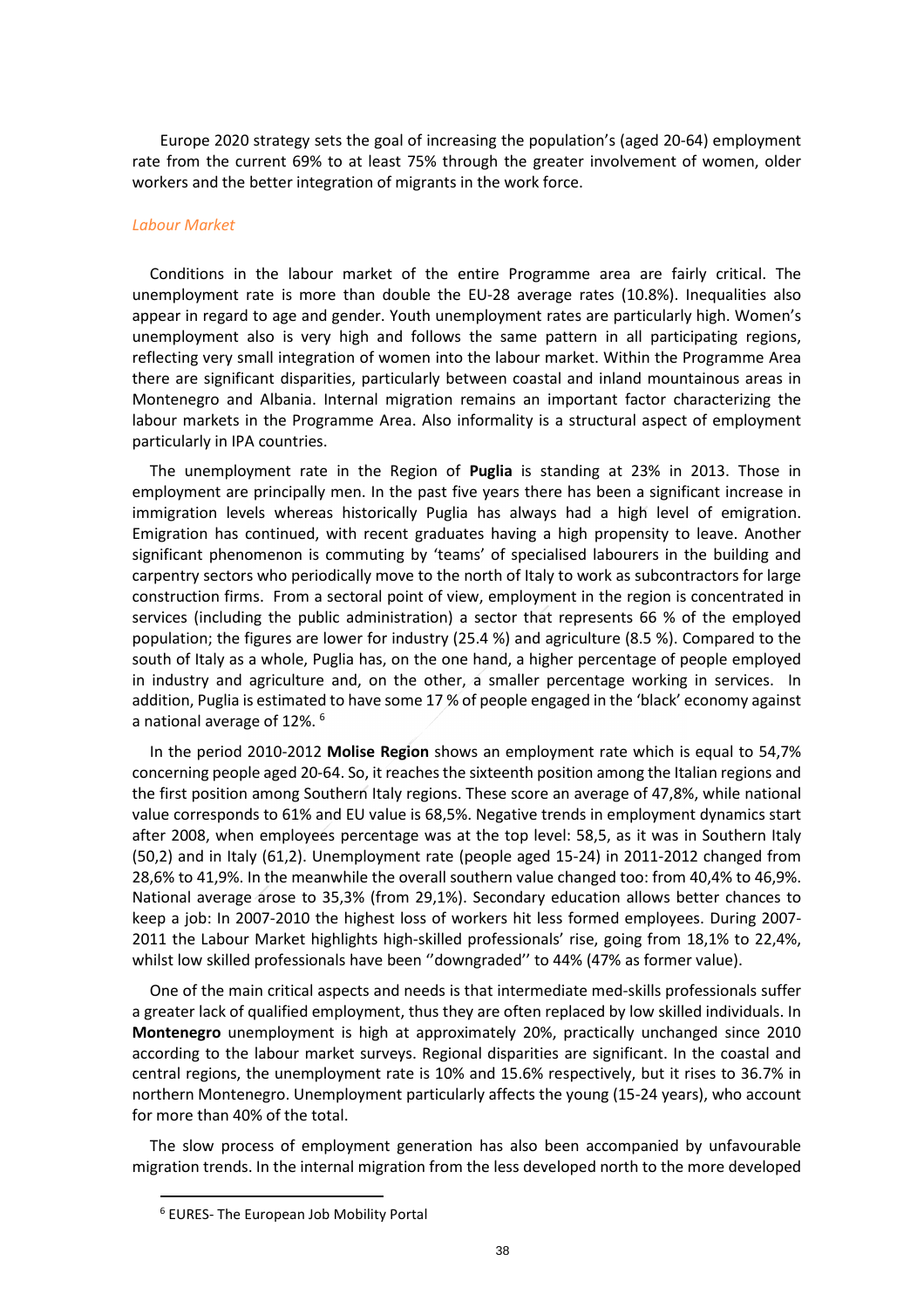Europe 2020 strategy sets the goal of increasing the population's (aged 20-64) employment rate from the current 69% to at least 75% through the greater involvement of women, older workers and the better integration of migrants in the work force.

*Labour Market*

Conditions in the labour market of the entire Programme area are fairly critical. The unemployment rate is more than double the EU-28 average rates (10.8%). Inequalities also appear in regard to age and gender. Youth unemployment rates are particularly high. Women's unemployment also is very high and follows the same pattern in all participating regions, reflecting very small integration of women into the labour market. Within the Programme Area there are significant disparities, particularly between coastal and inland mountainous areas in Montenegro and Albania. Internal migration remains an important factor characterizing the labour markets in the Programme Area. Also informality is a structural aspect of employment particularly in IPA countries.

The unemployment rate in the Region of **Puglia** is standing at 23% in 2013. Those in employment are principally men. In the past five years there has been a significant increase in immigration levels whereas historically Puglia has always had a high level of emigration. Emigration has continued, with recent graduates having a high propensity to leave. Another significant phenomenon is commuting by 'teams' of specialised labourers in the building and carpentry sectors who periodically move to the north of Italy to work as subcontractors for large construction firms. From a sectoral point of view, employment in the region is concentrated in services (including the public administration) a sector that represents 66 % of the employed population; the figures are lower for industry (25.4 %) and agriculture (8.5 %). Compared to the south of Italy as a whole, Puglia has, on the one hand, a higher percentage of people employed in industry and agriculture and, on the other, a smaller percentage working in services. In addition, Puglia is estimated to have some 17 % of people engaged in the 'black' economy against a national average of 12%. [6]

In the period 2010-2012 **Molise Region** shows an employment rate which is equal to 54,7% concerning people aged 20-64. So, it reaches the sixteenth position among the Italian regions and the first position among Southern Italy regions. These score an average of 47,8%, while national value corresponds to 61% and EU value is 68,5%. Negative trends in employment dynamics start after 2008, when employees percentage was at the top level: 58,5, as it was in Southern Italy (50,2) and in Italy (61,2). Unemployment rate (people aged 15-24) in 2011-2012 changed from 28,6% to 41,9%. In the meanwhile the overall southern value changed too: from 40,4% to 46,9%. National average arose to 35,3% (from 29,1%). Secondary education allows better chances to keep a job: In 2007-2010 the highest loss of workers hit less formed employees. During 2007-2011 the Labour Market highlights high-skilled professionals' rise, going from 18,1% to 22,4%, whilst low skilled professionals have been ''downgraded'' to 44% (47% as former value).

One of the main critical aspects and needs is that intermediate med-skills professionals suffer a greater lack of qualified employment, thus they are often replaced by low skilled individuals. In **Montenegro** unemployment is high at approximately 20%, practically unchanged since 2010 according to the labour market surveys. Regional disparities are significant. In the coastal and central regions, the unemployment rate is 10% and 15.6% respectively, but it rises to 36.7% in northern Montenegro. Unemployment particularly affects the young (15-24 years), who account for more than 40% of the total.

The slow process of employment generation has also been accompanied by unfavourable migration trends. In the internal migration from the less developed north to the more developed

[6] EURES- The European Job Mobility Portal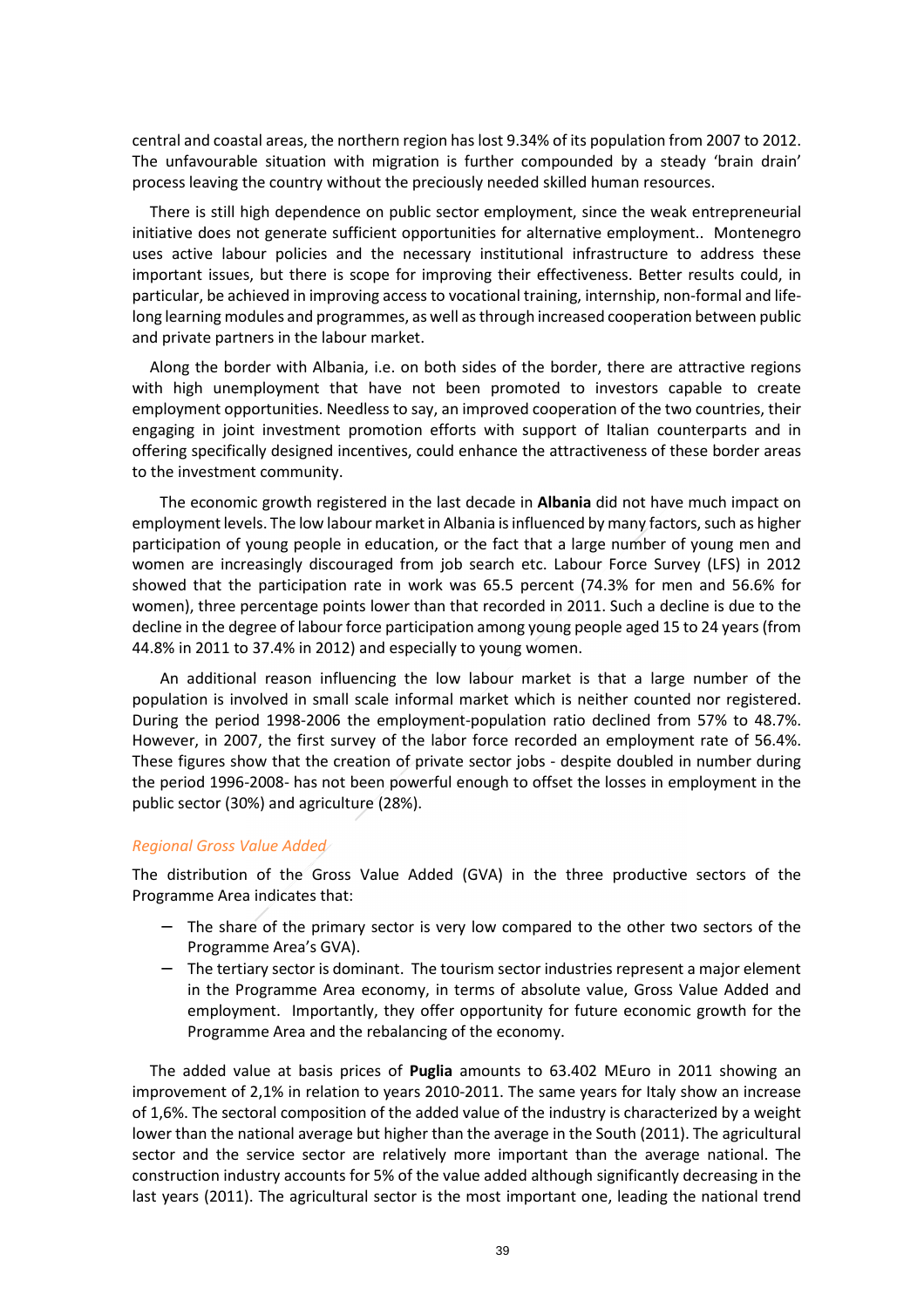central and coastal areas, the northern region has lost 9.34% of its population from 2007 to 2012. The unfavourable situation with migration is further compounded by a steady 'brain drain' process leaving the country without the preciously needed skilled human resources.

There is still high dependence on public sector employment, since the weak entrepreneurial initiative does not generate sufficient opportunities for alternative employment.. Montenegro uses active labour policies and the necessary institutional infrastructure to address these important issues, but there is scope for improving their effectiveness. Better results could, in particular, be achieved in improving access to vocational training, internship, non-formal and life-long learning modules and programmes, as well as through increased cooperation between public and private partners in the labour market.

Along the border with Albania, i.e. on both sides of the border, there are attractive regions with high unemployment that have not been promoted to investors capable to create employment opportunities. Needless to say, an improved cooperation of the two countries, their engaging in joint investment promotion efforts with support of Italian counterparts and in offering specifically designed incentives, could enhance the attractiveness of these border areas to the investment community.

The economic growth registered in the last decade in **Albania** did not have much impact on employment levels. The low labour market in Albania is influenced by many factors, such as higher participation of young people in education, or the fact that a large number of young men and women are increasingly discouraged from job search etc. Labour Force Survey (LFS) in 2012 showed that the participation rate in work was 65.5 percent (74.3% for men and 56.6% for women), three percentage points lower than that recorded in 2011. Such a decline is due to the decline in the degree of labour force participation among young people aged 15 to 24 years (from 44.8% in 2011 to 37.4% in 2012) and especially to young women.

An additional reason influencing the low labour market is that a large number of the population is involved in small scale informal market which is neither counted nor registered. During the period 1998-2006 the employment-population ratio declined from 57% to 48.7%. However, in 2007, the first survey of the labor force recorded an employment rate of 56.4%. These figures show that the creation of private sector jobs - despite doubled in number during the period 1996-2008- has not been powerful enough to offset the losses in employment in the public sector (30%) and agriculture (28%).

*Regional Gross Value Added*

The distribution of the Gross Value Added (GVA) in the three productive sectors of the Programme Area indicates that:

- The share of the primary sector is very low compared to the other two sectors of the Programme Area's GVA).
- The tertiary sector is dominant. The tourism sector industries represent a major element in the Programme Area economy, in terms of absolute value, Gross Value Added and employment. Importantly, they offer opportunity for future economic growth for the Programme Area and the rebalancing of the economy.

The added value at basis prices of **Puglia** amounts to 63.402 MEuro in 2011 showing an improvement of 2,1% in relation to years 2010-2011. The same years for Italy show an increase of 1,6%. The sectoral composition of the added value of the industry is characterized by a weight lower than the national average but higher than the average in the South (2011). The agricultural sector and the service sector are relatively more important than the average national. The construction industry accounts for 5% of the value added although significantly decreasing in the last years (2011). The agricultural sector is the most important one, leading the national trend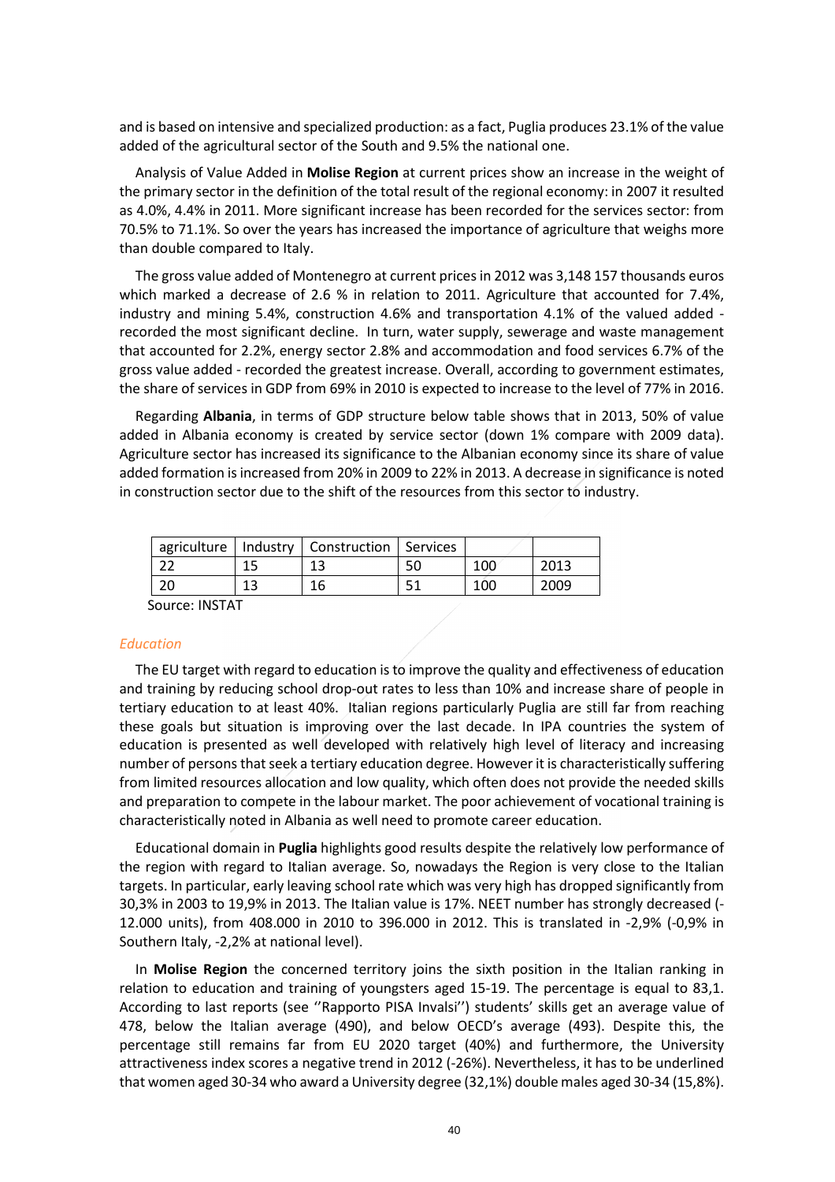and is based on intensive and specialized production: as a fact, Puglia produces 23.1% of the value added of the agricultural sector of the South and 9.5% the national one.

Analysis of Value Added in **Molise Region** at current prices show an increase in the weight of the primary sector in the definition of the total result of the regional economy: in 2007 it resulted as 4.0%, 4.4% in 2011. More significant increase has been recorded for the services sector: from 70.5% to 71.1%. So over the years has increased the importance of agriculture that weighs more than double compared to Italy.

The gross value added of Montenegro at current prices in 2012 was 3,148 157 thousands euros which marked a decrease of 2.6 % in relation to 2011. Agriculture that accounted for 7.4%, industry and mining 5.4%, construction 4.6% and transportation 4.1% of the valued added - recorded the most significant decline. In turn, water supply, sewerage and waste management that accounted for 2.2%, energy sector 2.8% and accommodation and food services 6.7% of the gross value added - recorded the greatest increase. Overall, according to government estimates, the share of services in GDP from 69% in 2010 is expected to increase to the level of 77% in 2016.

Regarding **Albania**, in terms of GDP structure below table shows that in 2013, 50% of value added in Albania economy is created by service sector (down 1% compare with 2009 data). Agriculture sector has increased its significance to the Albanian economy since its share of value added formation is increased from 20% in 2009 to 22% in 2013. A decrease in significance is noted in construction sector due to the shift of the resources from this sector to industry.

| agriculture | Industry | Construction | Services | | |
|---|---|---|---|---|---|
| 22 | 15 | 13 | 50 | 100 | 2013 |
| 20 | 13 | 16 | 51 | 100 | 2009 |

Source: INSTAT

*Education*

The EU target with regard to education is to improve the quality and effectiveness of education and training by reducing school drop-out rates to less than 10% and increase share of people in tertiary education to at least 40%. Italian regions particularly Puglia are still far from reaching these goals but situation is improving over the last decade. In IPA countries the system of education is presented as well developed with relatively high level of literacy and increasing number of persons that seek a tertiary education degree. However it is characteristically suffering from limited resources allocation and low quality, which often does not provide the needed skills and preparation to compete in the labour market. The poor achievement of vocational training is characteristically noted in Albania as well need to promote career education.

Educational domain in **Puglia** highlights good results despite the relatively low performance of the region with regard to Italian average. So, nowadays the Region is very close to the Italian targets. In particular, early leaving school rate which was very high has dropped significantly from 30,3% in 2003 to 19,9% in 2013. The Italian value is 17%. NEET number has strongly decreased (-12.000 units), from 408.000 in 2010 to 396.000 in 2012. This is translated in -2,9% (-0,9% in Southern Italy, -2,2% at national level).

In **Molise Region** the concerned territory joins the sixth position in the Italian ranking in relation to education and training of youngsters aged 15-19. The percentage is equal to 83,1. According to last reports (see ''Rapporto PISA Invalsi'') students' skills get an average value of 478, below the Italian average (490), and below OECD's average (493). Despite this, the percentage still remains far from EU 2020 target (40%) and furthermore, the University attractiveness index scores a negative trend in 2012 (-26%). Nevertheless, it has to be underlined that women aged 30-34 who award a University degree (32,1%) double males aged 30-34 (15,8%).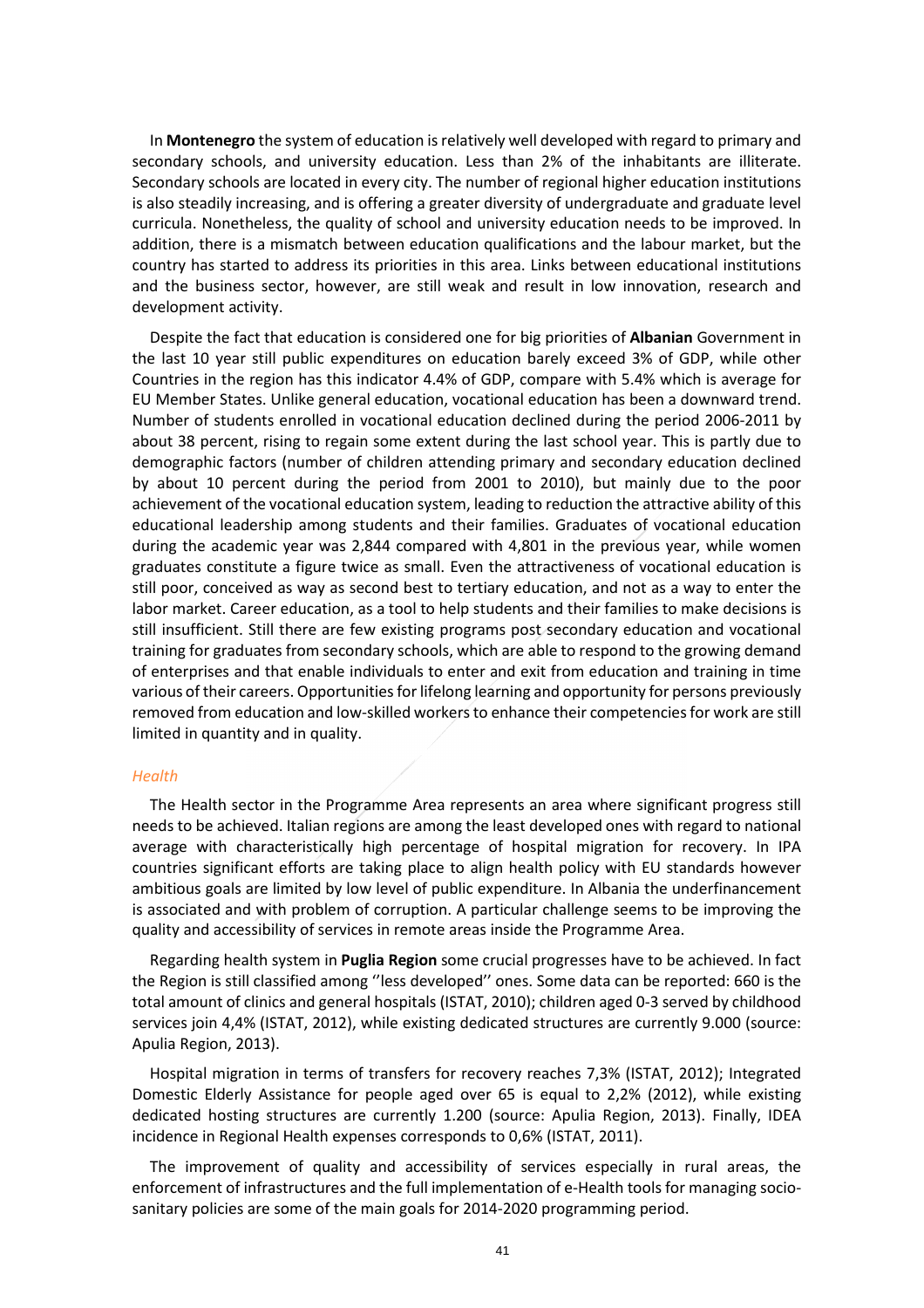In **Montenegro** the system of education is relatively well developed with regard to primary and secondary schools, and university education. Less than 2% of the inhabitants are illiterate. Secondary schools are located in every city. The number of regional higher education institutions is also steadily increasing, and is offering a greater diversity of undergraduate and graduate level curricula. Nonetheless, the quality of school and university education needs to be improved. In addition, there is a mismatch between education qualifications and the labour market, but the country has started to address its priorities in this area. Links between educational institutions and the business sector, however, are still weak and result in low innovation, research and development activity.

Despite the fact that education is considered one for big priorities of **Albanian** Government in the last 10 year still public expenditures on education barely exceed 3% of GDP, while other Countries in the region has this indicator 4.4% of GDP, compare with 5.4% which is average for EU Member States. Unlike general education, vocational education has been a downward trend. Number of students enrolled in vocational education declined during the period 2006-2011 by about 38 percent, rising to regain some extent during the last school year. This is partly due to demographic factors (number of children attending primary and secondary education declined by about 10 percent during the period from 2001 to 2010), but mainly due to the poor achievement of the vocational education system, leading to reduction the attractive ability of this educational leadership among students and their families. Graduates of vocational education during the academic year was 2,844 compared with 4,801 in the previous year, while women graduates constitute a figure twice as small. Even the attractiveness of vocational education is still poor, conceived as way as second best to tertiary education, and not as a way to enter the labor market. Career education, as a tool to help students and their families to make decisions is still insufficient. Still there are few existing programs post secondary education and vocational training for graduates from secondary schools, which are able to respond to the growing demand of enterprises and that enable individuals to enter and exit from education and training in time various of their careers. Opportunities for lifelong learning and opportunity for persons previously removed from education and low-skilled workers to enhance their competencies for work are still limited in quantity and in quality.

### *Health*

The Health sector in the Programme Area represents an area where significant progress still needs to be achieved. Italian regions are among the least developed ones with regard to national average with characteristically high percentage of hospital migration for recovery. In IPA countries significant efforts are taking place to align health policy with EU standards however ambitious goals are limited by low level of public expenditure. In Albania the underfinancement is associated and with problem of corruption. A particular challenge seems to be improving the quality and accessibility of services in remote areas inside the Programme Area.

Regarding health system in **Puglia Region** some crucial progresses have to be achieved. In fact the Region is still classified among ''less developed'' ones. Some data can be reported: 660 is the total amount of clinics and general hospitals (ISTAT, 2010); children aged 0-3 served by childhood services join 4,4% (ISTAT, 2012), while existing dedicated structures are currently 9.000 (source: Apulia Region, 2013).

Hospital migration in terms of transfers for recovery reaches 7,3% (ISTAT, 2012); Integrated Domestic Elderly Assistance for people aged over 65 is equal to 2,2% (2012), while existing dedicated hosting structures are currently 1.200 (source: Apulia Region, 2013). Finally, IDEA incidence in Regional Health expenses corresponds to 0,6% (ISTAT, 2011).

The improvement of quality and accessibility of services especially in rural areas, the enforcement of infrastructures and the full implementation of e-Health tools for managing socio-sanitary policies are some of the main goals for 2014-2020 programming period.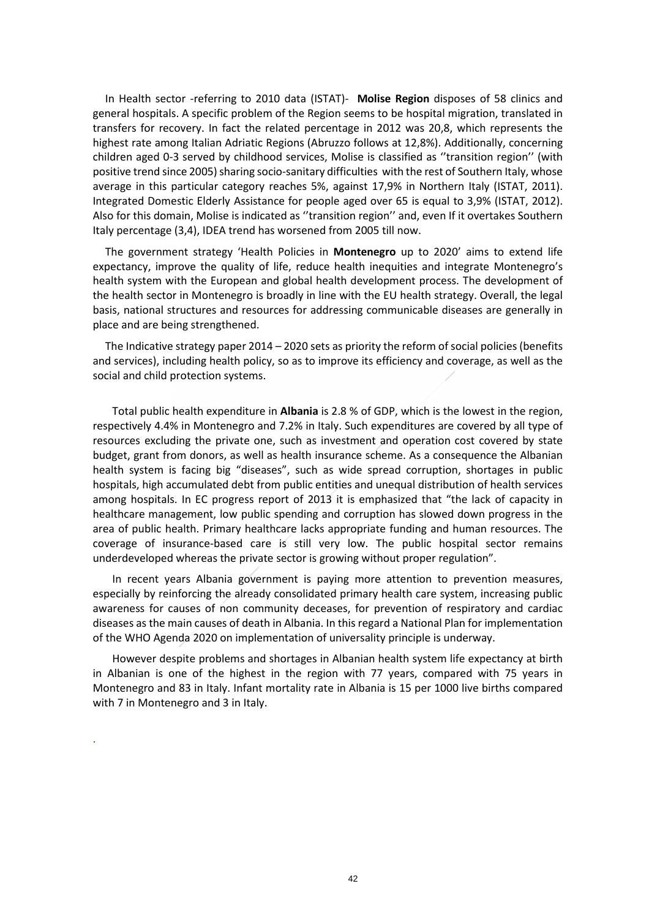In Health sector -referring to 2010 data (ISTAT)- **Molise Region** disposes of 58 clinics and general hospitals. A specific problem of the Region seems to be hospital migration, translated in transfers for recovery. In fact the related percentage in 2012 was 20,8, which represents the highest rate among Italian Adriatic Regions (Abruzzo follows at 12,8%). Additionally, concerning children aged 0-3 served by childhood services, Molise is classified as ''transition region'' (with positive trend since 2005) sharing socio-sanitary difficulties with the rest of Southern Italy, whose average in this particular category reaches 5%, against 17,9% in Northern Italy (ISTAT, 2011). Integrated Domestic Elderly Assistance for people aged over 65 is equal to 3,9% (ISTAT, 2012). Also for this domain, Molise is indicated as ''transition region'' and, even If it overtakes Southern Italy percentage (3,4), IDEA trend has worsened from 2005 till now.

The government strategy 'Health Policies in **Montenegro** up to 2020' aims to extend life expectancy, improve the quality of life, reduce health inequities and integrate Montenegro's health system with the European and global health development process. The development of the health sector in Montenegro is broadly in line with the EU health strategy. Overall, the legal basis, national structures and resources for addressing communicable diseases are generally in place and are being strengthened.

The Indicative strategy paper 2014 – 2020 sets as priority the reform of social policies (benefits and services), including health policy, so as to improve its efficiency and coverage, as well as the social and child protection systems.

Total public health expenditure in **Albania** is 2.8 % of GDP, which is the lowest in the region, respectively 4.4% in Montenegro and 7.2% in Italy. Such expenditures are covered by all type of resources excluding the private one, such as investment and operation cost covered by state budget, grant from donors, as well as health insurance scheme. As a consequence the Albanian health system is facing big "diseases", such as wide spread corruption, shortages in public hospitals, high accumulated debt from public entities and unequal distribution of health services among hospitals. In EC progress report of 2013 it is emphasized that "the lack of capacity in healthcare management, low public spending and corruption has slowed down progress in the area of public health. Primary healthcare lacks appropriate funding and human resources. The coverage of insurance-based care is still very low. The public hospital sector remains underdeveloped whereas the private sector is growing without proper regulation".

In recent years Albania government is paying more attention to prevention measures, especially by reinforcing the already consolidated primary health care system, increasing public awareness for causes of non community deceases, for prevention of respiratory and cardiac diseases as the main causes of death in Albania. In this regard a National Plan for implementation of the WHO Agenda 2020 on implementation of universality principle is underway.

However despite problems and shortages in Albanian health system life expectancy at birth in Albanian is one of the highest in the region with 77 years, compared with 75 years in Montenegro and 83 in Italy. Infant mortality rate in Albania is 15 per 1000 live births compared with 7 in Montenegro and 3 in Italy.

.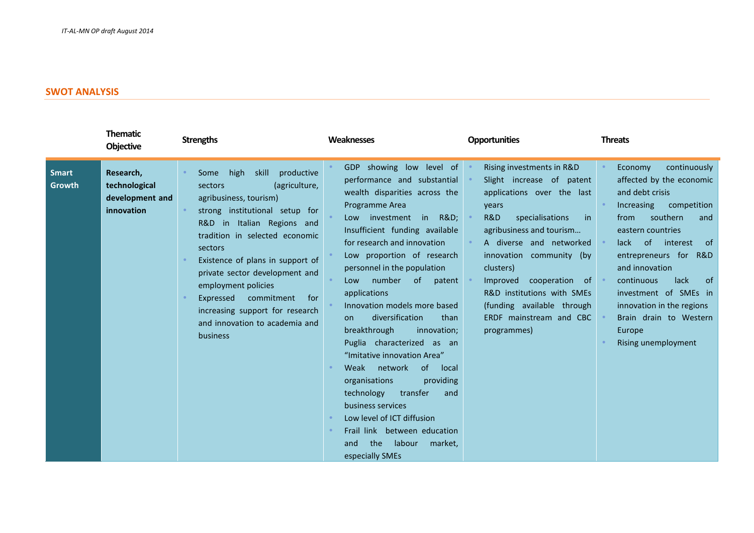## SWOT ANALYSIS

| | Thematic Objective | Strengths | Weaknesses | Opportunities | Threats |
|---|---|---|---|---|---|
| **Smart Growth** | **Research, technological development and innovation** | • Some high skill productive sectors (agriculture, agribusiness, tourism)<br>• strong institutional setup for R&D in Italian Regions and tradition in selected economic sectors<br>• Existence of plans in support of private sector development and employment policies<br>• Expressed commitment for increasing support for research and innovation to academia and business | • GDP showing low level of performance and substantial wealth disparities across the Programme Area<br>• Low investment in R&D; Insufficient funding available for research and innovation<br>• Low proportion of research personnel in the population<br>• Low number of patent applications<br>• Innovation models more based on diversification than breakthrough innovation; Puglia characterized as an "Imitative innovation Area"<br>• Weak network of local organisations providing technology transfer and business services<br>• Low level of ICT diffusion<br>• Frail link between education and the labour market, especially SMEs | • Rising investments in R&D<br>• Slight increase of patent applications over the last years<br>• R&D specialisations in agribusiness and tourism…<br>• A diverse and networked innovation community (by clusters)<br>• Improved cooperation of R&D institutions with SMEs (funding available through ERDF mainstream and CBC programmes) | • Economy continuously affected by the economic and debt crisis<br>• Increasing competition from southern and eastern countries<br>• lack of interest of entrepreneurs for R&D and innovation<br>• continuous lack of investment of SMEs in innovation in the regions<br>• Brain drain to Western Europe<br>• Rising unemployment |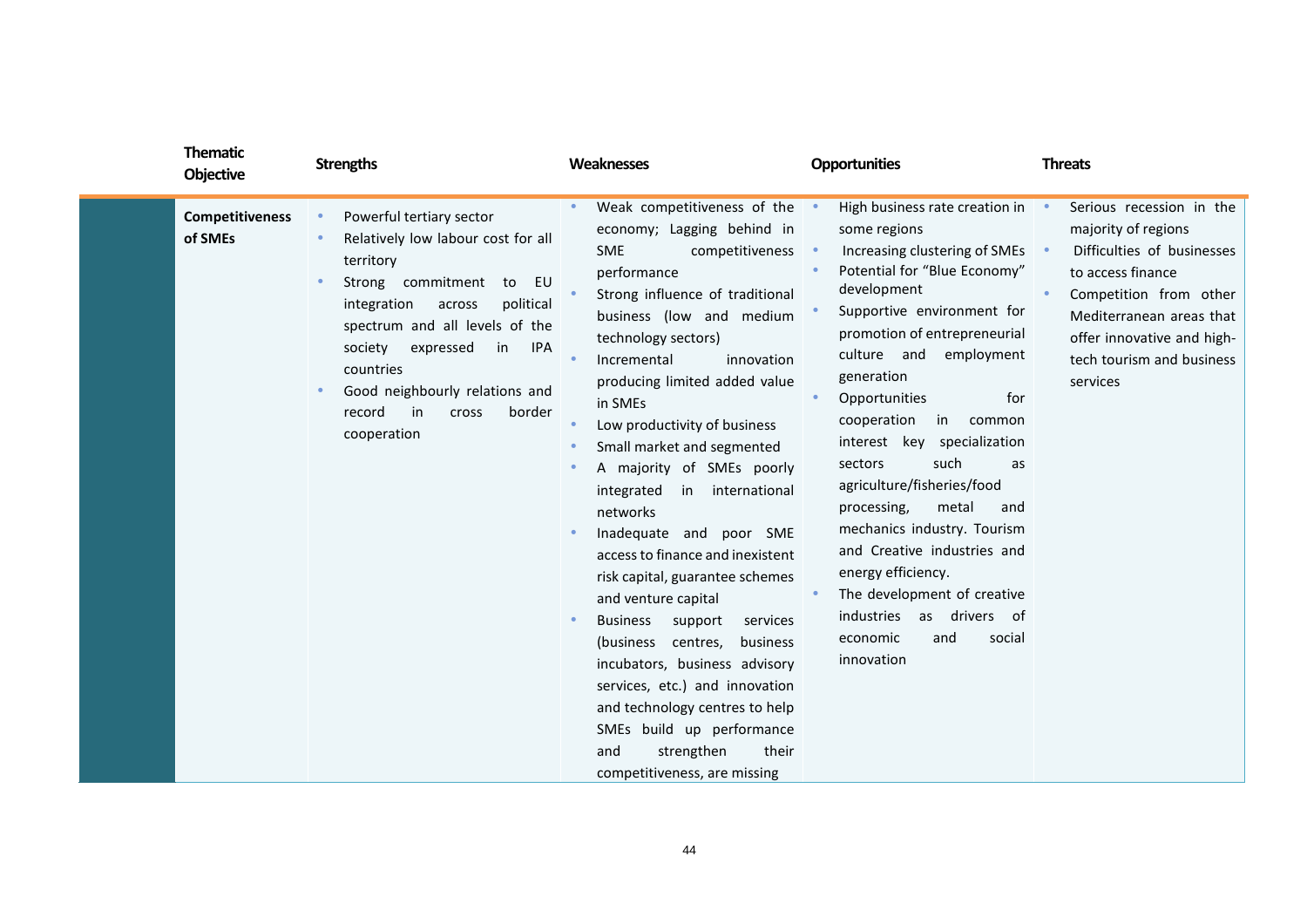| Thematic Objective | Strengths | Weaknesses | Opportunities | Threats |
|---|---|---|---|---|
| **Competitiveness of SMEs** | • Powerful tertiary sector<br>• Relatively low labour cost for all territory<br>• Strong commitment to EU integration across political spectrum and all levels of the society expressed in IPA countries<br>• Good neighbourly relations and record in cross border cooperation | • Weak competitiveness of the economy; Lagging behind in SME competitiveness performance<br>• Strong influence of traditional business (low and medium technology sectors)<br>• Incremental innovation producing limited added value in SMEs<br>• Low productivity of business<br>• Small market and segmented<br>• A majority of SMEs poorly integrated in international networks<br>• Inadequate and poor SME access to finance and inexistent risk capital, guarantee schemes and venture capital<br>• Business support services (business centres, business incubators, business advisory services, etc.) and innovation and technology centres to help SMEs build up performance and strengthen their competitiveness, are missing | • High business rate creation in some regions<br>• Increasing clustering of SMEs<br>• Potential for "Blue Economy" development<br>• Supportive environment for promotion of entrepreneurial culture and employment generation<br>• Opportunities for cooperation in common interest key specialization sectors such as agriculture/fisheries/food processing, metal and mechanics industry. Tourism and Creative industries and energy efficiency.<br>• The development of creative industries as drivers of economic and social innovation | • Serious recession in the majority of regions<br>• Difficulties of businesses to access finance<br>• Competition from other Mediterranean areas that offer innovative and high-tech tourism and business services |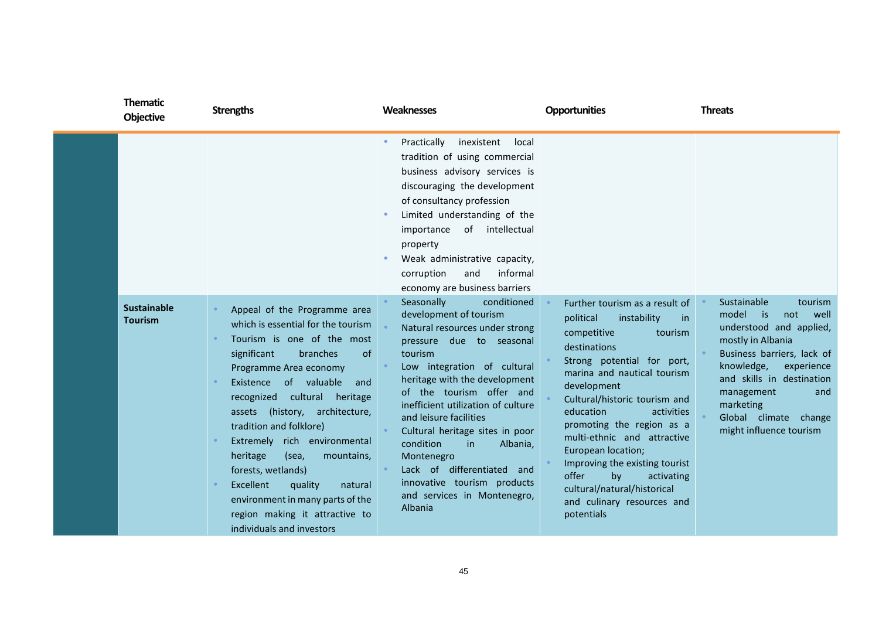| Thematic Objective | Strengths | Weaknesses | Opportunities | Threats |
|---|---|---|---|---|
| | | • Practically inexistent local tradition of using commercial business advisory services is discouraging the development of consultancy profession<br>• Limited understanding of the importance of intellectual property<br>• Weak administrative capacity, corruption and informal economy are business barriers | | |
| **Sustainable Tourism** | • Appeal of the Programme area which is essential for the tourism<br>• Tourism is one of the most significant branches of Programme Area economy<br>• Existence of valuable and recognized cultural heritage assets (history, architecture, tradition and folklore)<br>• Extremely rich environmental heritage (sea, mountains, forests, wetlands)<br>• Excellent quality natural environment in many parts of the region making it attractive to individuals and investors | • Seasonally conditioned development of tourism<br>• Natural resources under strong pressure due to seasonal tourism<br>• Low integration of cultural heritage with the development of the tourism offer and inefficient utilization of culture and leisure facilities<br>• Cultural heritage sites in poor condition in Albania, Montenegro<br>• Lack of differentiated and innovative tourism products and services in Montenegro, Albania | • Further tourism as a result of political instability in competitive tourism destinations<br>• Strong potential for port, marina and nautical tourism development<br>• Cultural/historic tourism and education activities promoting the region as a multi-ethnic and attractive European location;<br>• Improving the existing tourist offer by activating cultural/natural/historical and culinary resources and potentials | • Sustainable tourism model is not well understood and applied, mostly in Albania<br>• Business barriers, lack of knowledge, experience and skills in destination management and marketing<br>• Global climate change might influence tourism |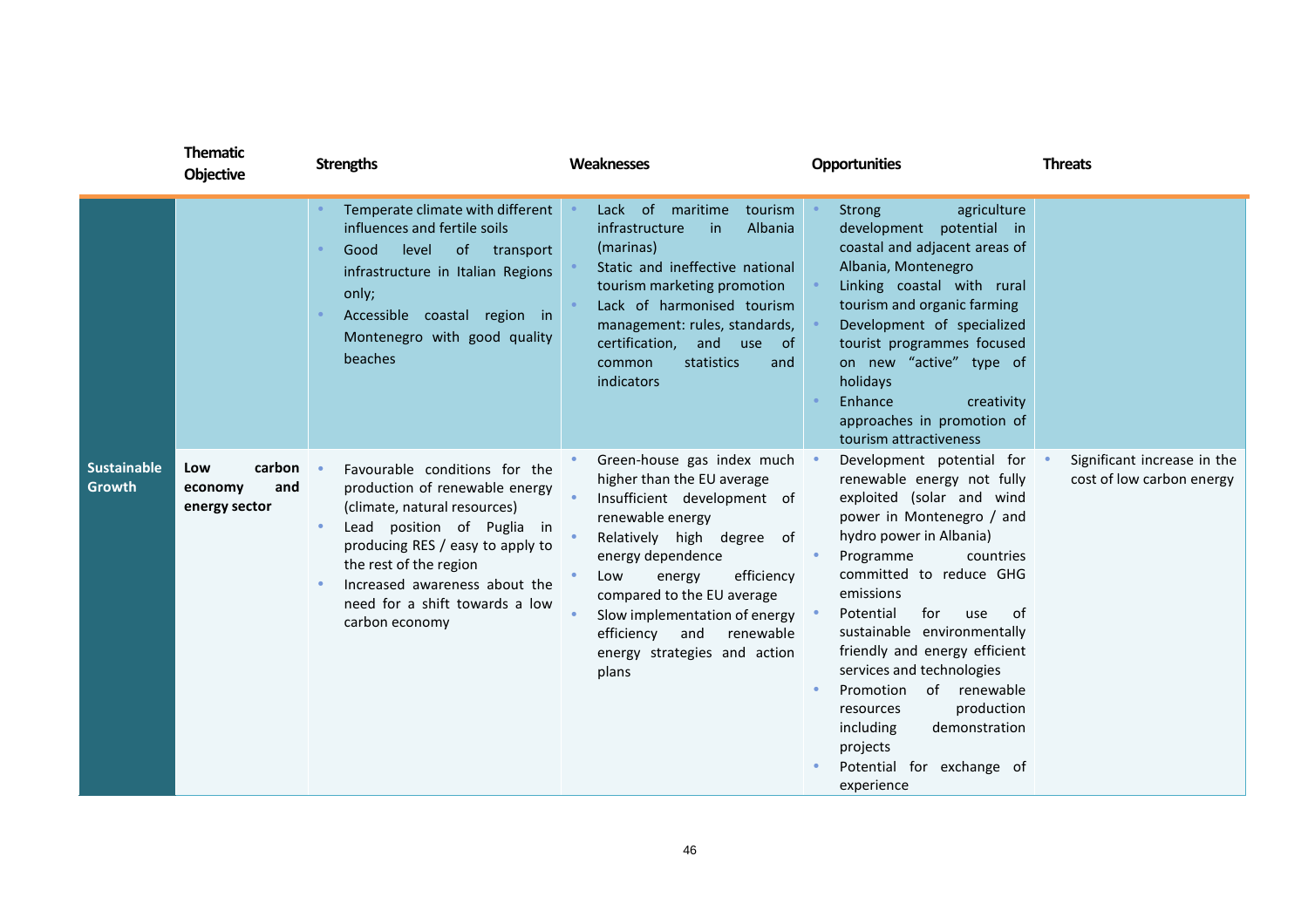| | Thematic Objective | Strengths | Weaknesses | Opportunities | Threats |
|---|---|---|---|---|---|
| | | • Temperate climate with different influences and fertile soils<br>• Good level of transport infrastructure in Italian Regions only;<br>• Accessible coastal region in Montenegro with good quality beaches | • Lack of maritime tourism infrastructure in Albania (marinas)<br>• Static and ineffective national tourism marketing promotion<br>• Lack of harmonised tourism management: rules, standards, certification, and use of common statistics and indicators | • Strong agriculture development potential in coastal and adjacent areas of Albania, Montenegro<br>• Linking coastal with rural tourism and organic farming<br>• Development of specialized tourist programmes focused on new "active" type of holidays<br>• Enhance creativity approaches in promotion of tourism attractiveness | |
| **Sustainable Growth** | **Low carbon economy and energy sector** | • Favourable conditions for the production of renewable energy (climate, natural resources)<br>• Lead position of Puglia in producing RES / easy to apply to the rest of the region<br>• Increased awareness about the need for a shift towards a low carbon economy | • Green-house gas index much higher than the EU average<br>• Insufficient development of renewable energy<br>• Relatively high degree of energy dependence<br>• Low energy efficiency compared to the EU average<br>• Slow implementation of energy efficiency and renewable energy strategies and action plans | • Development potential for renewable energy not fully exploited (solar and wind power in Montenegro / and hydro power in Albania)<br>• Programme countries committed to reduce GHG emissions<br>• Potential for use of sustainable environmentally friendly and energy efficient services and technologies<br>• Promotion of renewable resources production including demonstration projects<br>• Potential for exchange of experience | • Significant increase in the cost of low carbon energy |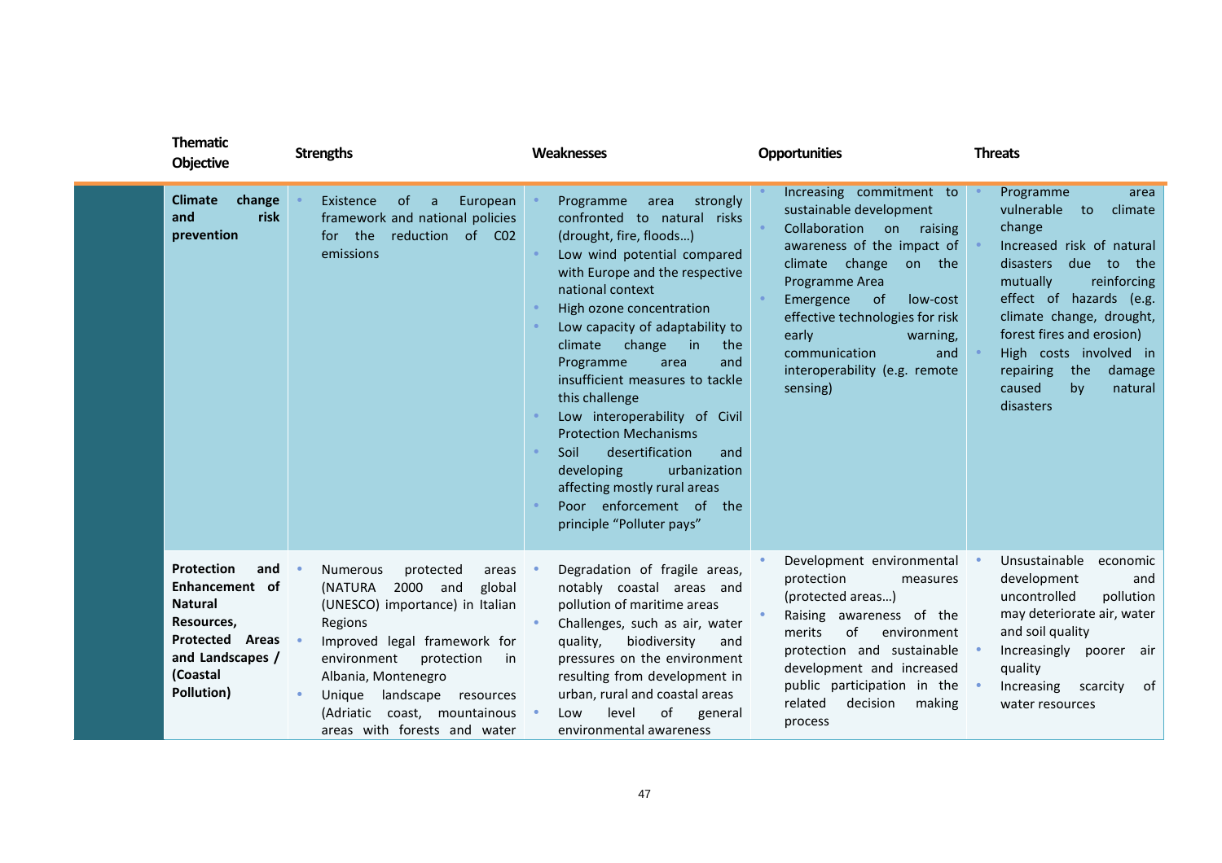| Thematic Objective | Strengths | Weaknesses | Opportunities | Threats |
|---|---|---|---|---|
| **Climate change and risk prevention** | • Existence of a European framework and national policies for the reduction of C02 emissions | • Programme area strongly confronted to natural risks (drought, fire, floods…)<br>• Low wind potential compared with Europe and the respective national context<br>• High ozone concentration<br>• Low capacity of adaptability to climate change in the Programme area and insufficient measures to tackle this challenge<br>• Low interoperability of Civil Protection Mechanisms<br>• Soil desertification and developing urbanization affecting mostly rural areas<br>• Poor enforcement of the principle "Polluter pays" | • Increasing commitment to sustainable development<br>• Collaboration on raising awareness of the impact of climate change on the Programme Area<br>• Emergence of low-cost effective technologies for risk early warning, communication and interoperability (e.g. remote sensing) | • Programme area vulnerable to climate change<br>• Increased risk of natural disasters due to the mutually reinforcing effect of hazards (e.g. climate change, drought, forest fires and erosion)<br>• High costs involved in repairing the damage caused by natural disasters |
| **Protection and Enhancement of Natural Resources, Protected Areas and Landscapes / (Coastal Pollution)** | • Numerous protected areas (NATURA 2000 and global (UNESCO) importance) in Italian Regions<br>• Improved legal framework for environment protection in Albania, Montenegro<br>• Unique landscape resources (Adriatic coast, mountainous areas with forests and water | • Degradation of fragile areas, notably coastal areas and pollution of maritime areas<br>• Challenges, such as air, water quality, biodiversity and pressures on the environment resulting from development in urban, rural and coastal areas<br>• Low level of general environmental awareness | • Development environmental protection measures (protected areas…)<br>• Raising awareness of the merits of environment protection and sustainable development and increased public participation in the related decision making process | • Unsustainable economic development and uncontrolled pollution may deteriorate air, water and soil quality<br>• Increasingly poorer air quality<br>• Increasing scarcity of water resources |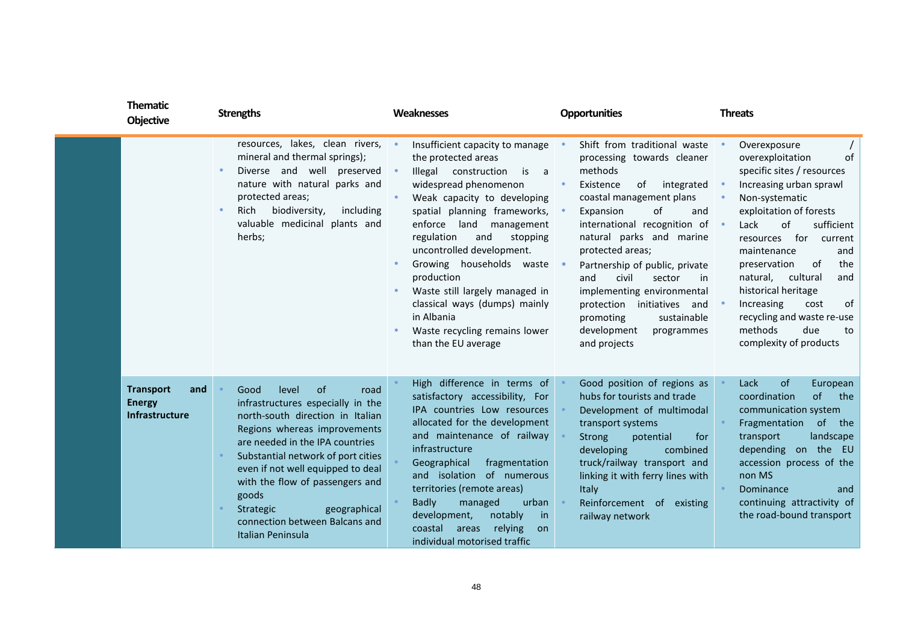| Thematic Objective | Strengths | Weaknesses | Opportunities | Threats |
|---|---|---|---|---|
| | resources, lakes, clean rivers, mineral and thermal springs);<br>• Diverse and well preserved nature with natural parks and protected areas;<br>• Rich biodiversity, including valuable medicinal plants and herbs; | • Insufficient capacity to manage the protected areas<br>• Illegal construction is a widespread phenomenon<br>• Weak capacity to developing spatial planning frameworks, enforce land management regulation and stopping uncontrolled development.<br>• Growing households waste production<br>• Waste still largely managed in classical ways (dumps) mainly in Albania<br>• Waste recycling remains lower than the EU average | • Shift from traditional waste processing towards cleaner methods<br>• Existence of integrated coastal management plans<br>• Expansion of and international recognition of natural parks and marine protected areas;<br>• Partnership of public, private and civil sector in implementing environmental protection initiatives and promoting sustainable development programmes and projects | • Overexposure / overexploitation of specific sites / resources<br>• Increasing urban sprawl<br>• Non-systematic exploitation of forests<br>• Lack of sufficient resources for current maintenance and preservation of the natural, cultural and historical heritage<br>• Increasing cost of recycling and waste re-use methods due to complexity of products |
| **Transport and Energy Infrastructure** | • Good level of road infrastructures especially in the north-south direction in Italian Regions whereas improvements are needed in the IPA countries<br>• Substantial network of port cities even if not well equipped to deal with the flow of passengers and goods<br>• Strategic geographical connection between Balcans and Italian Peninsula | • High difference in terms of satisfactory accessibility, For IPA countries Low resources allocated for the development and maintenance of railway infrastructure<br>• Geographical fragmentation and isolation of numerous territories (remote areas)<br>• Badly managed urban development, notably in coastal areas relying on individual motorised traffic | • Good position of regions as hubs for tourists and trade<br>• Development of multimodal transport systems<br>• Strong potential for developing combined truck/railway transport and linking it with ferry lines with Italy<br>• Reinforcement of existing railway network | • Lack of European coordination of the communication system<br>• Fragmentation of the transport landscape depending on the EU accession process of the non MS<br>• Dominance and continuing attractivity of the road-bound transport |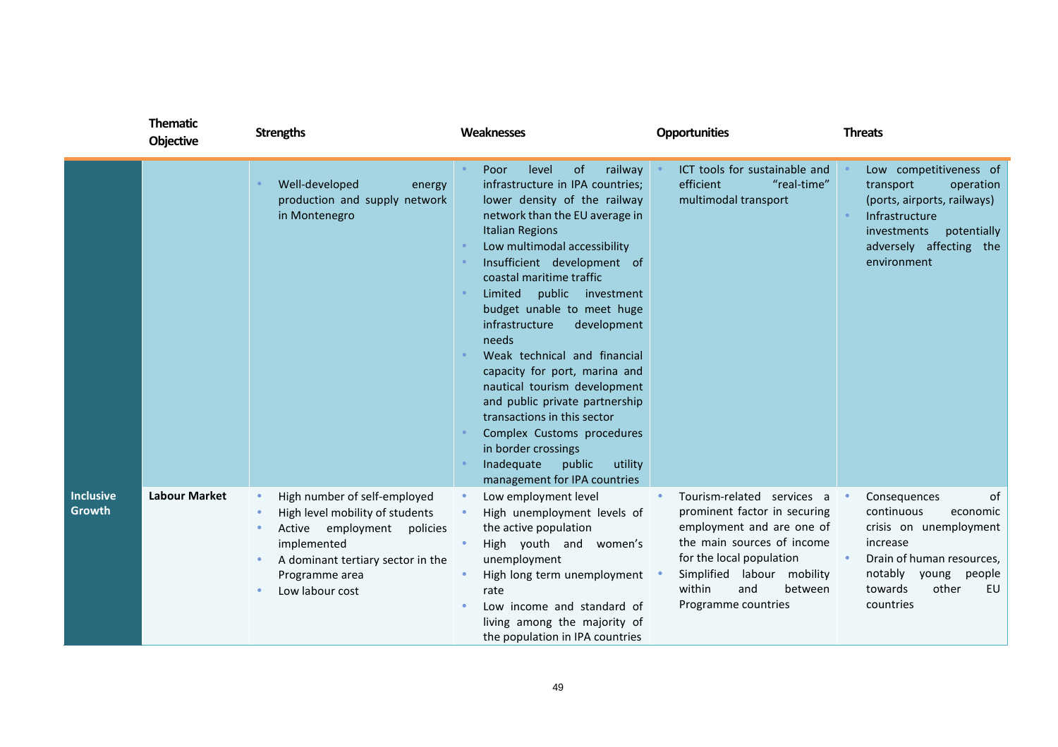| | Thematic Objective | Strengths | Weaknesses | Opportunities | Threats |
|---|---|---|---|---|---|
| | | • Well-developed energy production and supply network in Montenegro | • Poor level of railway infrastructure in IPA countries; lower density of the railway network than the EU average in Italian Regions<br>• Low multimodal accessibility<br>• Insufficient development of coastal maritime traffic<br>• Limited public investment budget unable to meet huge infrastructure development needs<br>• Weak technical and financial capacity for port, marina and nautical tourism development and public private partnership transactions in this sector<br>• Complex Customs procedures in border crossings<br>• Inadequate public utility management for IPA countries | • ICT tools for sustainable and efficient "real-time" multimodal transport | • Low competitiveness of transport operation (ports, airports, railways)<br>• Infrastructure investments potentially adversely affecting the environment |
| **Inclusive Growth** | **Labour Market** | • High number of self-employed<br>• High level mobility of students<br>• Active employment policies implemented<br>• A dominant tertiary sector in the Programme area<br>• Low labour cost | • Low employment level<br>• High unemployment levels of the active population<br>• High youth and women's unemployment<br>• High long term unemployment rate<br>• Low income and standard of living among the majority of the population in IPA countries | • Tourism-related services a prominent factor in securing employment and are one of the main sources of income for the local population<br>• Simplified labour mobility within and between Programme countries | • Consequences of continuous economic crisis on unemployment increase<br>• Drain of human resources, notably young people towards other EU countries |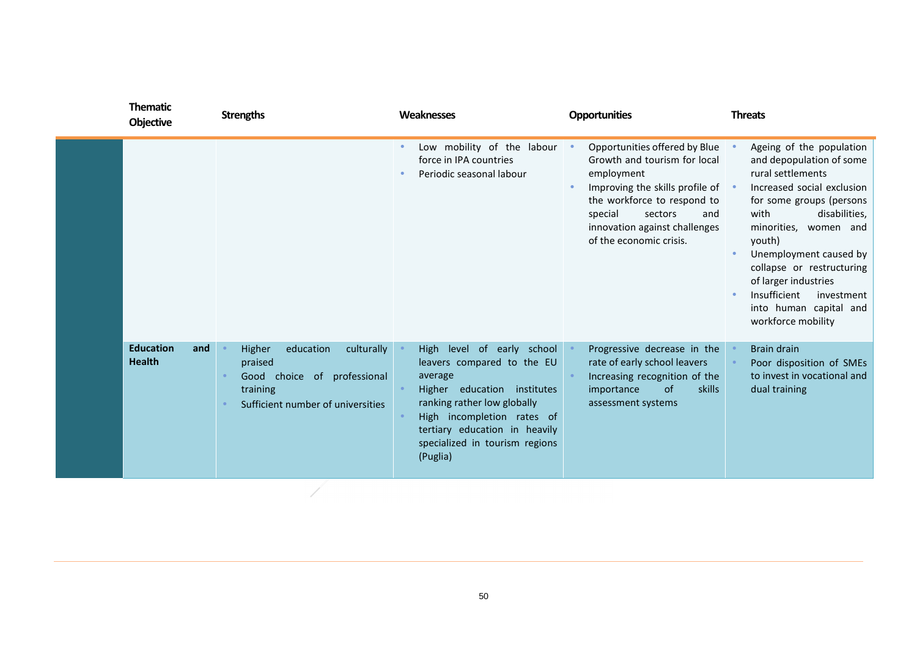| Thematic Objective | Strengths | Weaknesses | Opportunities | Threats |
|---|---|---|---|---|
| | | • Low mobility of the labour force in IPA countries<br>• Periodic seasonal labour | • Opportunities offered by Blue Growth and tourism for local employment<br>• Improving the skills profile of the workforce to respond to special sectors and innovation against challenges of the economic crisis. | • Ageing of the population and depopulation of some rural settlements<br>• Increased social exclusion for some groups (persons with disabilities, minorities, women and youth)<br>• Unemployment caused by collapse or restructuring of larger industries<br>• Insufficient investment into human capital and workforce mobility |
| **Education and Health** | • Higher education culturally praised<br>• Good choice of professional training<br>• Sufficient number of universities | • High level of early school leavers compared to the EU average<br>• Higher education institutes ranking rather low globally<br>• High incompletion rates of tertiary education in heavily specialized in tourism regions (Puglia) | • Progressive decrease in the rate of early school leavers<br>• Increasing recognition of the importance of skills assessment systems | • Brain drain<br>• Poor disposition of SMEs to invest in vocational and dual training |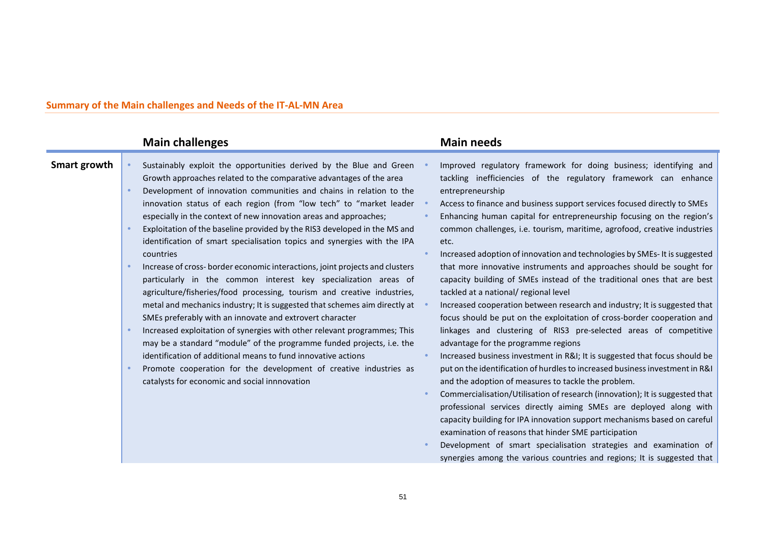**Summary of the Main challenges and Needs of the IT-AL-MN Area**

| | Main challenges | Main needs |
|---|---|---|
| **Smart growth** | • Sustainably exploit the opportunities derived by the Blue and Green Growth approaches related to the comparative advantages of the area<br>• Development of innovation communities and chains in relation to the innovation status of each region (from “low tech” to “market leader especially in the context of new innovation areas and approaches;<br>• Exploitation of the baseline provided by the RIS3 developed in the MS and identification of smart specialisation topics and synergies with the IPA countries<br>• Increase of cross- border economic interactions, joint projects and clusters particularly in the common interest key specialization areas of agriculture/fisheries/food processing, tourism and creative industries, metal and mechanics industry; It is suggested that schemes aim directly at SMEs preferably with an innovate and extrovert character<br>• Increased exploitation of synergies with other relevant programmes; This may be a standard “module” of the programme funded projects, i.e. the identification of additional means to fund innovative actions<br>• Promote cooperation for the development of creative industries as catalysts for economic and social innnovation | • Improved regulatory framework for doing business; identifying and tackling inefficiencies of the regulatory framework can enhance entrepreneurship<br>• Access to finance and business support services focused directly to SMEs<br>• Enhancing human capital for entrepreneurship focusing on the region’s common challenges, i.e. tourism, maritime, agrofood, creative industries etc.<br>• Increased adoption of innovation and technologies by SMEs- It is suggested that more innovative instruments and approaches should be sought for capacity building of SMEs instead of the traditional ones that are best tackled at a national/ regional level<br>• Increased cooperation between research and industry; It is suggested that focus should be put on the exploitation of cross-border cooperation and linkages and clustering of RIS3 pre-selected areas of competitive advantage for the programme regions<br>• Increased business investment in R&I; It is suggested that focus should be put on the identification of hurdles to increased business investment in R&I and the adoption of measures to tackle the problem.<br>• Commercialisation/Utilisation of research (innovation); It is suggested that professional services directly aiming SMEs are deployed along with capacity building for IPA innovation support mechanisms based on careful examination of reasons that hinder SME participation<br>• Development of smart specialisation strategies and examination of synergies among the various countries and regions; It is suggested that |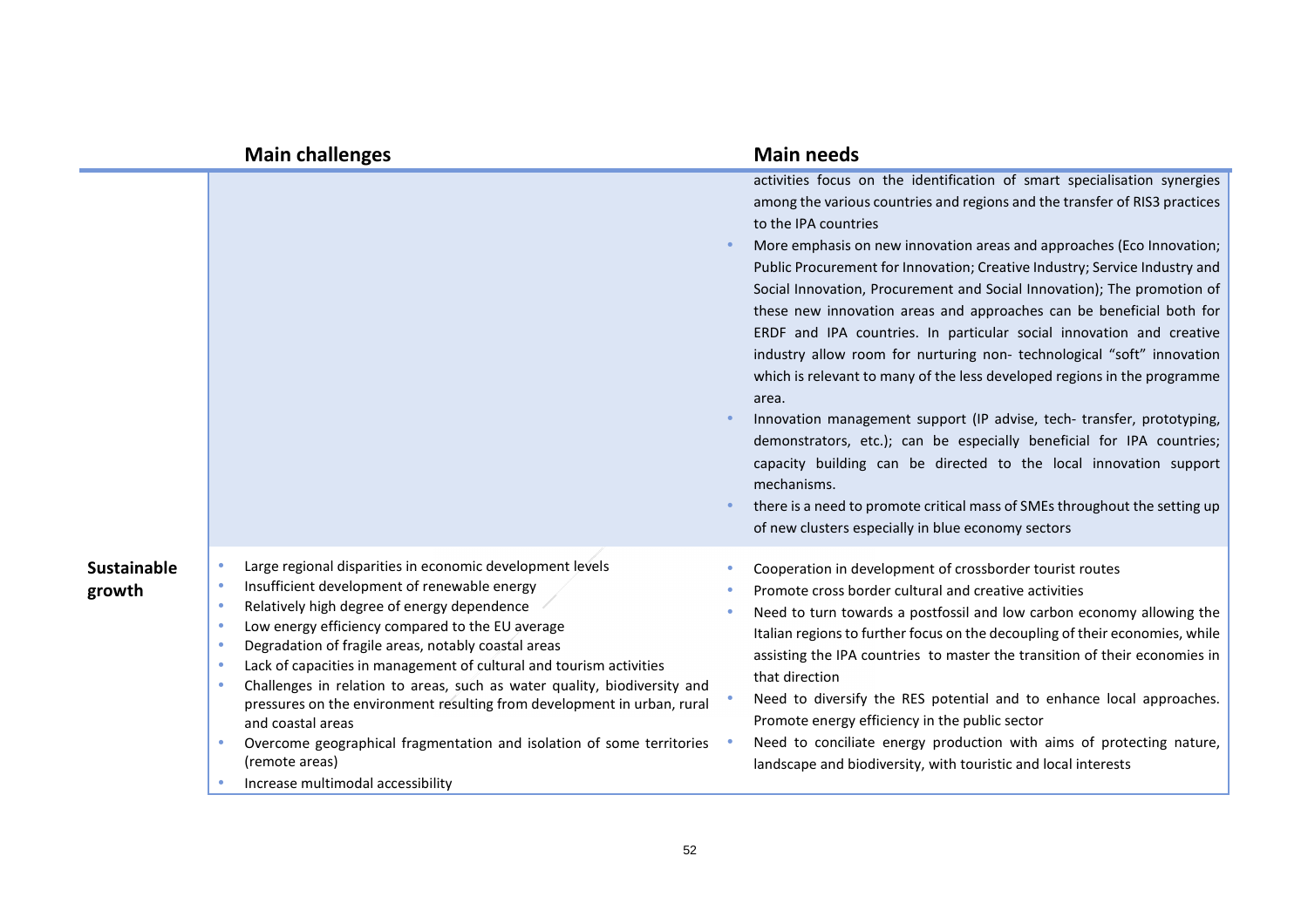| | Main challenges | Main needs |
|---|---|---|
| | | activities focus on the identification of smart specialisation synergies among the various countries and regions and the transfer of RIS3 practices to the IPA countries<br>• More emphasis on new innovation areas and approaches (Eco Innovation; Public Procurement for Innovation; Creative Industry; Service Industry and Social Innovation, Procurement and Social Innovation); The promotion of these new innovation areas and approaches can be beneficial both for ERDF and IPA countries. In particular social innovation and creative industry allow room for nurturing non- technological "soft" innovation which is relevant to many of the less developed regions in the programme area.<br>• Innovation management support (IP advise, tech- transfer, prototyping, demonstrators, etc.); can be especially beneficial for IPA countries; capacity building can be directed to the local innovation support mechanisms.<br>• there is a need to promote critical mass of SMEs throughout the setting up of new clusters especially in blue economy sectors |
| **Sustainable growth** | • Large regional disparities in economic development levels<br>• Insufficient development of renewable energy<br>• Relatively high degree of energy dependence<br>• Low energy efficiency compared to the EU average<br>• Degradation of fragile areas, notably coastal areas<br>• Lack of capacities in management of cultural and tourism activities<br>• Challenges in relation to areas, such as water quality, biodiversity and pressures on the environment resulting from development in urban, rural and coastal areas<br>• Overcome geographical fragmentation and isolation of some territories (remote areas)<br>• Increase multimodal accessibility | • Cooperation in development of crossborder tourist routes<br>• Promote cross border cultural and creative activities<br>• Need to turn towards a postfossil and low carbon economy allowing the Italian regions to further focus on the decoupling of their economies, while assisting the IPA countries to master the transition of their economies in that direction<br>• Need to diversify the RES potential and to enhance local approaches. Promote energy efficiency in the public sector<br>• Need to conciliate energy production with aims of protecting nature, landscape and biodiversity, with touristic and local interests |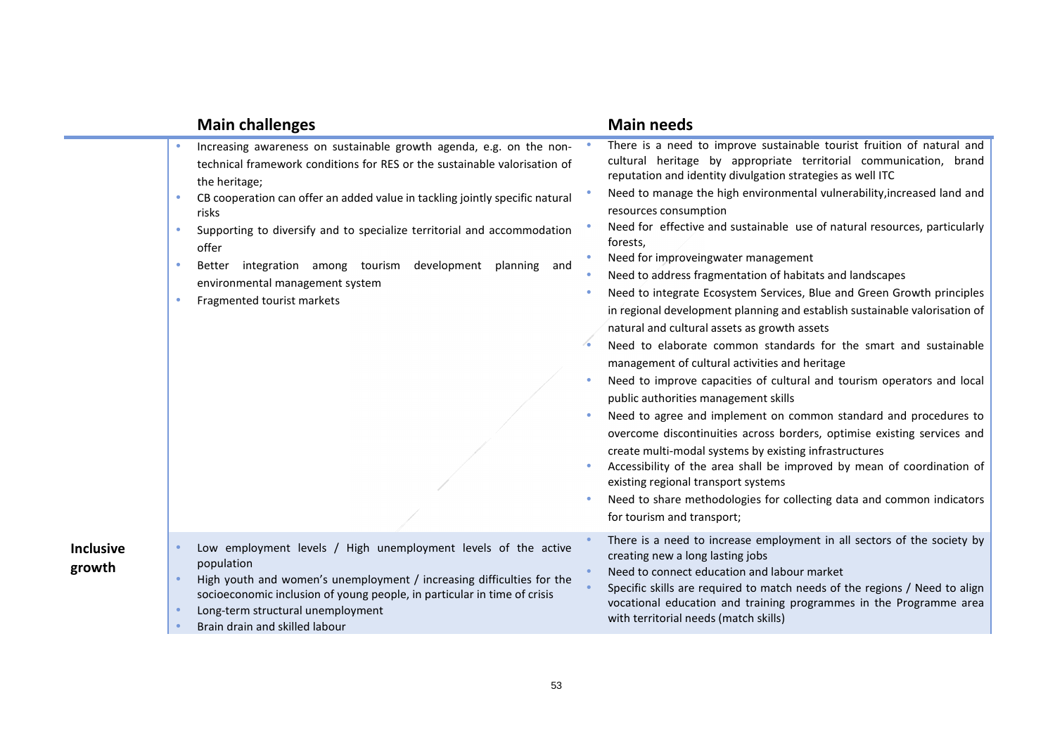| | Main challenges | Main needs |
|---|---|---|
| | • Increasing awareness on sustainable growth agenda, e.g. on the non-technical framework conditions for RES or the sustainable valorisation of the heritage;<br>• CB cooperation can offer an added value in tackling jointly specific natural risks<br>• Supporting to diversify and to specialize territorial and accommodation offer<br>• Better integration among tourism development planning and environmental management system<br>• Fragmented tourist markets | • There is a need to improve sustainable tourist fruition of natural and cultural heritage by appropriate territorial communication, brand reputation and identity divulgation strategies as well ITC<br>• Need to manage the high environmental vulnerability,increased land and resources consumption<br>• Need for effective and sustainable use of natural resources, particularly forests,<br>• Need for improveingwater management<br>• Need to address fragmentation of habitats and landscapes<br>• Need to integrate Ecosystem Services, Blue and Green Growth principles in regional development planning and establish sustainable valorisation of natural and cultural assets as growth assets<br>• Need to elaborate common standards for the smart and sustainable management of cultural activities and heritage<br>• Need to improve capacities of cultural and tourism operators and local public authorities management skills<br>• Need to agree and implement on common standard and procedures to overcome discontinuities across borders, optimise existing services and create multi-modal systems by existing infrastructures<br>• Accessibility of the area shall be improved by mean of coordination of existing regional transport systems<br>• Need to share methodologies for collecting data and common indicators for tourism and transport; |
| **Inclusive growth** | • Low employment levels / High unemployment levels of the active population<br>• High youth and women's unemployment / increasing difficulties for the socioeconomic inclusion of young people, in particular in time of crisis<br>• Long-term structural unemployment<br>• Brain drain and skilled labour | • There is a need to increase employment in all sectors of the society by creating new a long lasting jobs<br>• Need to connect education and labour market<br>• Specific skills are required to match needs of the regions / Need to align vocational education and training programmes in the Programme area with territorial needs (match skills) |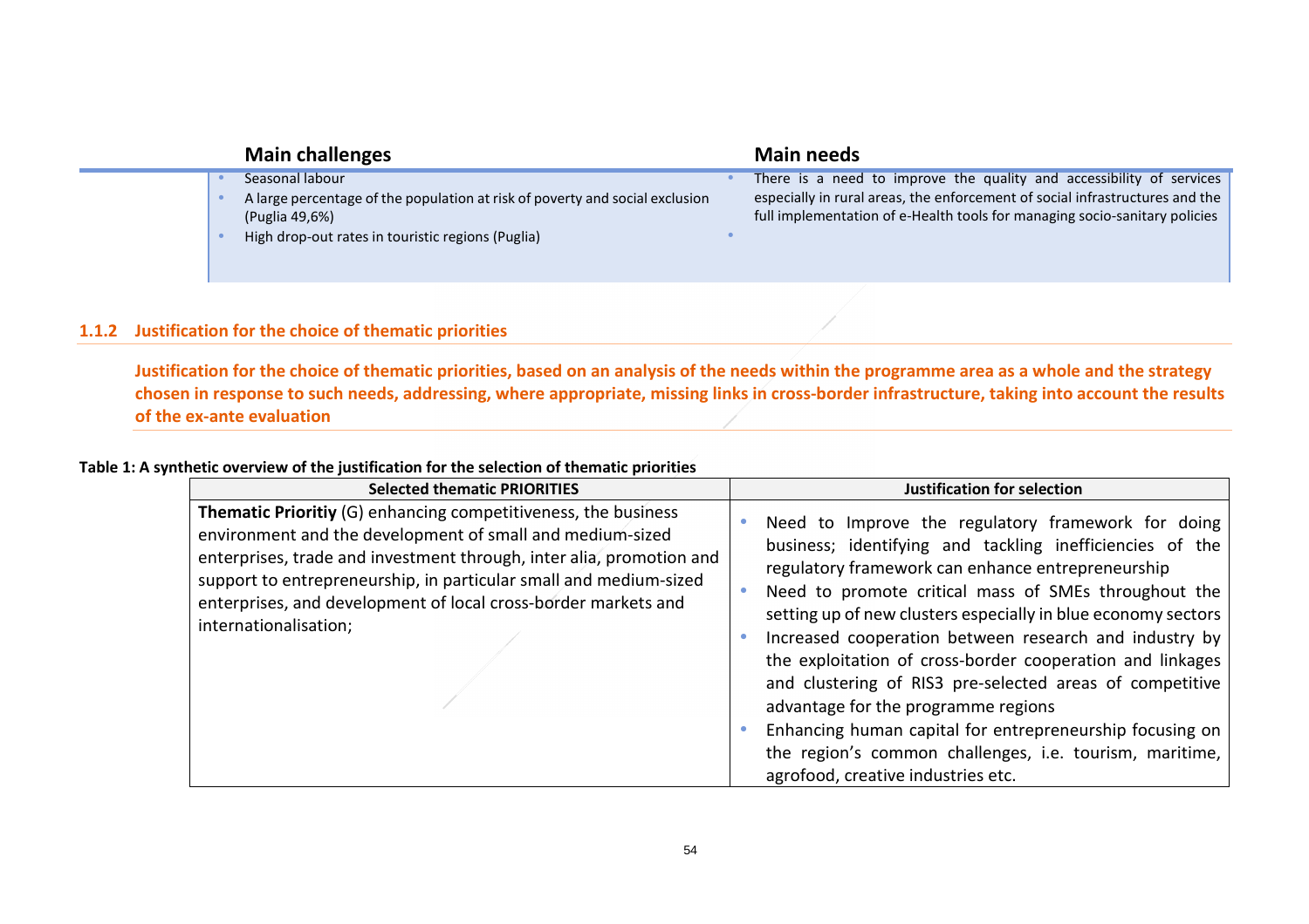| Main challenges | Main needs |
| --- | --- |
| • Seasonal labour<br>• A large percentage of the population at risk of poverty and social exclusion (Puglia 49,6%)<br>• High drop-out rates in touristic regions (Puglia) | • There is a need to improve the quality and accessibility of services especially in rural areas, the enforcement of social infrastructures and the full implementation of e-Health tools for managing socio-sanitary policies<br>• |

### 1.1.2 Justification for the choice of thematic priorities

**Justification for the choice of thematic priorities, based on an analysis of the needs within the programme area as a whole and the strategy chosen in response to such needs, addressing, where appropriate, missing links in cross-border infrastructure, taking into account the results of the ex-ante evaluation**

**Table 1: A synthetic overview of the justification for the selection of thematic priorities**

| Selected thematic PRIORITIES | Justification for selection |
| --- | --- |
| **Thematic Prioritiy** (G) enhancing competitiveness, the business environment and the development of small and medium-sized enterprises, trade and investment through, inter alia, promotion and support to entrepreneurship, in particular small and medium-sized enterprises, and development of local cross-border markets and internationalisation; | • Need to Improve the regulatory framework for doing business; identifying and tackling inefficiencies of the regulatory framework can enhance entrepreneurship<br>• Need to promote critical mass of SMEs throughout the setting up of new clusters especially in blue economy sectors<br>• Increased cooperation between research and industry by the exploitation of cross-border cooperation and linkages and clustering of RIS3 pre-selected areas of competitive advantage for the programme regions<br>• Enhancing human capital for entrepreneurship focusing on the region's common challenges, i.e. tourism, maritime, agrofood, creative industries etc. |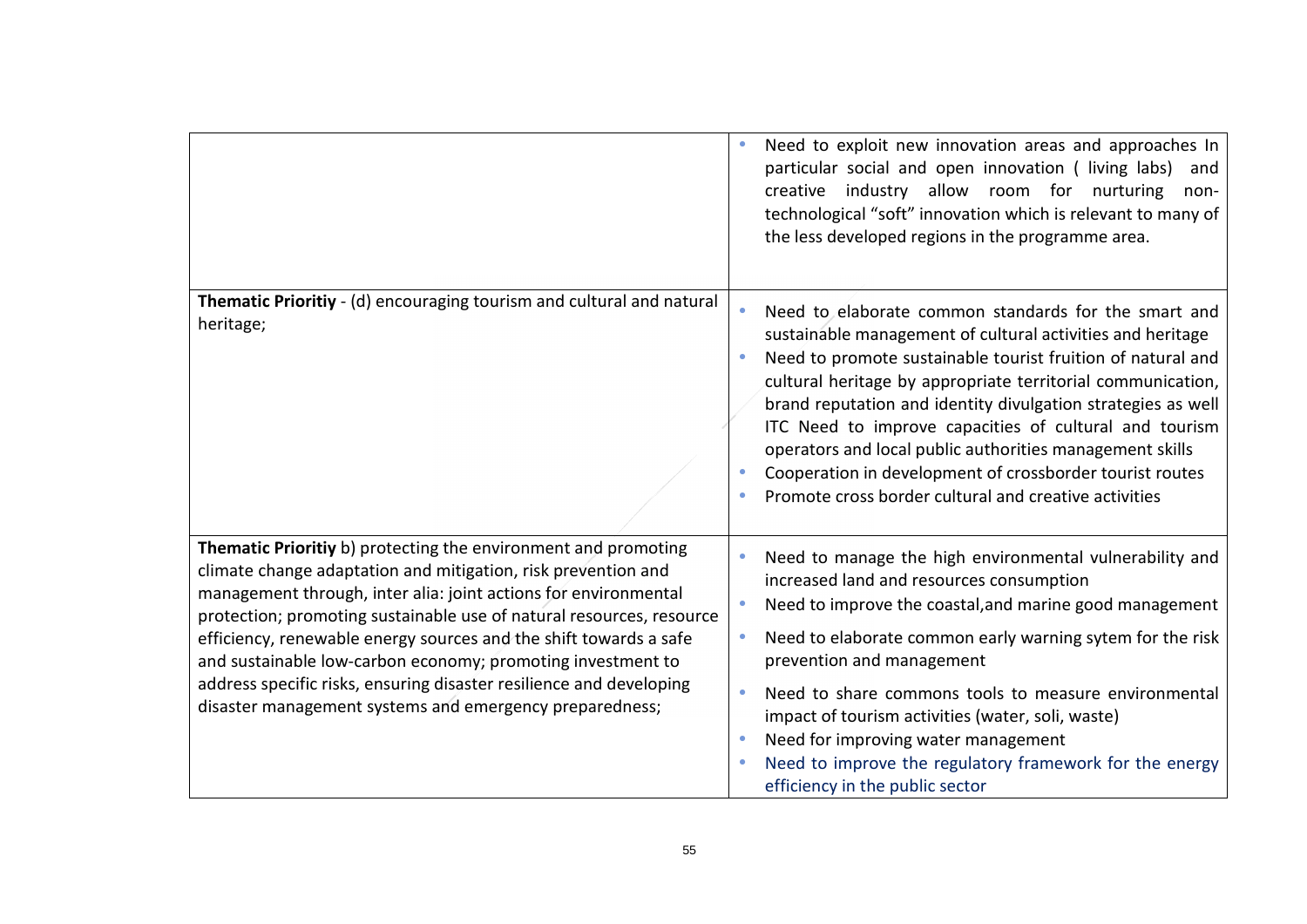| | |
|---|---|
| | • Need to exploit new innovation areas and approaches In particular social and open innovation ( living labs) and creative industry allow room for nurturing non-technological "soft" innovation which is relevant to many of the less developed regions in the programme area. |
| **Thematic Prioritiy** - (d) encouraging tourism and cultural and natural heritage; | • Need to elaborate common standards for the smart and sustainable management of cultural activities and heritage<br>• Need to promote sustainable tourist fruition of natural and cultural heritage by appropriate territorial communication, brand reputation and identity divulgation strategies as well ITC Need to improve capacities of cultural and tourism operators and local public authorities management skills<br>• Cooperation in development of crossborder tourist routes<br>• Promote cross border cultural and creative activities |
| **Thematic Prioritiy** b) protecting the environment and promoting climate change adaptation and mitigation, risk prevention and management through, inter alia: joint actions for environmental protection; promoting sustainable use of natural resources, resource efficiency, renewable energy sources and the shift towards a safe and sustainable low-carbon economy; promoting investment to address specific risks, ensuring disaster resilience and developing disaster management systems and emergency preparedness; | • Need to manage the high environmental vulnerability and increased land and resources consumption<br>• Need to improve the coastal,and marine good management<br>• Need to elaborate common early warning sytem for the risk prevention and management<br>• Need to share commons tools to measure environmental impact of tourism activities (water, soli, waste)<br>• Need for improving water management<br>• Need to improve the regulatory framework for the energy efficiency in the public sector |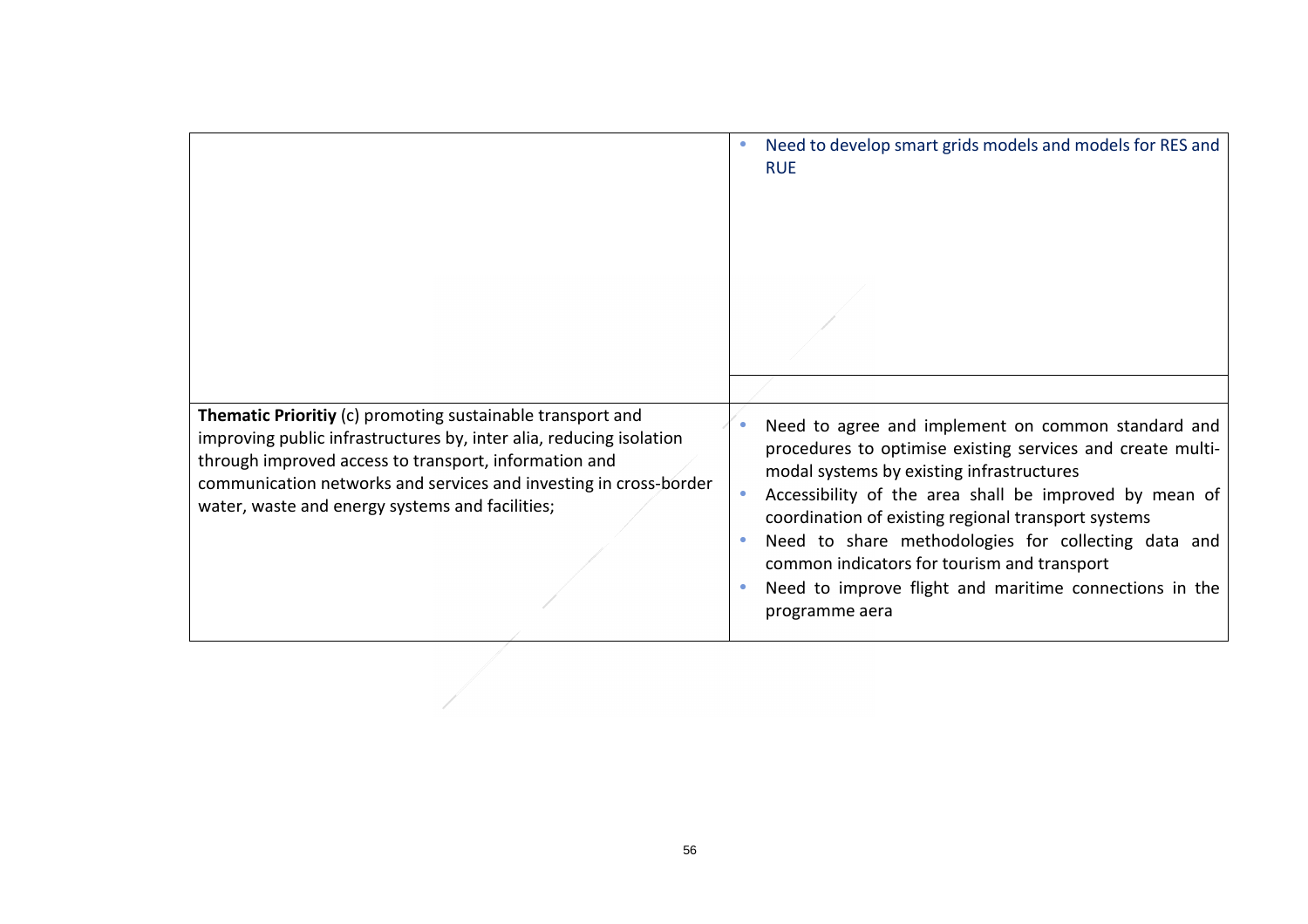| | |
|---|---|
| | • Need to develop smart grids models and models for RES and RUE |
| | |
| **Thematic Prioritiy** (c) promoting sustainable transport and improving public infrastructures by, inter alia, reducing isolation through improved access to transport, information and communication networks and services and investing in cross-border water, waste and energy systems and facilities; | • Need to agree and implement on common standard and procedures to optimise existing services and create multi-modal systems by existing infrastructures<br>• Accessibility of the area shall be improved by mean of coordination of existing regional transport systems<br>• Need to share methodologies for collecting data and common indicators for tourism and transport<br>• Need to improve flight and maritime connections in the programme aera |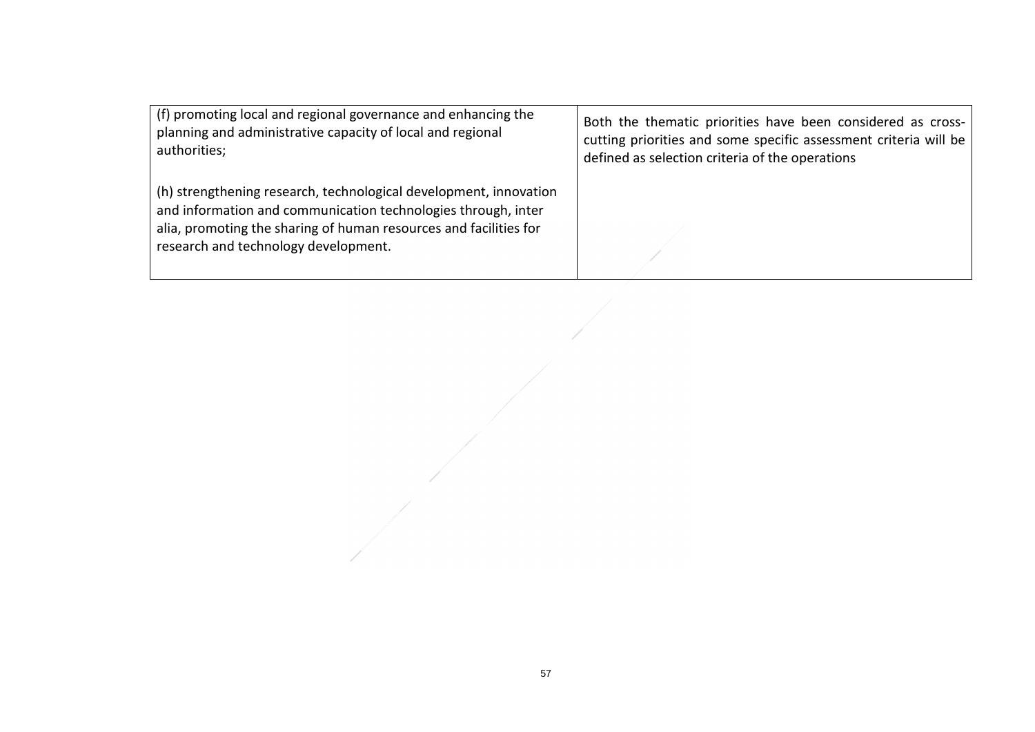| | |
|---|---|
| (f) promoting local and regional governance and enhancing the planning and administrative capacity of local and regional authorities;<br><br>(h) strengthening research, technological development, innovation and information and communication technologies through, inter alia, promoting the sharing of human resources and facilities for research and technology development. | Both the thematic priorities have been considered as cross-cutting priorities and some specific assessment criteria will be defined as selection criteria of the operations |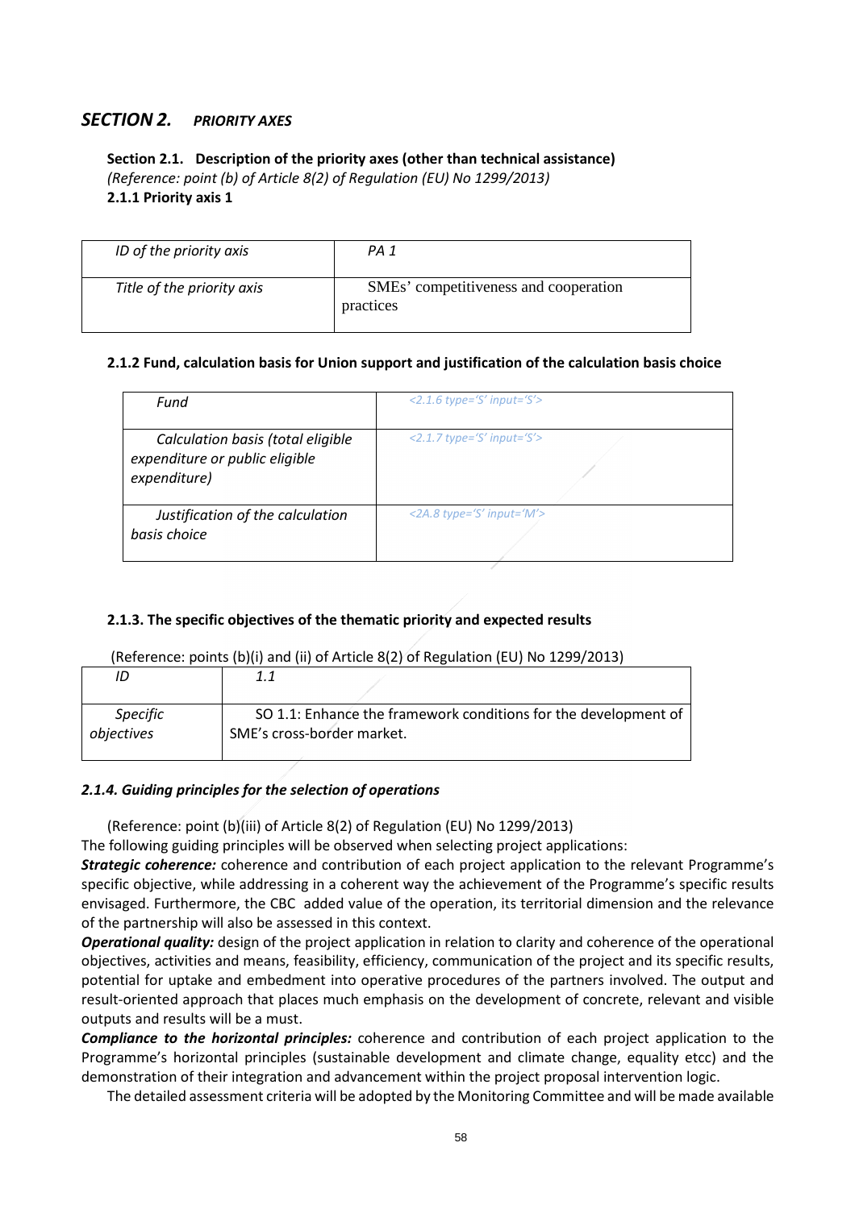## *SECTION 2. PRIORITY AXES*

### Section 2.1. Description of the priority axes (other than technical assistance)

*(Reference: point (b) of Article 8(2) of Regulation (EU) No 1299/2013)*

**2.1.1 Priority axis 1**

| *ID of the priority axis* | *PA 1* |
|---|---|
| *Title of the priority axis* | SMEs' competitiveness and cooperation practices |

**2.1.2 Fund, calculation basis for Union support and justification of the calculation basis choice**

| *Fund* | *<2.1.6 type='S' input='S'>* |
|---|---|
| *Calculation basis (total eligible expenditure or public eligible expenditure)* | *<2.1.7 type='S' input='S'>* |
| *Justification of the calculation basis choice* | *<2A.8 type='S' input='M'>* |

**2.1.3. The specific objectives of the thematic priority and expected results**

(Reference: points (b)(i) and (ii) of Article 8(2) of Regulation (EU) No 1299/2013)

| *ID* | *1.1* |
|---|---|
| *Specific objectives* | SO 1.1: Enhance the framework conditions for the development of SME's cross-border market. |

***2.1.4. Guiding principles for the selection of operations***

(Reference: point (b)(iii) of Article 8(2) of Regulation (EU) No 1299/2013)

The following guiding principles will be observed when selecting project applications:

***Strategic coherence:*** coherence and contribution of each project application to the relevant Programme's specific objective, while addressing in a coherent way the achievement of the Programme's specific results envisaged. Furthermore, the CBC added value of the operation, its territorial dimension and the relevance of the partnership will also be assessed in this context.

***Operational quality:*** design of the project application in relation to clarity and coherence of the operational objectives, activities and means, feasibility, efficiency, communication of the project and its specific results, potential for uptake and embedment into operative procedures of the partners involved. The output and result-oriented approach that places much emphasis on the development of concrete, relevant and visible outputs and results will be a must.

***Compliance to the horizontal principles:*** coherence and contribution of each project application to the Programme's horizontal principles (sustainable development and climate change, equality etcc) and the demonstration of their integration and advancement within the project proposal intervention logic.

The detailed assessment criteria will be adopted by the Monitoring Committee and will be made available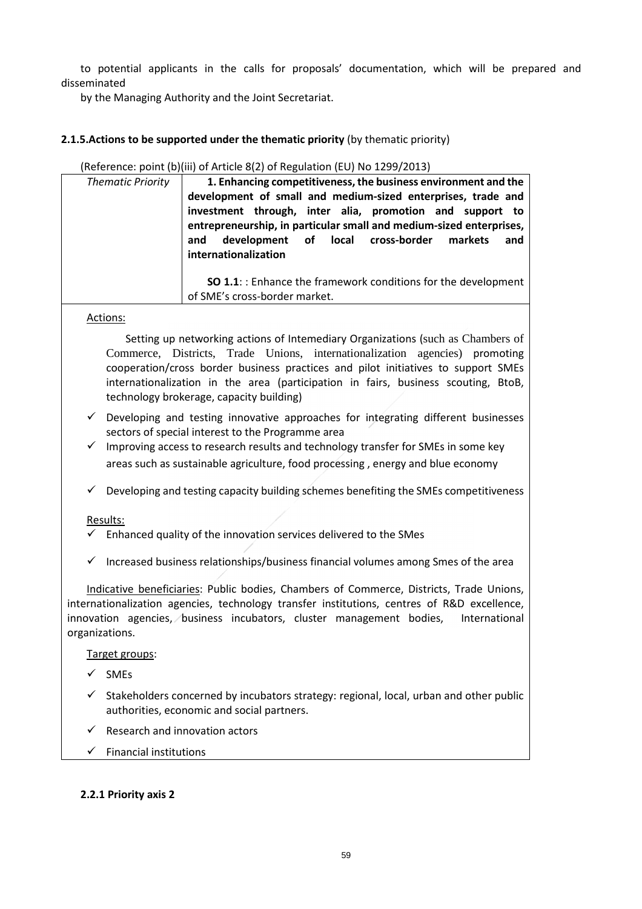to potential applicants in the calls for proposals' documentation, which will be prepared and disseminated

by the Managing Authority and the Joint Secretariat.

**2.1.5.Actions to be supported under the thematic priority** (by thematic priority)

(Reference: point (b)(iii) of Article 8(2) of Regulation (EU) No 1299/2013)

| *Thematic Priority* | **1. Enhancing competitiveness, the business environment and the development of small and medium-sized enterprises, trade and investment through, inter alia, promotion and support to entrepreneurship, in particular small and medium-sized enterprises, and development of local cross-border markets and internationalization**<br><br>**SO 1.1**: : Enhance the framework conditions for the development of SME's cross-border market. |
|---|---|

Actions:

Setting up networking actions of Intemediary Organizations (such as Chambers of Commerce, Districts, Trade Unions, internationalization agencies) promoting cooperation/cross border business practices and pilot initiatives to support SMEs internationalization in the area (participation in fairs, business scouting, BtoB, technology brokerage, capacity building)

- ✓ Developing and testing innovative approaches for integrating different businesses sectors of special interest to the Programme area
- ✓ Improving access to research results and technology transfer for SMEs in some key areas such as sustainable agriculture, food processing , energy and blue economy
- ✓ Developing and testing capacity building schemes benefiting the SMEs competitiveness

Results:

- ✓ Enhanced quality of the innovation services delivered to the SMes
- ✓ Increased business relationships/business financial volumes among Smes of the area

Indicative beneficiaries: Public bodies, Chambers of Commerce, Districts, Trade Unions, internationalization agencies, technology transfer institutions, centres of R&D excellence, innovation agencies, business incubators, cluster management bodies, International organizations.

Target groups:

- ✓ SMEs
- ✓ Stakeholders concerned by incubators strategy: regional, local, urban and other public authorities, economic and social partners.
- ✓ Research and innovation actors
- ✓ Financial institutions

**2.2.1 Priority axis 2**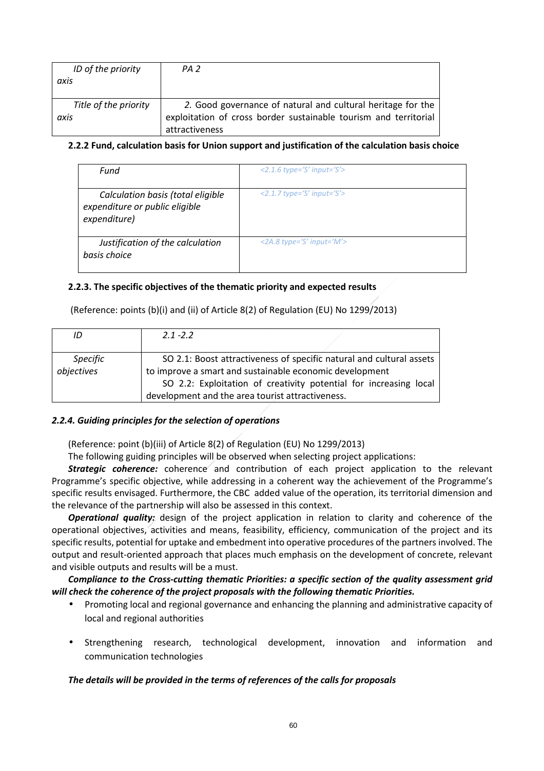| *ID of the priority axis* | *PA 2* |
|---|---|
| *Title of the priority axis* | *2.* Good governance of natural and cultural heritage for the exploitation of cross border sustainable tourism and territorial attractiveness |

**2.2.2 Fund, calculation basis for Union support and justification of the calculation basis choice**

| *Fund* | *<2.1.6 type='S' input='S'>* |
|---|---|
| *Calculation basis (total eligible expenditure or public eligible expenditure)* | *<2.1.7 type='S' input='S'>* |
| *Justification of the calculation basis choice* | *<2A.8 type='S' input='M'>* |

**2.2.3. The specific objectives of the thematic priority and expected results**

(Reference: points (b)(i) and (ii) of Article 8(2) of Regulation (EU) No 1299/2013)

| *ID* | *2.1 -2.2* |
|---|---|
| *Specific objectives* | SO 2.1: Boost attractiveness of specific natural and cultural assets to improve a smart and sustainable economic development<br>SO 2.2: Exploitation of creativity potential for increasing local development and the area tourist attractiveness. |

***2.2.4. Guiding principles for the selection of operations***

(Reference: point (b)(iii) of Article 8(2) of Regulation (EU) No 1299/2013)

The following guiding principles will be observed when selecting project applications:

***Strategic coherence:*** coherence and contribution of each project application to the relevant Programme's specific objective, while addressing in a coherent way the achievement of the Programme's specific results envisaged. Furthermore, the CBC added value of the operation, its territorial dimension and the relevance of the partnership will also be assessed in this context.

***Operational quality:*** design of the project application in relation to clarity and coherence of the operational objectives, activities and means, feasibility, efficiency, communication of the project and its specific results, potential for uptake and embedment into operative procedures of the partners involved. The output and result-oriented approach that places much emphasis on the development of concrete, relevant and visible outputs and results will be a must.

***Compliance to the Cross-cutting thematic Priorities: a specific section of the quality assessment grid will check the coherence of the project proposals with the following thematic Priorities.***

- Promoting local and regional governance and enhancing the planning and administrative capacity of local and regional authorities
- Strengthening research, technological development, innovation and information and communication technologies

***The details will be provided in the terms of references of the calls for proposals***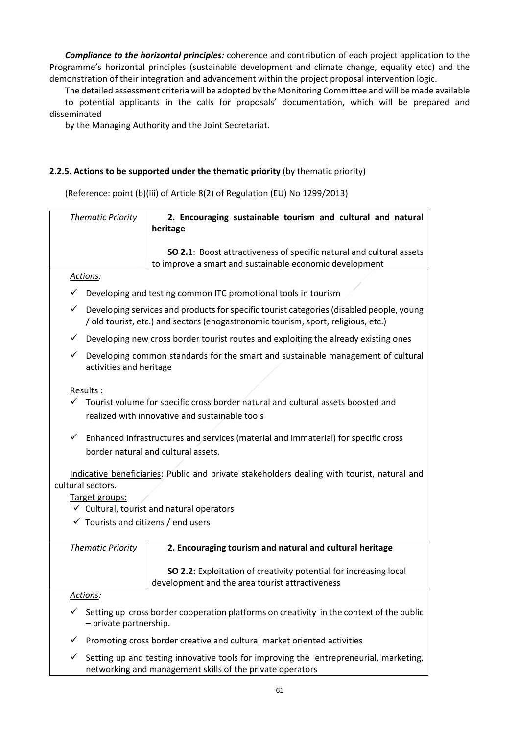***Compliance to the horizontal principles:*** coherence and contribution of each project application to the Programme's horizontal principles (sustainable development and climate change, equality etcc) and the demonstration of their integration and advancement within the project proposal intervention logic.

The detailed assessment criteria will be adopted by the Monitoring Committee and will be made available to potential applicants in the calls for proposals' documentation, which will be prepared and disseminated by the Managing Authority and the Joint Secretariat.

**2.2.5. Actions to be supported under the thematic priority** (by thematic priority)

(Reference: point (b)(iii) of Article 8(2) of Regulation (EU) No 1299/2013)

| *Thematic Priority* | **2. Encouraging sustainable tourism and cultural and natural heritage**<br><br>**SO 2.1**: Boost attractiveness of specific natural and cultural assets to improve a smart and sustainable economic development |
|---|---|

*Actions:*

- ✓ Developing and testing common ITC promotional tools in tourism
- ✓ Developing services and products for specific tourist categories (disabled people, young / old tourist, etc.) and sectors (enogastronomic tourism, sport, religious, etc.)
- ✓ Developing new cross border tourist routes and exploiting the already existing ones
- ✓ Developing common standards for the smart and sustainable management of cultural activities and heritage

Results :

- ✓ Tourist volume for specific cross border natural and cultural assets boosted and realized with innovative and sustainable tools
- ✓ Enhanced infrastructures and services (material and immaterial) for specific cross border natural and cultural assets.

<u>Indicative beneficiaries</u>: Public and private stakeholders dealing with tourist, natural and cultural sectors.

<u>Target groups:</u>

- ✓ Cultural, tourist and natural operators
- ✓ Tourists and citizens / end users

| *Thematic Priority* | **2. Encouraging tourism and natural and cultural heritage**<br><br>**SO 2.2:** Exploitation of creativity potential for increasing local development and the area tourist attractiveness |
|---|---|

*Actions:*

- ✓ Setting up cross border cooperation platforms on creativity in the context of the public – private partnership.
- ✓ Promoting cross border creative and cultural market oriented activities
- ✓ Setting up and testing innovative tools for improving the entrepreneurial, marketing, networking and management skills of the private operators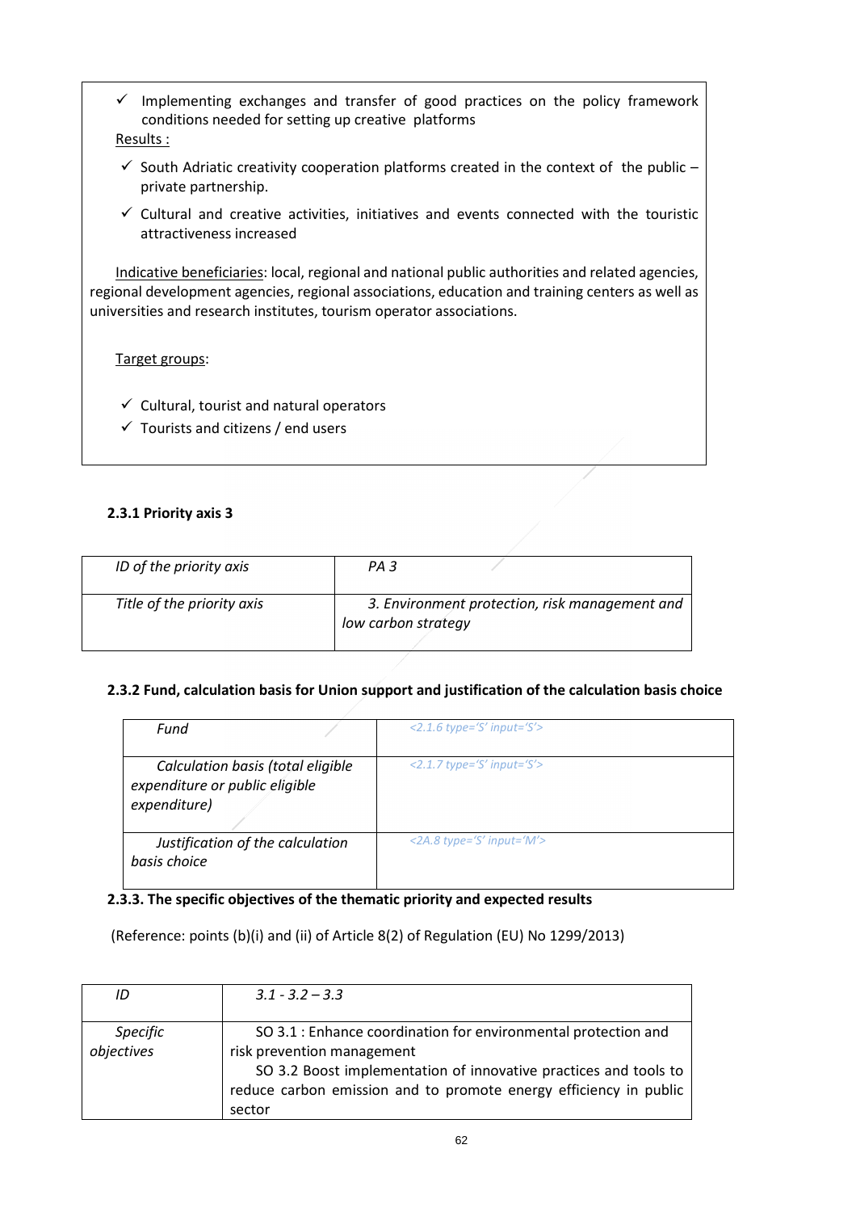- ✓ Implementing exchanges and transfer of good practices on the policy framework conditions needed for setting up creative platforms

Results :

- ✓ South Adriatic creativity cooperation platforms created in the context of the public – private partnership.
- ✓ Cultural and creative activities, initiatives and events connected with the touristic attractiveness increased

Indicative beneficiaries: local, regional and national public authorities and related agencies, regional development agencies, regional associations, education and training centers as well as universities and research institutes, tourism operator associations.

Target groups:

- ✓ Cultural, tourist and natural operators
- ✓ Tourists and citizens / end users

#### 2.3.1 Priority axis 3

| *ID of the priority axis* | *PA 3* |
|---|---|
| *Title of the priority axis* | *3. Environment protection, risk management and low carbon strategy* |

#### 2.3.2 Fund, calculation basis for Union support and justification of the calculation basis choice

| *Fund* | <2.1.6 type='S' input='S'> |
|---|---|
| *Calculation basis (total eligible expenditure or public eligible expenditure)* | <2.1.7 type='S' input='S'> |
| *Justification of the calculation basis choice* | <2A.8 type='S' input='M'> |

#### 2.3.3. The specific objectives of the thematic priority and expected results

(Reference: points (b)(i) and (ii) of Article 8(2) of Regulation (EU) No 1299/2013)

| *ID* | *3.1 - 3.2 – 3.3* |
|---|---|
| *Specific objectives* | SO 3.1 : Enhance coordination for environmental protection and risk prevention management<br>SO 3.2 Boost implementation of innovative practices and tools to reduce carbon emission and to promote energy efficiency in public sector |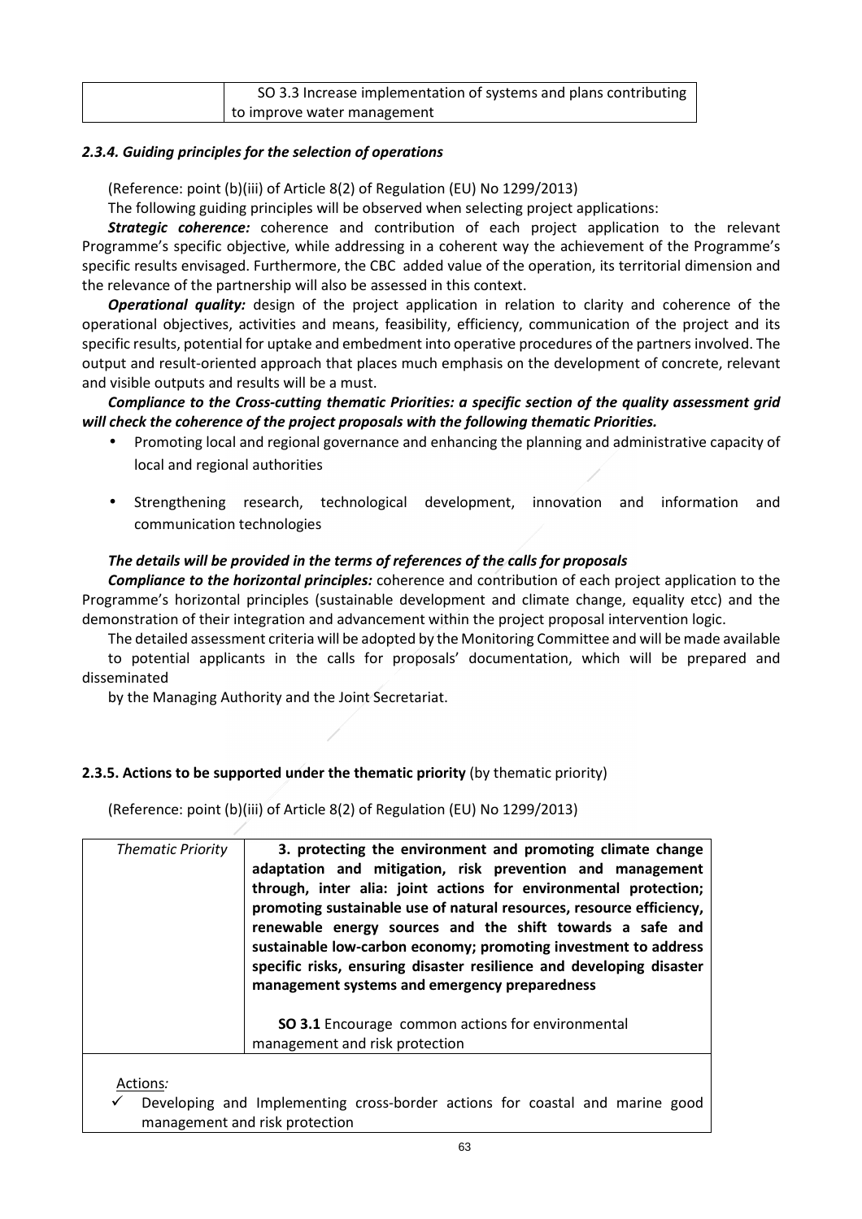| | SO 3.3 Increase implementation of systems and plans contributing to improve water management |
|---|---|

#### *2.3.4. Guiding principles for the selection of operations*

(Reference: point (b)(iii) of Article 8(2) of Regulation (EU) No 1299/2013)

The following guiding principles will be observed when selecting project applications:

***Strategic coherence:*** coherence and contribution of each project application to the relevant Programme's specific objective, while addressing in a coherent way the achievement of the Programme's specific results envisaged. Furthermore, the CBC added value of the operation, its territorial dimension and the relevance of the partnership will also be assessed in this context.

***Operational quality:*** design of the project application in relation to clarity and coherence of the operational objectives, activities and means, feasibility, efficiency, communication of the project and its specific results, potential for uptake and embedment into operative procedures of the partners involved. The output and result-oriented approach that places much emphasis on the development of concrete, relevant and visible outputs and results will be a must.

***Compliance to the Cross-cutting thematic Priorities: a specific section of the quality assessment grid will check the coherence of the project proposals with the following thematic Priorities.***

- Promoting local and regional governance and enhancing the planning and administrative capacity of local and regional authorities
- Strengthening research, technological development, innovation and information and communication technologies

***The details will be provided in the terms of references of the calls for proposals***

***Compliance to the horizontal principles:*** coherence and contribution of each project application to the Programme's horizontal principles (sustainable development and climate change, equality etcc) and the demonstration of their integration and advancement within the project proposal intervention logic.

The detailed assessment criteria will be adopted by the Monitoring Committee and will be made available to potential applicants in the calls for proposals' documentation, which will be prepared and disseminated by the Managing Authority and the Joint Secretariat.

#### **2.3.5. Actions to be supported under the thematic priority** (by thematic priority)

(Reference: point (b)(iii) of Article 8(2) of Regulation (EU) No 1299/2013)

| *Thematic Priority* | **3. protecting the environment and promoting climate change adaptation and mitigation, risk prevention and management through, inter alia: joint actions for environmental protection; promoting sustainable use of natural resources, resource efficiency, renewable energy sources and the shift towards a safe and sustainable low-carbon economy; promoting investment to address specific risks, ensuring disaster resilience and developing disaster management systems and emergency preparedness**<br><br>**SO 3.1** Encourage common actions for environmental management and risk protection |
|---|---|

Actions*:*

- ✓ Developing and Implementing cross-border actions for coastal and marine good management and risk protection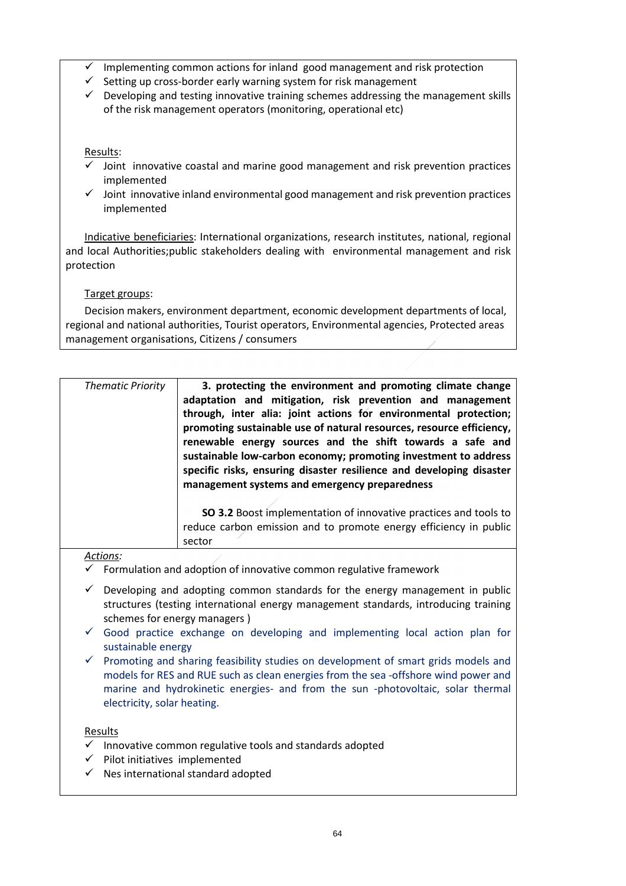- ✓ Implementing common actions for inland good management and risk protection
- ✓ Setting up cross-border early warning system for risk management
- ✓ Developing and testing innovative training schemes addressing the management skills of the risk management operators (monitoring, operational etc)

Results:

- ✓ Joint innovative coastal and marine good management and risk prevention practices implemented
- ✓ Joint innovative inland environmental good management and risk prevention practices implemented

Indicative beneficiaries: International organizations, research institutes, national, regional and local Authorities;public stakeholders dealing with environmental management and risk protection

Target groups:

Decision makers, environment department, economic development departments of local, regional and national authorities, Tourist operators, Environmental agencies, Protected areas management organisations, Citizens / consumers

| *Thematic Priority* | **3. protecting the environment and promoting climate change adaptation and mitigation, risk prevention and management through, inter alia: joint actions for environmental protection; promoting sustainable use of natural resources, resource efficiency, renewable energy sources and the shift towards a safe and sustainable low-carbon economy; promoting investment to address specific risks, ensuring disaster resilience and developing disaster management systems and emergency preparedness**<br><br>**SO 3.2** Boost implementation of innovative practices and tools to reduce carbon emission and to promote energy efficiency in public sector |
|---|---|

*Actions:*

- ✓ Formulation and adoption of innovative common regulative framework
- ✓ Developing and adopting common standards for the energy management in public structures (testing international energy management standards, introducing training schemes for energy managers )
- ✓ Good practice exchange on developing and implementing local action plan for sustainable energy
- ✓ Promoting and sharing feasibility studies on development of smart grids models and models for RES and RUE such as clean energies from the sea -offshore wind power and marine and hydrokinetic energies- and from the sun -photovoltaic, solar thermal electricity, solar heating.

Results

- ✓ Innovative common regulative tools and standards adopted
- ✓ Pilot initiatives implemented
- ✓ Nes international standard adopted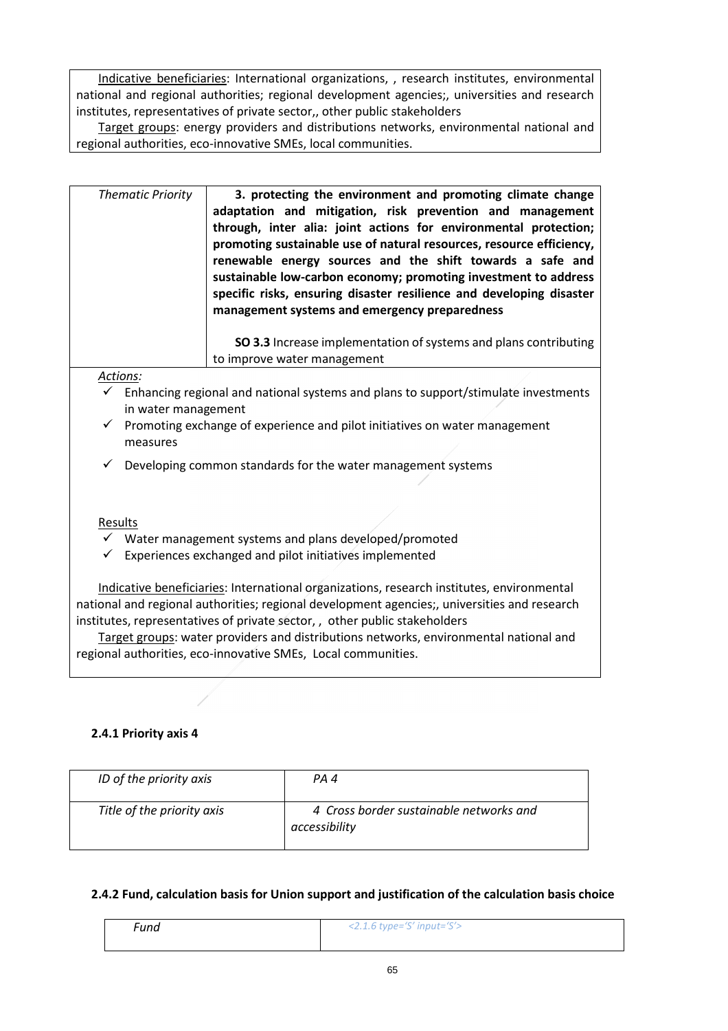Indicative beneficiaries: International organizations, , research institutes, environmental national and regional authorities; regional development agencies;, universities and research institutes, representatives of private sector,, other public stakeholders

Target groups: energy providers and distributions networks, environmental national and regional authorities, eco-innovative SMEs, local communities.

| *Thematic Priority* | **3. protecting the environment and promoting climate change adaptation and mitigation, risk prevention and management through, inter alia: joint actions for environmental protection; promoting sustainable use of natural resources, resource efficiency, renewable energy sources and the shift towards a safe and sustainable low-carbon economy; promoting investment to address specific risks, ensuring disaster resilience and developing disaster management systems and emergency preparedness**<br><br>**SO 3.3** Increase implementation of systems and plans contributing to improve water management |
|---|---|

*Actions:*

- ✓ Enhancing regional and national systems and plans to support/stimulate investments in water management
- ✓ Promoting exchange of experience and pilot initiatives on water management measures
- ✓ Developing common standards for the water management systems

Results

- ✓ Water management systems and plans developed/promoted
- ✓ Experiences exchanged and pilot initiatives implemented

Indicative beneficiaries: International organizations, research institutes, environmental national and regional authorities; regional development agencies;, universities and research institutes, representatives of private sector, , other public stakeholders

Target groups: water providers and distributions networks, environmental national and regional authorities, eco-innovative SMEs, Local communities.

### 2.4.1 Priority axis 4

| *ID of the priority axis* | *PA 4* |
|---|---|
| *Title of the priority axis* | *4 Cross border sustainable networks and accessibility* |

### 2.4.2 Fund, calculation basis for Union support and justification of the calculation basis choice

| *Fund* | *<2.1.6 type='S' input='S'>* |
|---|---|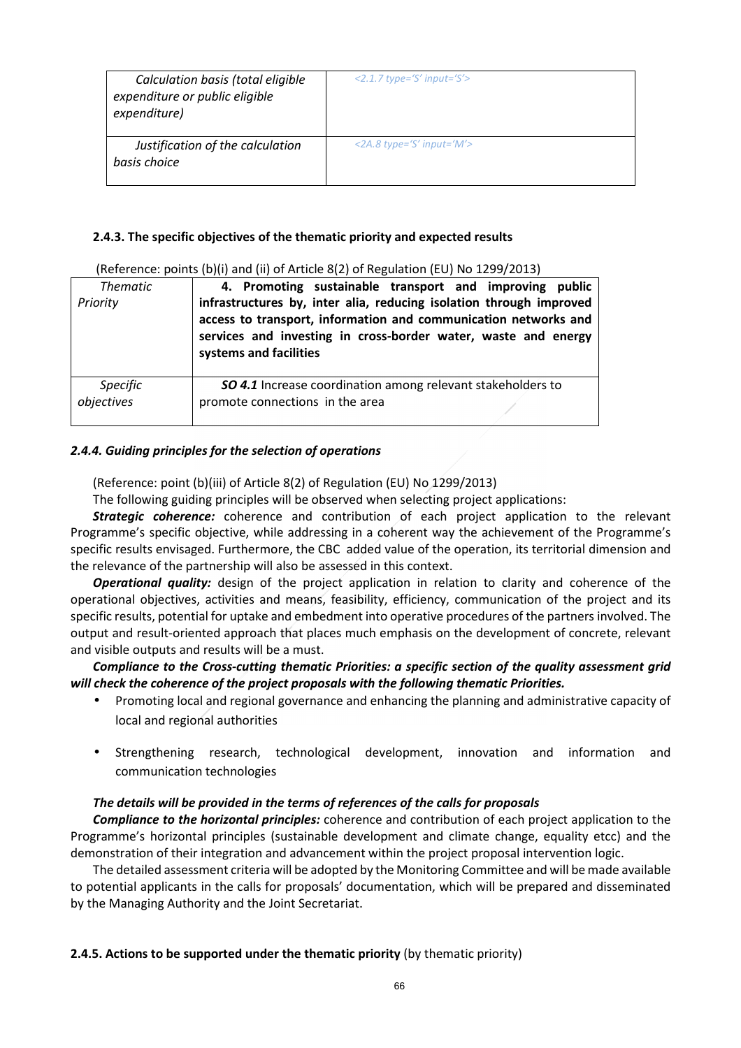| Calculation basis (total eligible expenditure or public eligible expenditure) | <2.1.7 type='S' input='S'> |
|---|---|
| Justification of the calculation basis choice | <2A.8 type='S' input='M'> |

**2.4.3. The specific objectives of the thematic priority and expected results**

(Reference: points (b)(i) and (ii) of Article 8(2) of Regulation (EU) No 1299/2013)

| *Thematic Priority* | **4. Promoting sustainable transport and improving public infrastructures by, inter alia, reducing isolation through improved access to transport, information and communication networks and services and investing in cross-border water, waste and energy systems and facilities** |
|---|---|
| *Specific objectives* | ***SO 4.1*** Increase coordination among relevant stakeholders to promote connections in the area |

***2.4.4. Guiding principles for the selection of operations***

(Reference: point (b)(iii) of Article 8(2) of Regulation (EU) No 1299/2013)

The following guiding principles will be observed when selecting project applications:

***Strategic coherence:*** coherence and contribution of each project application to the relevant Programme's specific objective, while addressing in a coherent way the achievement of the Programme's specific results envisaged. Furthermore, the CBC added value of the operation, its territorial dimension and the relevance of the partnership will also be assessed in this context.

***Operational quality:*** design of the project application in relation to clarity and coherence of the operational objectives, activities and means, feasibility, efficiency, communication of the project and its specific results, potential for uptake and embedment into operative procedures of the partners involved. The output and result-oriented approach that places much emphasis on the development of concrete, relevant and visible outputs and results will be a must.

***Compliance to the Cross-cutting thematic Priorities: a specific section of the quality assessment grid will check the coherence of the project proposals with the following thematic Priorities.***

- Promoting local and regional governance and enhancing the planning and administrative capacity of local and regional authorities
- Strengthening research, technological development, innovation and information and communication technologies

***The details will be provided in the terms of references of the calls for proposals***

***Compliance to the horizontal principles:*** coherence and contribution of each project application to the Programme's horizontal principles (sustainable development and climate change, equality etcc) and the demonstration of their integration and advancement within the project proposal intervention logic.

The detailed assessment criteria will be adopted by the Monitoring Committee and will be made available to potential applicants in the calls for proposals' documentation, which will be prepared and disseminated by the Managing Authority and the Joint Secretariat.

**2.4.5. Actions to be supported under the thematic priority** (by thematic priority)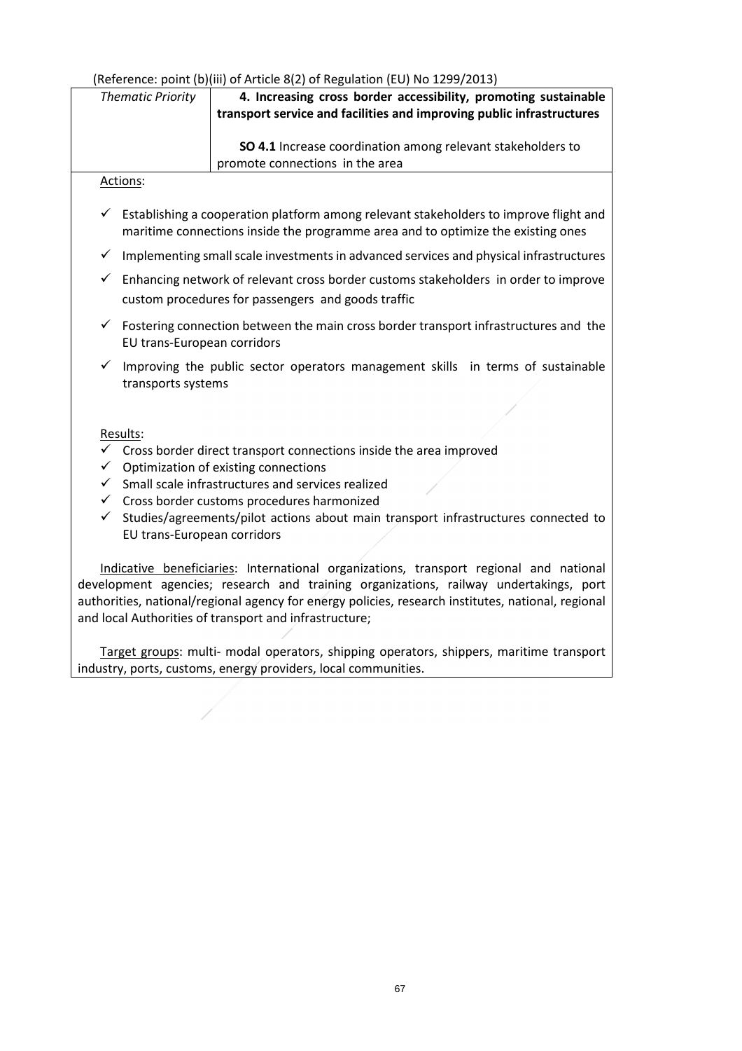(Reference: point (b)(iii) of Article 8(2) of Regulation (EU) No 1299/2013)

| *Thematic Priority* | **4. Increasing cross border accessibility, promoting sustainable transport service and facilities and improving public infrastructures**<br><br>**SO 4.1** Increase coordination among relevant stakeholders to promote connections in the area |
|---|---|

Actions:

- ✓ Establishing a cooperation platform among relevant stakeholders to improve flight and maritime connections inside the programme area and to optimize the existing ones
- ✓ Implementing small scale investments in advanced services and physical infrastructures
- ✓ Enhancing network of relevant cross border customs stakeholders in order to improve custom procedures for passengers and goods traffic
- ✓ Fostering connection between the main cross border transport infrastructures and the EU trans-European corridors
- ✓ Improving the public sector operators management skills in terms of sustainable transports systems

Results:

- ✓ Cross border direct transport connections inside the area improved
- ✓ Optimization of existing connections
- ✓ Small scale infrastructures and services realized
- ✓ Cross border customs procedures harmonized
- ✓ Studies/agreements/pilot actions about main transport infrastructures connected to EU trans-European corridors

Indicative beneficiaries: International organizations, transport regional and national development agencies; research and training organizations, railway undertakings, port authorities, national/regional agency for energy policies, research institutes, national, regional and local Authorities of transport and infrastructure;

Target groups: multi- modal operators, shipping operators, shippers, maritime transport industry, ports, customs, energy providers, local communities.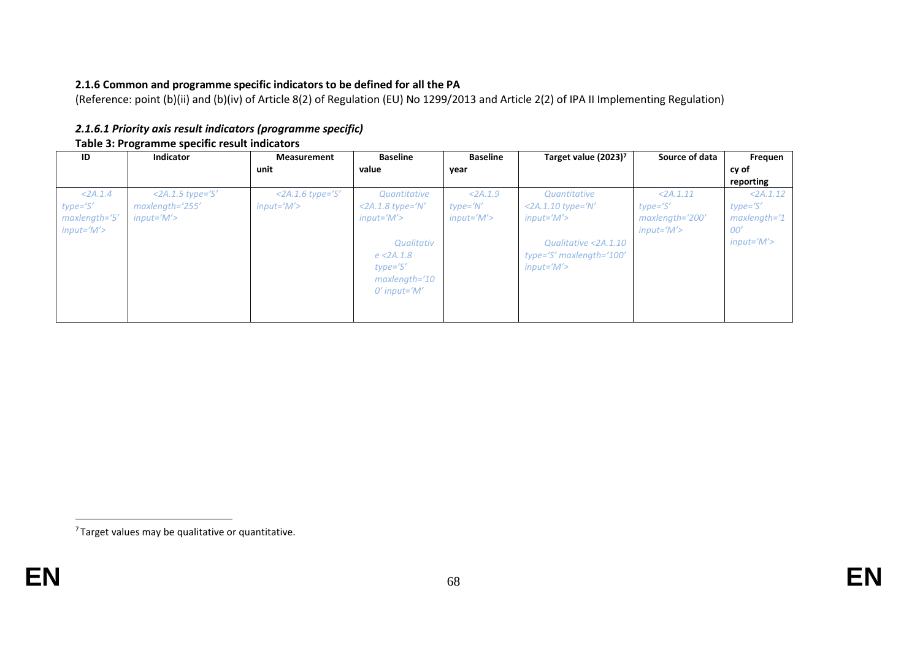### 2.1.6 Common and programme specific indicators to be defined for all the PA

(Reference: point (b)(ii) and (b)(iv) of Article 8(2) of Regulation (EU) No 1299/2013 and Article 2(2) of IPA II Implementing Regulation)

#### *2.1.6.1 Priority axis result indicators (programme specific)*

**Table 3: Programme specific result indicators**

| ID | Indicator | Measurement unit | Baseline value | Baseline year | Target value (2023)[7] | Source of data | Frequency of reporting |
|---|---|---|---|---|---|---|---|
| *<2A.1.4 type='S' maxlength='5' input='M'>* | *<2A.1.5 type='S' maxlength='255' input='M'>* | *<2A.1.6 type='S' input='M'>* | *Quantitative <2A.1.8 type='N' input='M'> Qualitative <2A.1.8 type='S' maxlength='100' input='M'* | *<2A.1.9 type='N' input='M'>* | *Quantitative <2A.1.10 type='N' input='M'> Qualitative <2A.1.10 type='S' maxlength='100' input='M'>* | *<2A.1.11 type='S' maxlength='200' input='M'>* | *<2A.1.12 type='S' maxlength='100' input='M'>* |

[7] Target values may be qualitative or quantitative.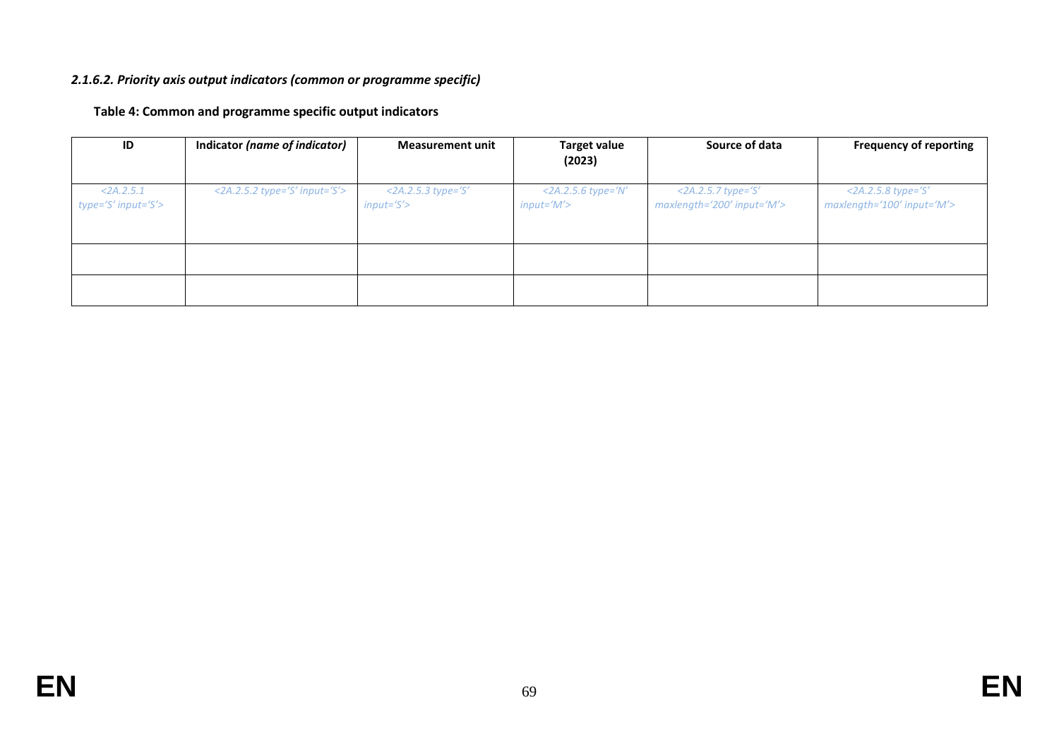*2.1.6.2. Priority axis output indicators (common or programme specific)*

**Table 4: Common and programme specific output indicators**

| ID | Indicator *(name of indicator)* | Measurement unit | Target value (2023) | Source of data | Frequency of reporting |
|---|---|---|---|---|---|
| *<2A.2.5.1 type='S' input='S'>* | *<2A.2.5.2 type='S' input='S'>* | *<2A.2.5.3 type='S' input='S'>* | *<2A.2.5.6 type='N' input='M'>* | *<2A.2.5.7 type='S' maxlength='200' input='M'>* | *<2A.2.5.8 type='S' maxlength='100' input='M'>* |
| | | | | | |
| | | | | | |